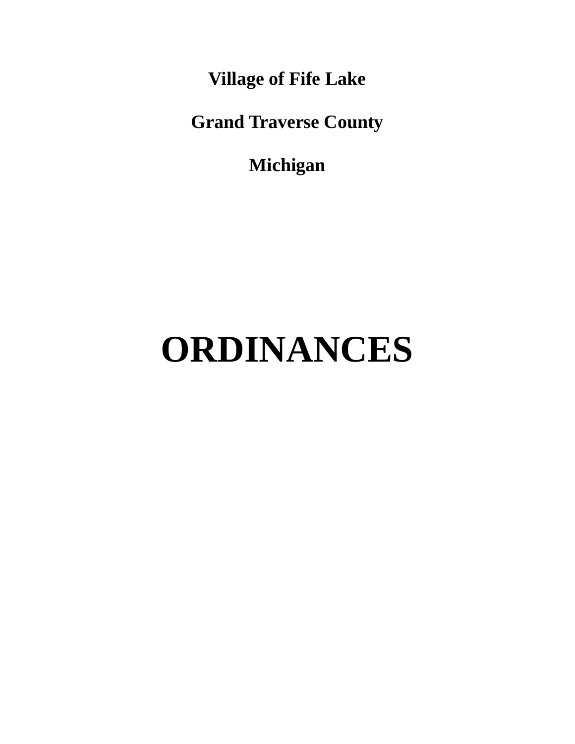**Village of Fife Lake**

**Grand Traverse County**

**Michigan**

# ORDINANCES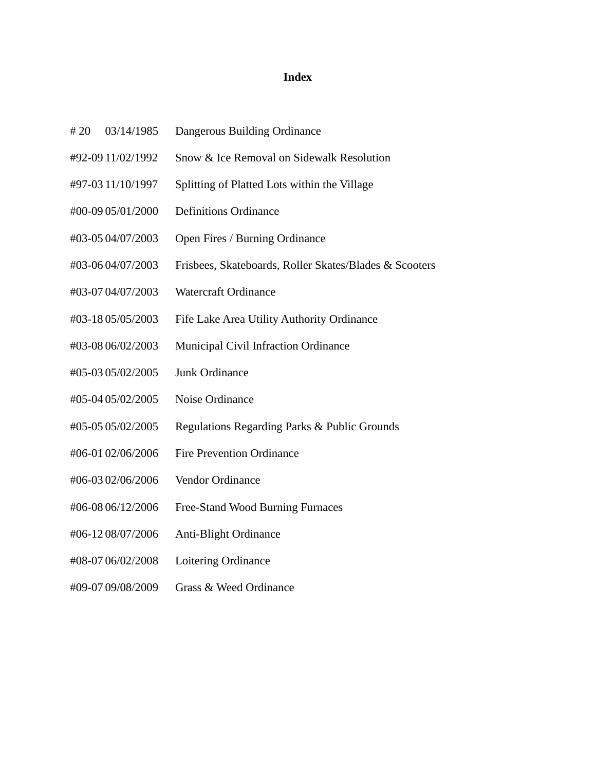# Index

| | | |
|---|---|---|
| # 20 | 03/14/1985 | Dangerous Building Ordinance |
| #92-09 | 11/02/1992 | Snow & Ice Removal on Sidewalk Resolution |
| #97-03 | 11/10/1997 | Splitting of Platted Lots within the Village |
| #00-09 | 05/01/2000 | Definitions Ordinance |
| #03-05 | 04/07/2003 | Open Fires / Burning Ordinance |
| #03-06 | 04/07/2003 | Frisbees, Skateboards, Roller Skates/Blades & Scooters |
| #03-07 | 04/07/2003 | Watercraft Ordinance |
| #03-18 | 05/05/2003 | Fife Lake Area Utility Authority Ordinance |
| #03-08 | 06/02/2003 | Municipal Civil Infraction Ordinance |
| #05-03 | 05/02/2005 | Junk Ordinance |
| #05-04 | 05/02/2005 | Noise Ordinance |
| #05-05 | 05/02/2005 | Regulations Regarding Parks & Public Grounds |
| #06-01 | 02/06/2006 | Fire Prevention Ordinance |
| #06-03 | 02/06/2006 | Vendor Ordinance |
| #06-08 | 06/12/2006 | Free-Stand Wood Burning Furnaces |
| #06-12 | 08/07/2006 | Anti-Blight Ordinance |
| #08-07 | 06/02/2008 | Loitering Ordinance |
| #09-07 | 09/08/2009 | Grass & Weed Ordinance |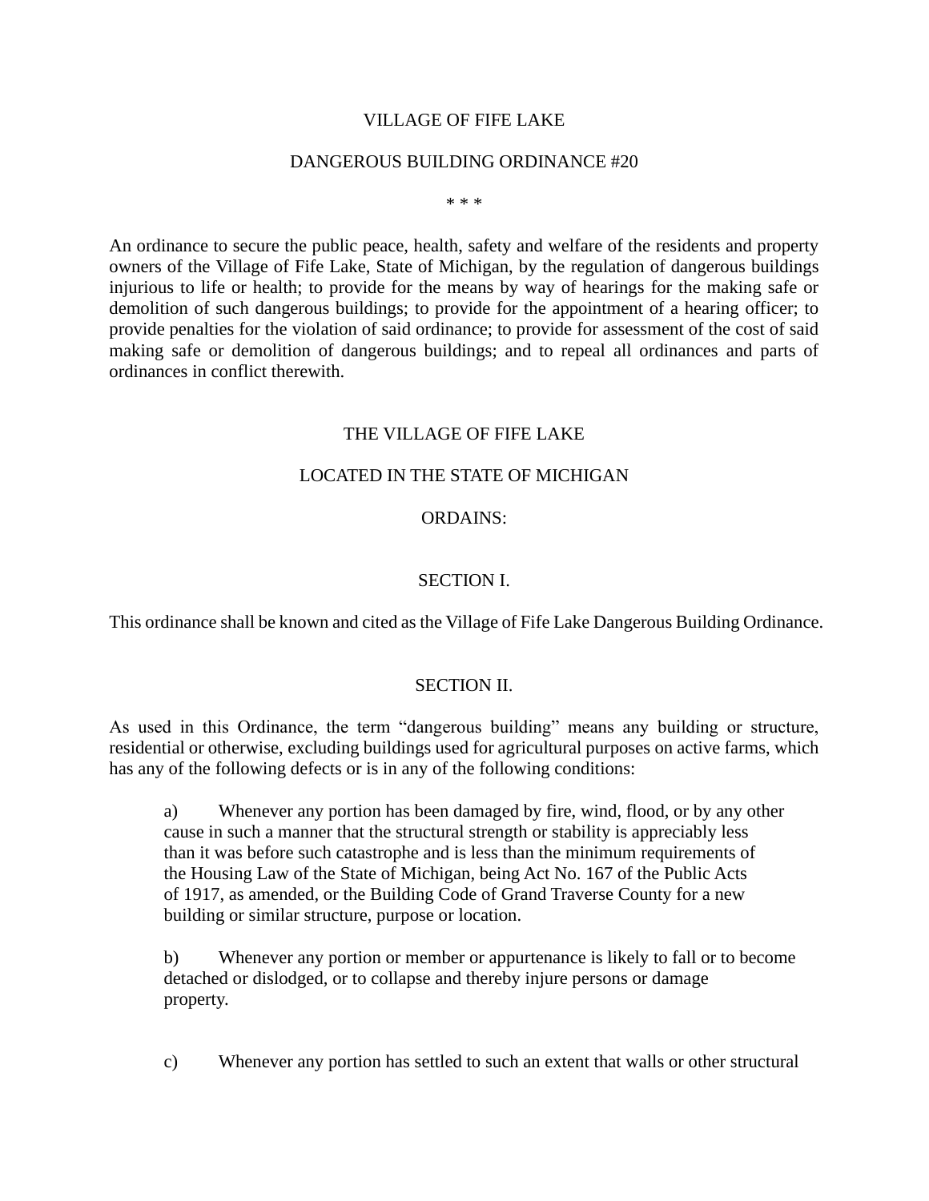# VILLAGE OF FIFE LAKE

## DANGEROUS BUILDING ORDINANCE #20

* * *

An ordinance to secure the public peace, health, safety and welfare of the residents and property owners of the Village of Fife Lake, State of Michigan, by the regulation of dangerous buildings injurious to life or health; to provide for the means by way of hearings for the making safe or demolition of such dangerous buildings; to provide for the appointment of a hearing officer; to provide penalties for the violation of said ordinance; to provide for assessment of the cost of said making safe or demolition of dangerous buildings; and to repeal all ordinances and parts of ordinances in conflict therewith.

THE VILLAGE OF FIFE LAKE

LOCATED IN THE STATE OF MICHIGAN

ORDAINS:

## SECTION I.

This ordinance shall be known and cited as the Village of Fife Lake Dangerous Building Ordinance.

## SECTION II.

As used in this Ordinance, the term "dangerous building" means any building or structure, residential or otherwise, excluding buildings used for agricultural purposes on active farms, which has any of the following defects or is in any of the following conditions:

a) Whenever any portion has been damaged by fire, wind, flood, or by any other cause in such a manner that the structural strength or stability is appreciably less than it was before such catastrophe and is less than the minimum requirements of the Housing Law of the State of Michigan, being Act No. 167 of the Public Acts of 1917, as amended, or the Building Code of Grand Traverse County for a new building or similar structure, purpose or location.

b) Whenever any portion or member or appurtenance is likely to fall or to become detached or dislodged, or to collapse and thereby injure persons or damage property.

c) Whenever any portion has settled to such an extent that walls or other structural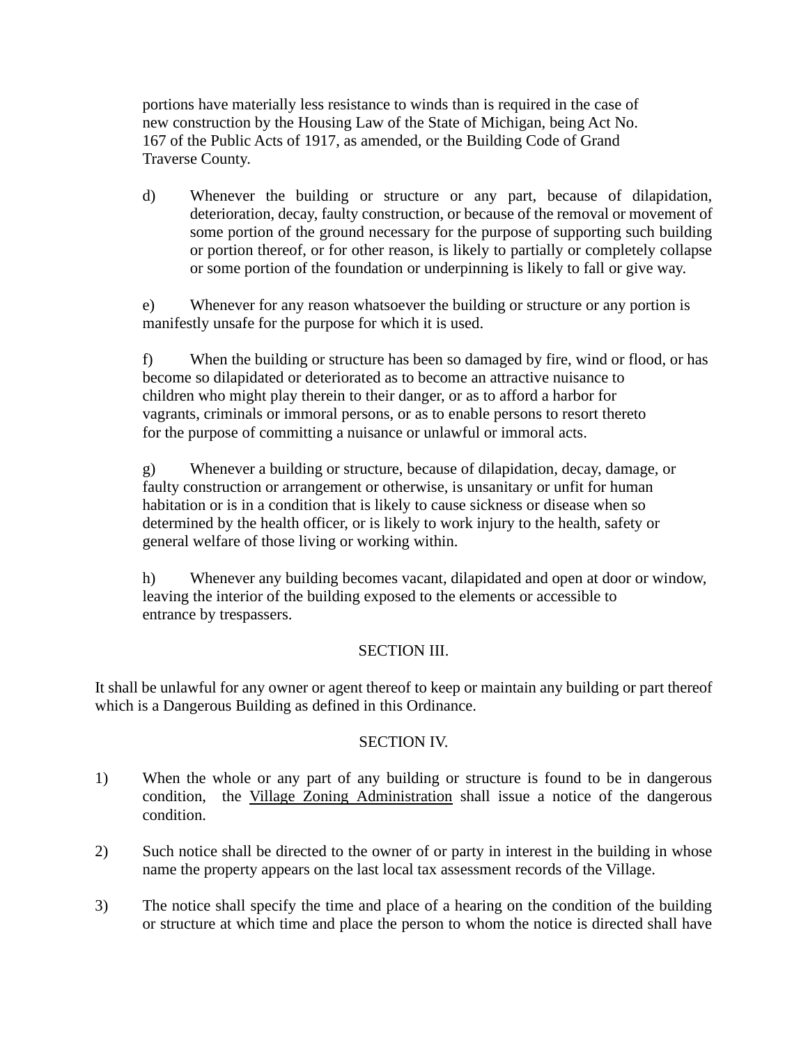portions have materially less resistance to winds than is required in the case of new construction by the Housing Law of the State of Michigan, being Act No. 167 of the Public Acts of 1917, as amended, or the Building Code of Grand Traverse County.

d) Whenever the building or structure or any part, because of dilapidation, deterioration, decay, faulty construction, or because of the removal or movement of some portion of the ground necessary for the purpose of supporting such building or portion thereof, or for other reason, is likely to partially or completely collapse or some portion of the foundation or underpinning is likely to fall or give way.

e) Whenever for any reason whatsoever the building or structure or any portion is manifestly unsafe for the purpose for which it is used.

f) When the building or structure has been so damaged by fire, wind or flood, or has become so dilapidated or deteriorated as to become an attractive nuisance to children who might play therein to their danger, or as to afford a harbor for vagrants, criminals or immoral persons, or as to enable persons to resort thereto for the purpose of committing a nuisance or unlawful or immoral acts.

g) Whenever a building or structure, because of dilapidation, decay, damage, or faulty construction or arrangement or otherwise, is unsanitary or unfit for human habitation or is in a condition that is likely to cause sickness or disease when so determined by the health officer, or is likely to work injury to the health, safety or general welfare of those living or working within.

h) Whenever any building becomes vacant, dilapidated and open at door or window, leaving the interior of the building exposed to the elements or accessible to entrance by trespassers.

## SECTION III.

It shall be unlawful for any owner or agent thereof to keep or maintain any building or part thereof which is a Dangerous Building as defined in this Ordinance.

## SECTION IV.

1) When the whole or any part of any building or structure is found to be in dangerous condition, the <u>Village Zoning Administration</u> shall issue a notice of the dangerous condition.

2) Such notice shall be directed to the owner of or party in interest in the building in whose name the property appears on the last local tax assessment records of the Village.

3) The notice shall specify the time and place of a hearing on the condition of the building or structure at which time and place the person to whom the notice is directed shall have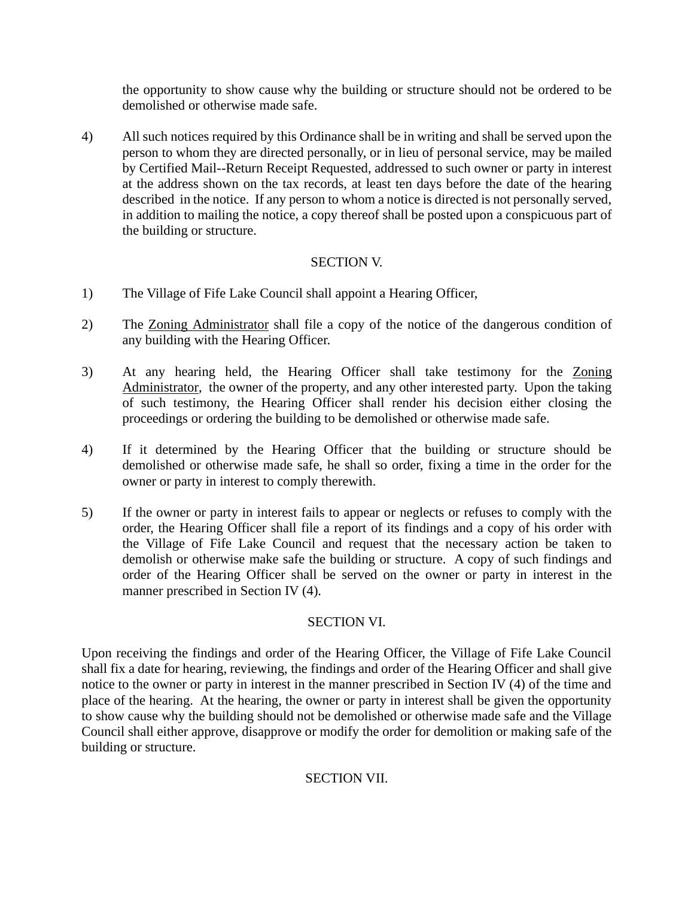the opportunity to show cause why the building or structure should not be ordered to be demolished or otherwise made safe.

4) All such notices required by this Ordinance shall be in writing and shall be served upon the person to whom they are directed personally, or in lieu of personal service, may be mailed by Certified Mail--Return Receipt Requested, addressed to such owner or party in interest at the address shown on the tax records, at least ten days before the date of the hearing described in the notice. If any person to whom a notice is directed is not personally served, in addition to mailing the notice, a copy thereof shall be posted upon a conspicuous part of the building or structure.

SECTION V.

1) The Village of Fife Lake Council shall appoint a Hearing Officer,

2) The <u>Zoning Administrator</u> shall file a copy of the notice of the dangerous condition of any building with the Hearing Officer.

3) At any hearing held, the Hearing Officer shall take testimony for the <u>Zoning Administrator</u>, the owner of the property, and any other interested party. Upon the taking of such testimony, the Hearing Officer shall render his decision either closing the proceedings or ordering the building to be demolished or otherwise made safe.

4) If it determined by the Hearing Officer that the building or structure should be demolished or otherwise made safe, he shall so order, fixing a time in the order for the owner or party in interest to comply therewith.

5) If the owner or party in interest fails to appear or neglects or refuses to comply with the order, the Hearing Officer shall file a report of its findings and a copy of his order with the Village of Fife Lake Council and request that the necessary action be taken to demolish or otherwise make safe the building or structure. A copy of such findings and order of the Hearing Officer shall be served on the owner or party in interest in the manner prescribed in Section IV (4).

SECTION VI.

Upon receiving the findings and order of the Hearing Officer, the Village of Fife Lake Council shall fix a date for hearing, reviewing, the findings and order of the Hearing Officer and shall give notice to the owner or party in interest in the manner prescribed in Section IV (4) of the time and place of the hearing. At the hearing, the owner or party in interest shall be given the opportunity to show cause why the building should not be demolished or otherwise made safe and the Village Council shall either approve, disapprove or modify the order for demolition or making safe of the building or structure.

SECTION VII.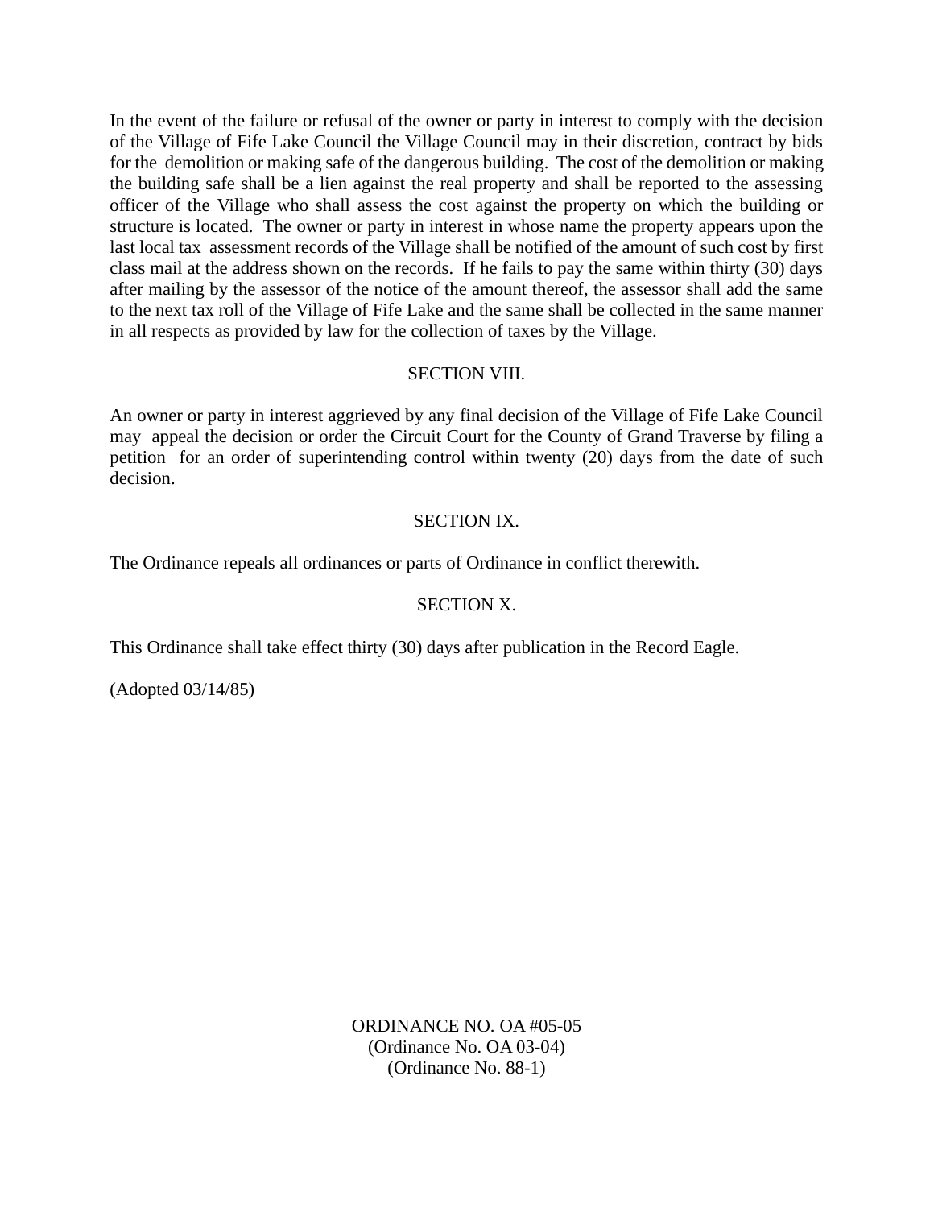In the event of the failure or refusal of the owner or party in interest to comply with the decision of the Village of Fife Lake Council the Village Council may in their discretion, contract by bids for the demolition or making safe of the dangerous building. The cost of the demolition or making the building safe shall be a lien against the real property and shall be reported to the assessing officer of the Village who shall assess the cost against the property on which the building or structure is located. The owner or party in interest in whose name the property appears upon the last local tax assessment records of the Village shall be notified of the amount of such cost by first class mail at the address shown on the records. If he fails to pay the same within thirty (30) days after mailing by the assessor of the notice of the amount thereof, the assessor shall add the same to the next tax roll of the Village of Fife Lake and the same shall be collected in the same manner in all respects as provided by law for the collection of taxes by the Village.

SECTION VIII.

An owner or party in interest aggrieved by any final decision of the Village of Fife Lake Council may appeal the decision or order the Circuit Court for the County of Grand Traverse by filing a petition for an order of superintending control within twenty (20) days from the date of such decision.

SECTION IX.

The Ordinance repeals all ordinances or parts of Ordinance in conflict therewith.

SECTION X.

This Ordinance shall take effect thirty (30) days after publication in the Record Eagle.

(Adopted 03/14/85)

ORDINANCE NO. OA #05-05
(Ordinance No. OA 03-04)
(Ordinance No. 88-1)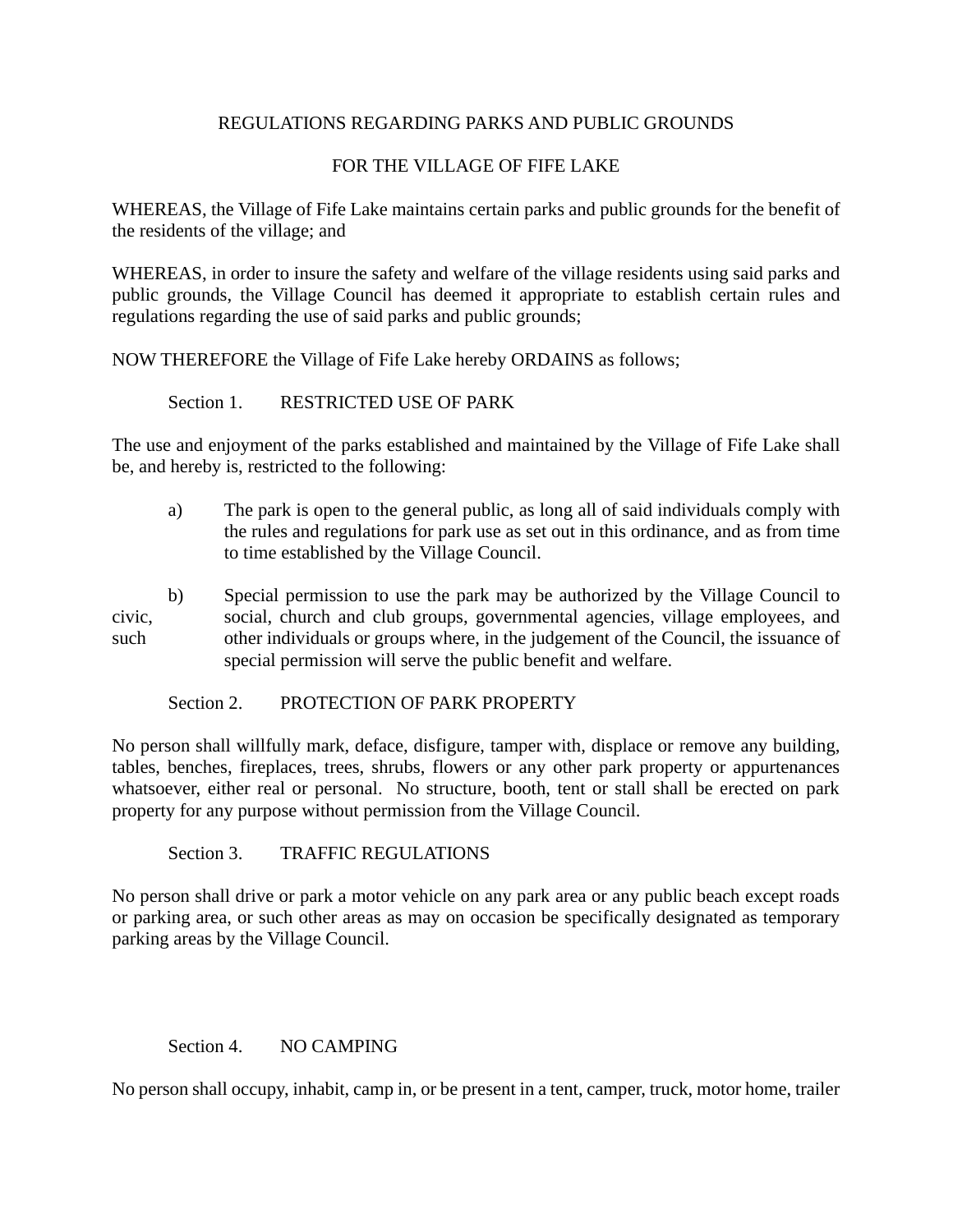REGULATIONS REGARDING PARKS AND PUBLIC GROUNDS

FOR THE VILLAGE OF FIFE LAKE

WHEREAS, the Village of Fife Lake maintains certain parks and public grounds for the benefit of the residents of the village; and

WHEREAS, in order to insure the safety and welfare of the village residents using said parks and public grounds, the Village Council has deemed it appropriate to establish certain rules and regulations regarding the use of said parks and public grounds;

NOW THEREFORE the Village of Fife Lake hereby ORDAINS as follows;

Section 1. RESTRICTED USE OF PARK

The use and enjoyment of the parks established and maintained by the Village of Fife Lake shall be, and hereby is, restricted to the following:

a) The park is open to the general public, as long all of said individuals comply with the rules and regulations for park use as set out in this ordinance, and as from time to time established by the Village Council.

b) Special permission to use the park may be authorized by the Village Council to civic, social, church and club groups, governmental agencies, village employees, and such other individuals or groups where, in the judgement of the Council, the issuance of special permission will serve the public benefit and welfare.

Section 2. PROTECTION OF PARK PROPERTY

No person shall willfully mark, deface, disfigure, tamper with, displace or remove any building, tables, benches, fireplaces, trees, shrubs, flowers or any other park property or appurtenances whatsoever, either real or personal. No structure, booth, tent or stall shall be erected on park property for any purpose without permission from the Village Council.

Section 3. TRAFFIC REGULATIONS

No person shall drive or park a motor vehicle on any park area or any public beach except roads or parking area, or such other areas as may on occasion be specifically designated as temporary parking areas by the Village Council.

Section 4. NO CAMPING

No person shall occupy, inhabit, camp in, or be present in a tent, camper, truck, motor home, trailer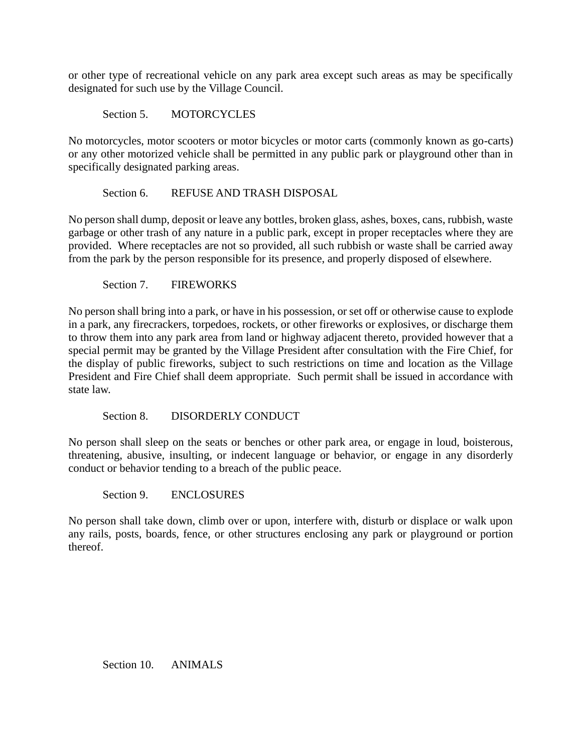or other type of recreational vehicle on any park area except such areas as may be specifically designated for such use by the Village Council.

Section 5. MOTORCYCLES

No motorcycles, motor scooters or motor bicycles or motor carts (commonly known as go-carts) or any other motorized vehicle shall be permitted in any public park or playground other than in specifically designated parking areas.

Section 6. REFUSE AND TRASH DISPOSAL

No person shall dump, deposit or leave any bottles, broken glass, ashes, boxes, cans, rubbish, waste garbage or other trash of any nature in a public park, except in proper receptacles where they are provided. Where receptacles are not so provided, all such rubbish or waste shall be carried away from the park by the person responsible for its presence, and properly disposed of elsewhere.

Section 7. FIREWORKS

No person shall bring into a park, or have in his possession, or set off or otherwise cause to explode in a park, any firecrackers, torpedoes, rockets, or other fireworks or explosives, or discharge them to throw them into any park area from land or highway adjacent thereto, provided however that a special permit may be granted by the Village President after consultation with the Fire Chief, for the display of public fireworks, subject to such restrictions on time and location as the Village President and Fire Chief shall deem appropriate. Such permit shall be issued in accordance with state law.

Section 8. DISORDERLY CONDUCT

No person shall sleep on the seats or benches or other park area, or engage in loud, boisterous, threatening, abusive, insulting, or indecent language or behavior, or engage in any disorderly conduct or behavior tending to a breach of the public peace.

Section 9. ENCLOSURES

No person shall take down, climb over or upon, interfere with, disturb or displace or walk upon any rails, posts, boards, fence, or other structures enclosing any park or playground or portion thereof.

Section 10. ANIMALS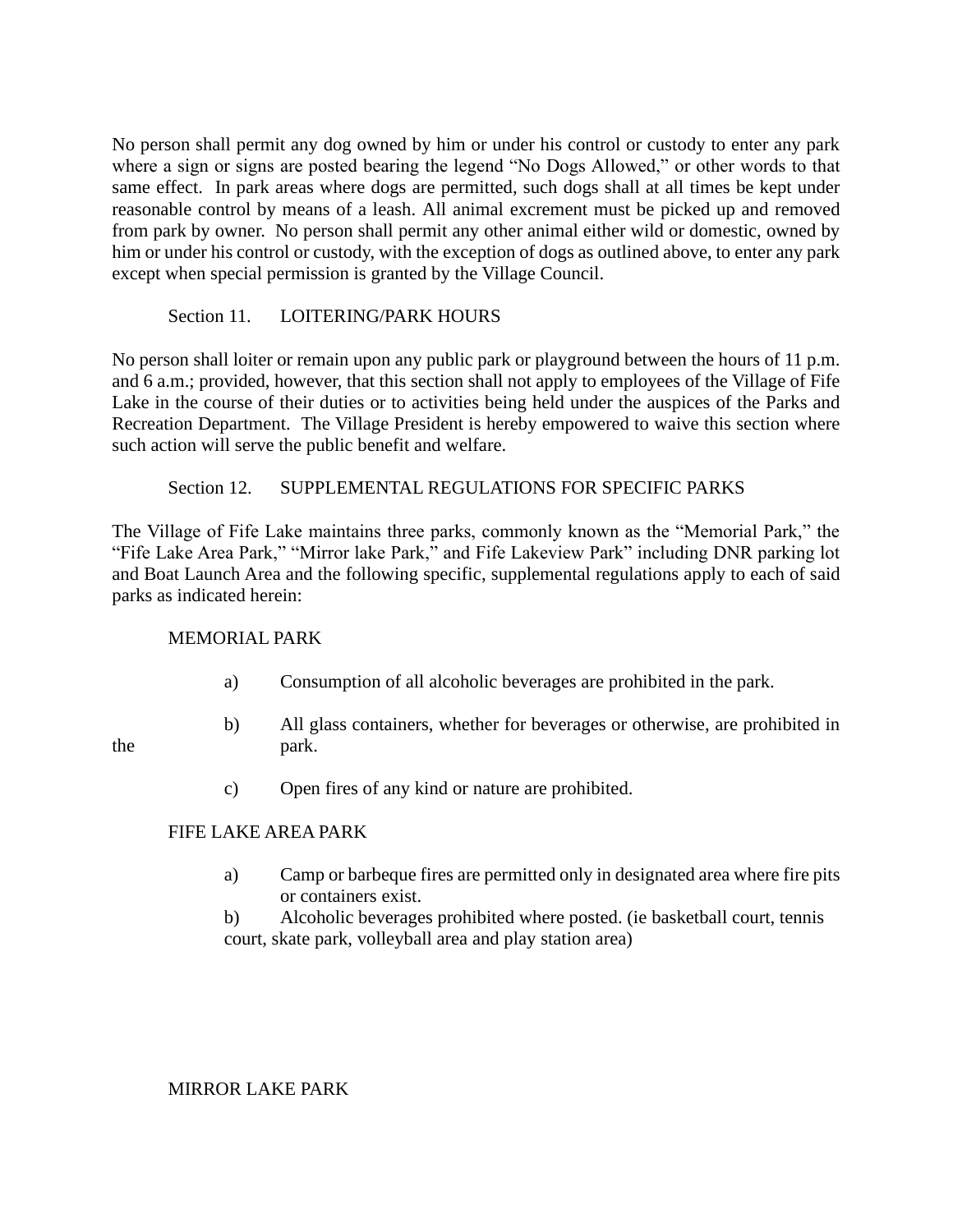No person shall permit any dog owned by him or under his control or custody to enter any park where a sign or signs are posted bearing the legend "No Dogs Allowed," or other words to that same effect. In park areas where dogs are permitted, such dogs shall at all times be kept under reasonable control by means of a leash. All animal excrement must be picked up and removed from park by owner. No person shall permit any other animal either wild or domestic, owned by him or under his control or custody, with the exception of dogs as outlined above, to enter any park except when special permission is granted by the Village Council.

Section 11. LOITERING/PARK HOURS

No person shall loiter or remain upon any public park or playground between the hours of 11 p.m. and 6 a.m.; provided, however, that this section shall not apply to employees of the Village of Fife Lake in the course of their duties or to activities being held under the auspices of the Parks and Recreation Department. The Village President is hereby empowered to waive this section where such action will serve the public benefit and welfare.

Section 12. SUPPLEMENTAL REGULATIONS FOR SPECIFIC PARKS

The Village of Fife Lake maintains three parks, commonly known as the "Memorial Park," the "Fife Lake Area Park," "Mirror lake Park," and Fife Lakeview Park" including DNR parking lot and Boat Launch Area and the following specific, supplemental regulations apply to each of said parks as indicated herein:

MEMORIAL PARK

a) Consumption of all alcoholic beverages are prohibited in the park.

b) All glass containers, whether for beverages or otherwise, are prohibited in the park.

c) Open fires of any kind or nature are prohibited.

FIFE LAKE AREA PARK

a) Camp or barbeque fires are permitted only in designated area where fire pits or containers exist.

b) Alcoholic beverages prohibited where posted. (ie basketball court, tennis court, skate park, volleyball area and play station area)

MIRROR LAKE PARK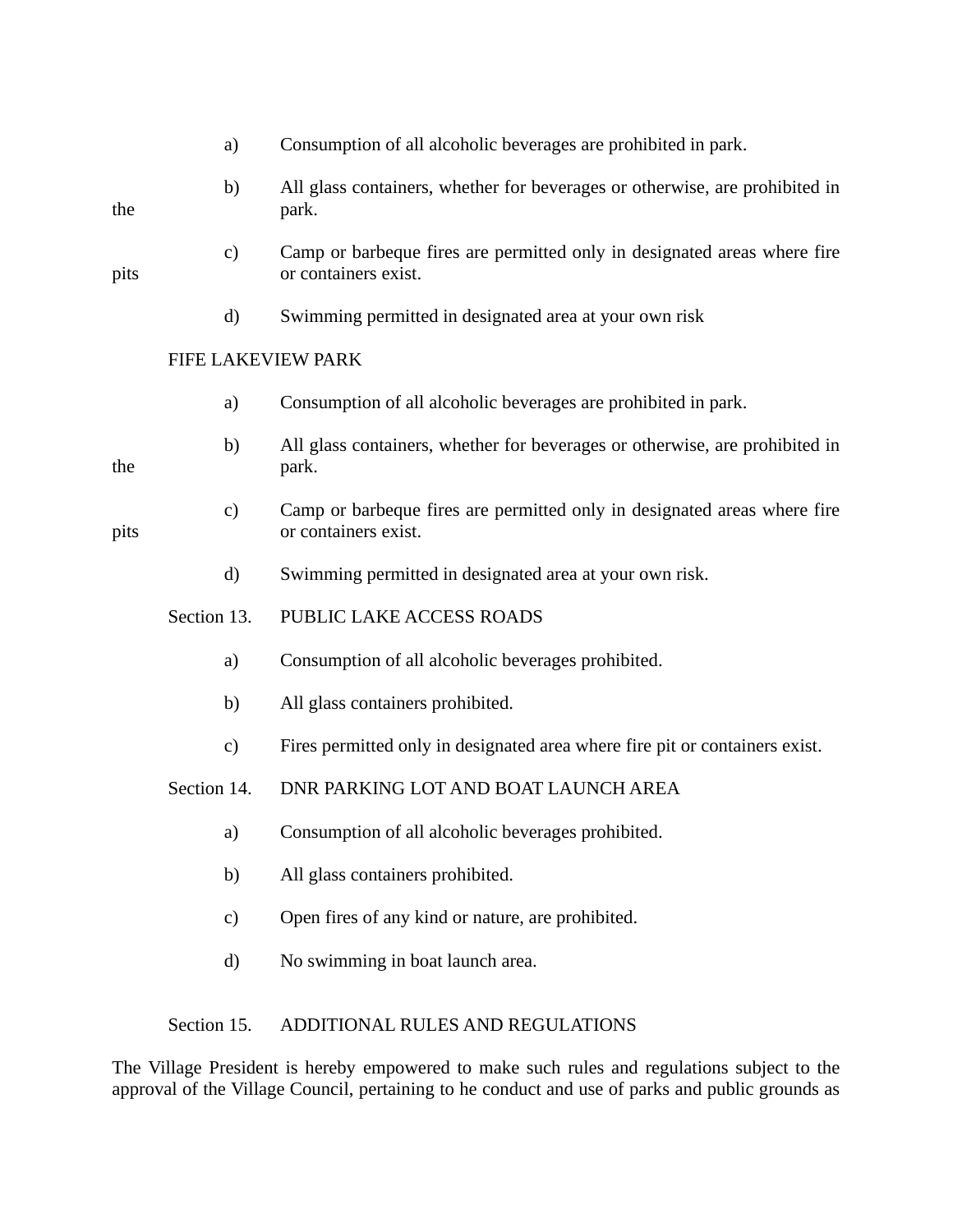a) Consumption of all alcoholic beverages are prohibited in park.

b) All glass containers, whether for beverages or otherwise, are prohibited in the park.

c) Camp or barbeque fires are permitted only in designated areas where fire pits or containers exist.

d) Swimming permitted in designated area at your own risk

FIFE LAKEVIEW PARK

a) Consumption of all alcoholic beverages are prohibited in park.

b) All glass containers, whether for beverages or otherwise, are prohibited in the park.

c) Camp or barbeque fires are permitted only in designated areas where fire pits or containers exist.

d) Swimming permitted in designated area at your own risk.

Section 13. PUBLIC LAKE ACCESS ROADS

a) Consumption of all alcoholic beverages prohibited.

b) All glass containers prohibited.

c) Fires permitted only in designated area where fire pit or containers exist.

Section 14. DNR PARKING LOT AND BOAT LAUNCH AREA

a) Consumption of all alcoholic beverages prohibited.

b) All glass containers prohibited.

c) Open fires of any kind or nature, are prohibited.

d) No swimming in boat launch area.

Section 15. ADDITIONAL RULES AND REGULATIONS

The Village President is hereby empowered to make such rules and regulations subject to the approval of the Village Council, pertaining to he conduct and use of parks and public grounds as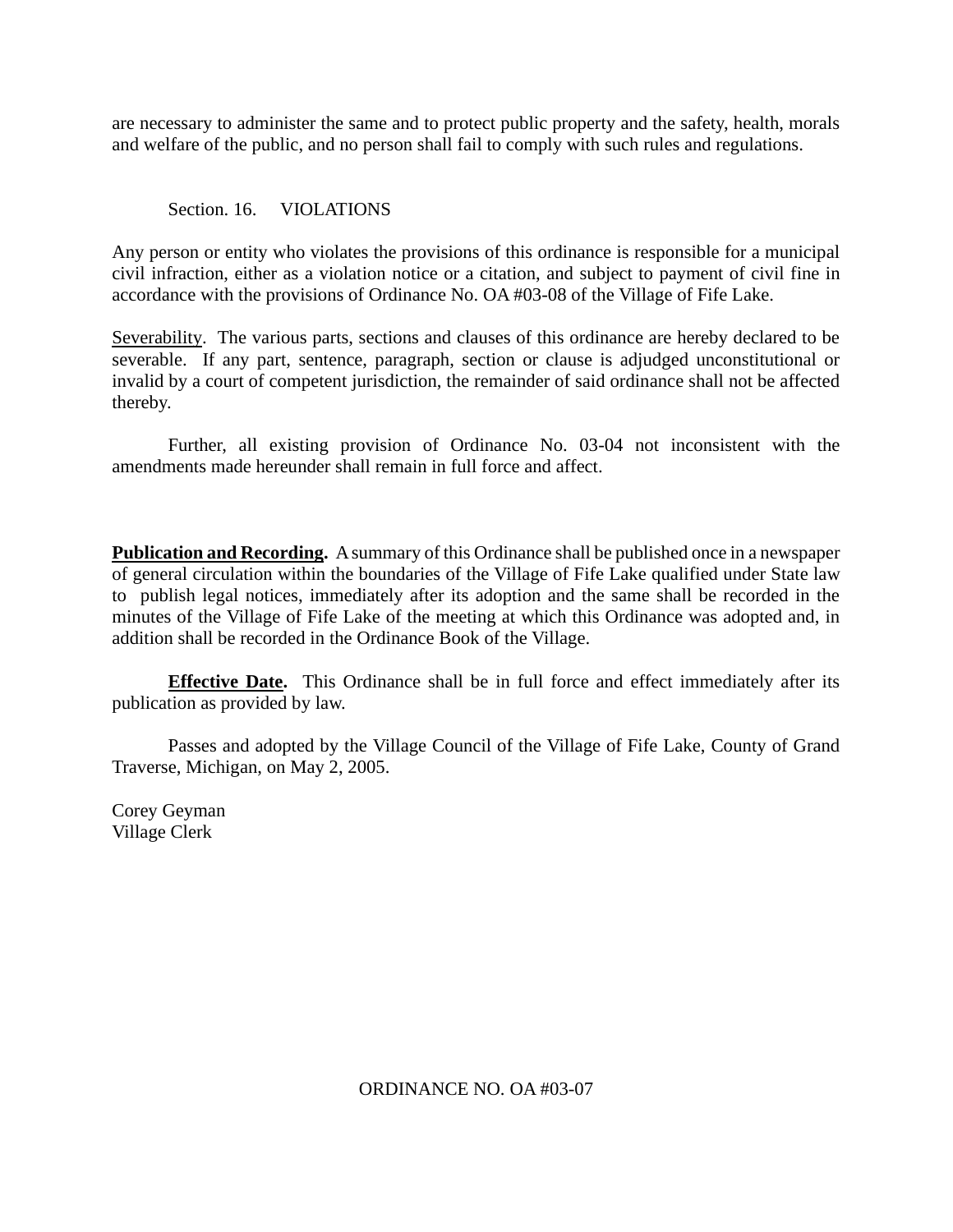are necessary to administer the same and to protect public property and the safety, health, morals and welfare of the public, and no person shall fail to comply with such rules and regulations.

Section. 16. VIOLATIONS

Any person or entity who violates the provisions of this ordinance is responsible for a municipal civil infraction, either as a violation notice or a citation, and subject to payment of civil fine in accordance with the provisions of Ordinance No. OA #03-08 of the Village of Fife Lake.

<u>Severability</u>. The various parts, sections and clauses of this ordinance are hereby declared to be severable. If any part, sentence, paragraph, section or clause is adjudged unconstitutional or invalid by a court of competent jurisdiction, the remainder of said ordinance shall not be affected thereby.

Further, all existing provision of Ordinance No. 03-04 not inconsistent with the amendments made hereunder shall remain in full force and affect.

**<u>Publication and Recording</u>.** A summary of this Ordinance shall be published once in a newspaper of general circulation within the boundaries of the Village of Fife Lake qualified under State law to publish legal notices, immediately after its adoption and the same shall be recorded in the minutes of the Village of Fife Lake of the meeting at which this Ordinance was adopted and, in addition shall be recorded in the Ordinance Book of the Village.

**<u>Effective Date</u>.** This Ordinance shall be in full force and effect immediately after its publication as provided by law.

Passes and adopted by the Village Council of the Village of Fife Lake, County of Grand Traverse, Michigan, on May 2, 2005.

Corey Geyman
Village Clerk

ORDINANCE NO. OA #03-07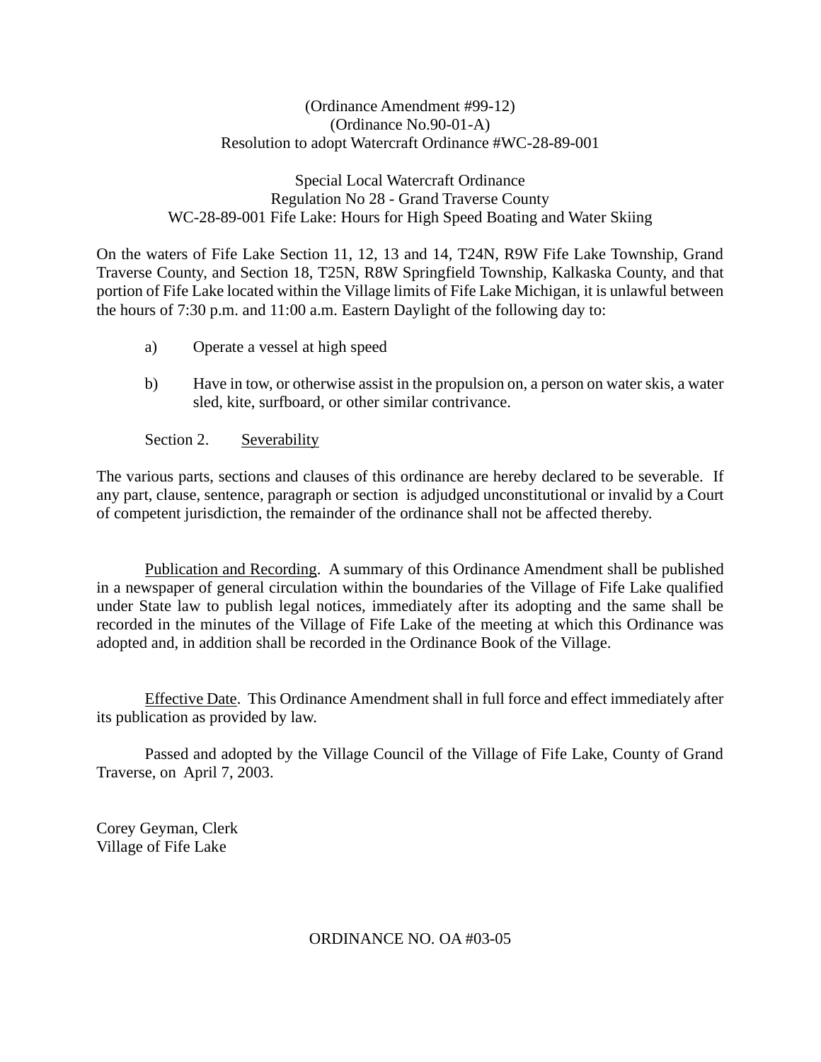(Ordinance Amendment #99-12)
(Ordinance No.90-01-A)
Resolution to adopt Watercraft Ordinance #WC-28-89-001

Special Local Watercraft Ordinance
Regulation No 28 - Grand Traverse County
WC-28-89-001 Fife Lake: Hours for High Speed Boating and Water Skiing

On the waters of Fife Lake Section 11, 12, 13 and 14, T24N, R9W Fife Lake Township, Grand Traverse County, and Section 18, T25N, R8W Springfield Township, Kalkaska County, and that portion of Fife Lake located within the Village limits of Fife Lake Michigan, it is unlawful between the hours of 7:30 p.m. and 11:00 a.m. Eastern Daylight of the following day to:

a) Operate a vessel at high speed

b) Have in tow, or otherwise assist in the propulsion on, a person on water skis, a water sled, kite, surfboard, or other similar contrivance.

Section 2. Severability

The various parts, sections and clauses of this ordinance are hereby declared to be severable. If any part, clause, sentence, paragraph or section is adjudged unconstitutional or invalid by a Court of competent jurisdiction, the remainder of the ordinance shall not be affected thereby.

Publication and Recording. A summary of this Ordinance Amendment shall be published in a newspaper of general circulation within the boundaries of the Village of Fife Lake qualified under State law to publish legal notices, immediately after its adopting and the same shall be recorded in the minutes of the Village of Fife Lake of the meeting at which this Ordinance was adopted and, in addition shall be recorded in the Ordinance Book of the Village.

Effective Date. This Ordinance Amendment shall in full force and effect immediately after its publication as provided by law.

Passed and adopted by the Village Council of the Village of Fife Lake, County of Grand Traverse, on April 7, 2003.

Corey Geyman, Clerk
Village of Fife Lake

ORDINANCE NO. OA #03-05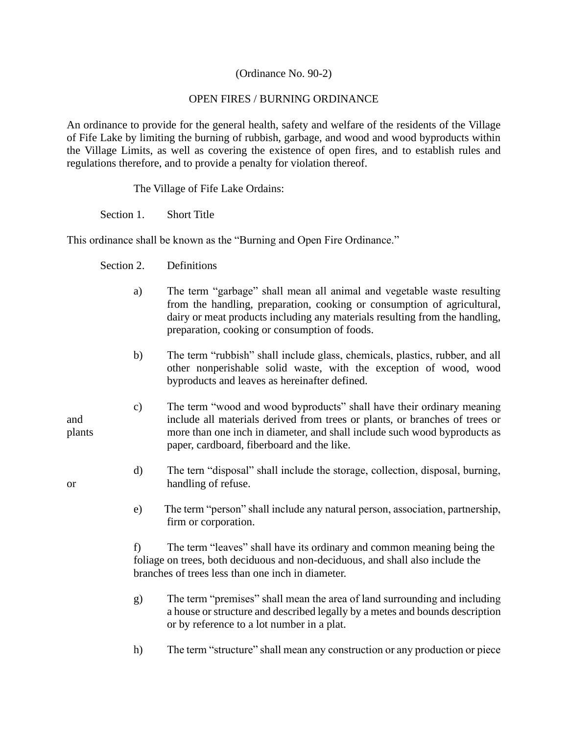(Ordinance No. 90-2)

OPEN FIRES / BURNING ORDINANCE

An ordinance to provide for the general health, safety and welfare of the residents of the Village of Fife Lake by limiting the burning of rubbish, garbage, and wood and wood byproducts within the Village Limits, as well as covering the existence of open fires, and to establish rules and regulations therefore, and to provide a penalty for violation thereof.

The Village of Fife Lake Ordains:

Section 1. Short Title

This ordinance shall be known as the "Burning and Open Fire Ordinance."

Section 2. Definitions

a) The term "garbage" shall mean all animal and vegetable waste resulting from the handling, preparation, cooking or consumption of agricultural, dairy or meat products including any materials resulting from the handling, preparation, cooking or consumption of foods.

b) The term "rubbish" shall include glass, chemicals, plastics, rubber, and all other nonperishable solid waste, with the exception of wood, wood byproducts and leaves as hereinafter defined.

c) The term "wood and wood byproducts" shall have their ordinary meaning and include all materials derived from trees or plants, or branches of trees or plants more than one inch in diameter, and shall include such wood byproducts as paper, cardboard, fiberboard and the like.

d) The term "disposal" shall include the storage, collection, disposal, burning, or handling of refuse.

e) The term "person" shall include any natural person, association, partnership, firm or corporation.

f) The term "leaves" shall have its ordinary and common meaning being the foliage on trees, both deciduous and non-deciduous, and shall also include the branches of trees less than one inch in diameter.

g) The term "premises" shall mean the area of land surrounding and including a house or structure and described legally by a metes and bounds description or by reference to a lot number in a plat.

h) The term "structure" shall mean any construction or any production or piece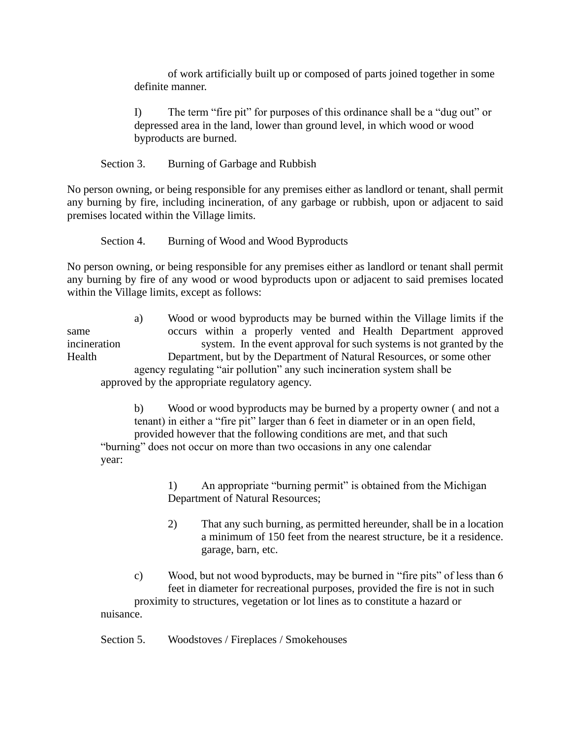of work artificially built up or composed of parts joined together in some definite manner.

I) The term "fire pit" for purposes of this ordinance shall be a "dug out" or depressed area in the land, lower than ground level, in which wood or wood byproducts are burned.

Section 3. Burning of Garbage and Rubbish

No person owning, or being responsible for any premises either as landlord or tenant, shall permit any burning by fire, including incineration, of any garbage or rubbish, upon or adjacent to said premises located within the Village limits.

Section 4. Burning of Wood and Wood Byproducts

No person owning, or being responsible for any premises either as landlord or tenant shall permit any burning by fire of any wood or wood byproducts upon or adjacent to said premises located within the Village limits, except as follows:

a) Wood or wood byproducts may be burned within the Village limits if the same occurs within a properly vented and Health Department approved incineration system. In the event approval for such systems is not granted by the Health Department, but by the Department of Natural Resources, or some other agency regulating "air pollution" any such incineration system shall be approved by the appropriate regulatory agency.

b) Wood or wood byproducts may be burned by a property owner ( and not a tenant) in either a "fire pit" larger than 6 feet in diameter or in an open field, provided however that the following conditions are met, and that such "burning" does not occur on more than two occasions in any one calendar year:

1) An appropriate "burning permit" is obtained from the Michigan Department of Natural Resources;

2) That any such burning, as permitted hereunder, shall be in a location a minimum of 150 feet from the nearest structure, be it a residence. garage, barn, etc.

c) Wood, but not wood byproducts, may be burned in "fire pits" of less than 6 feet in diameter for recreational purposes, provided the fire is not in such proximity to structures, vegetation or lot lines as to constitute a hazard or nuisance.

Section 5. Woodstoves / Fireplaces / Smokehouses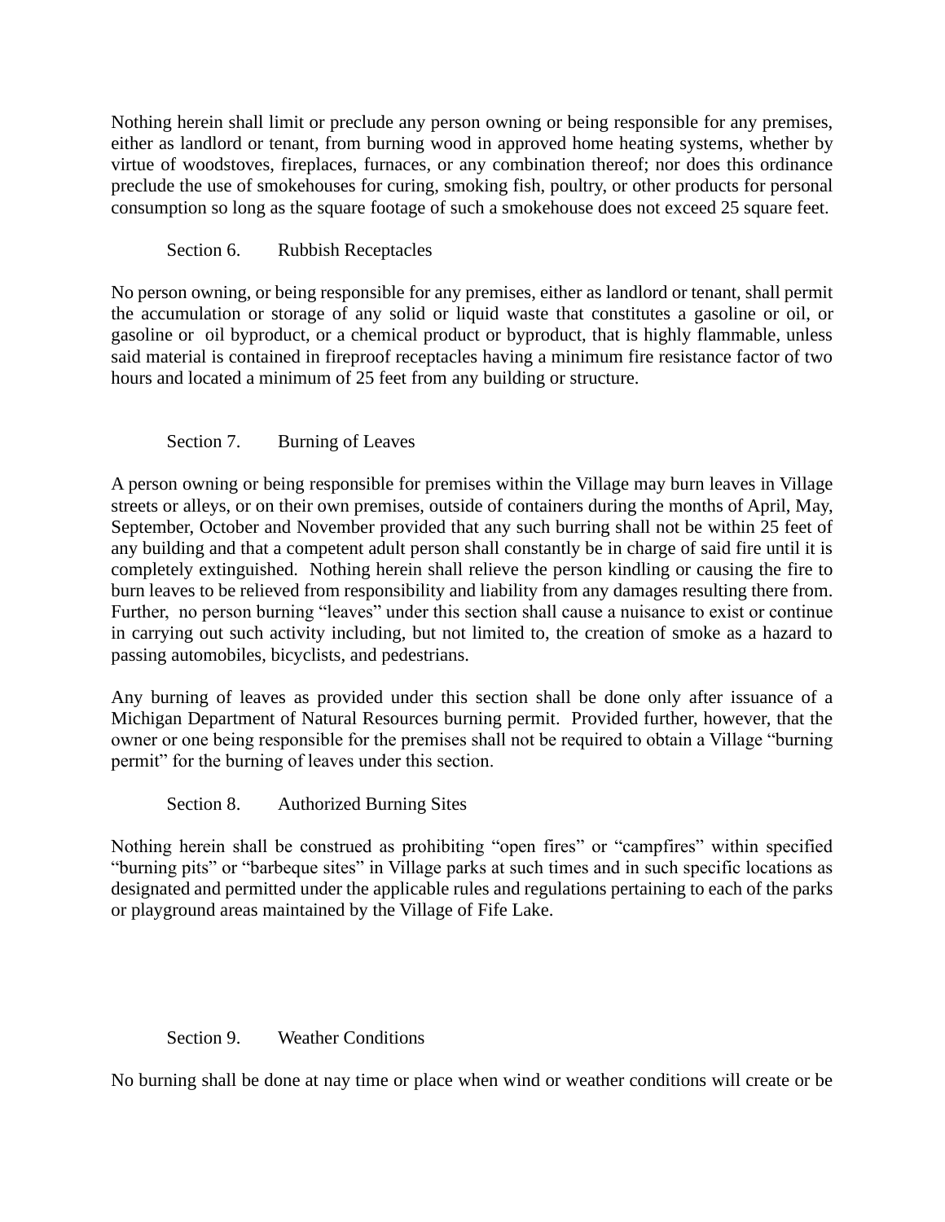Nothing herein shall limit or preclude any person owning or being responsible for any premises, either as landlord or tenant, from burning wood in approved home heating systems, whether by virtue of woodstoves, fireplaces, furnaces, or any combination thereof; nor does this ordinance preclude the use of smokehouses for curing, smoking fish, poultry, or other products for personal consumption so long as the square footage of such a smokehouse does not exceed 25 square feet.

### Section 6. Rubbish Receptacles

No person owning, or being responsible for any premises, either as landlord or tenant, shall permit the accumulation or storage of any solid or liquid waste that constitutes a gasoline or oil, or gasoline or oil byproduct, or a chemical product or byproduct, that is highly flammable, unless said material is contained in fireproof receptacles having a minimum fire resistance factor of two hours and located a minimum of 25 feet from any building or structure.

### Section 7. Burning of Leaves

A person owning or being responsible for premises within the Village may burn leaves in Village streets or alleys, or on their own premises, outside of containers during the months of April, May, September, October and November provided that any such burring shall not be within 25 feet of any building and that a competent adult person shall constantly be in charge of said fire until it is completely extinguished. Nothing herein shall relieve the person kindling or causing the fire to burn leaves to be relieved from responsibility and liability from any damages resulting there from. Further, no person burning "leaves" under this section shall cause a nuisance to exist or continue in carrying out such activity including, but not limited to, the creation of smoke as a hazard to passing automobiles, bicyclists, and pedestrians.

Any burning of leaves as provided under this section shall be done only after issuance of a Michigan Department of Natural Resources burning permit. Provided further, however, that the owner or one being responsible for the premises shall not be required to obtain a Village "burning permit" for the burning of leaves under this section.

### Section 8. Authorized Burning Sites

Nothing herein shall be construed as prohibiting "open fires" or "campfires" within specified "burning pits" or "barbeque sites" in Village parks at such times and in such specific locations as designated and permitted under the applicable rules and regulations pertaining to each of the parks or playground areas maintained by the Village of Fife Lake.

### Section 9. Weather Conditions

No burning shall be done at nay time or place when wind or weather conditions will create or be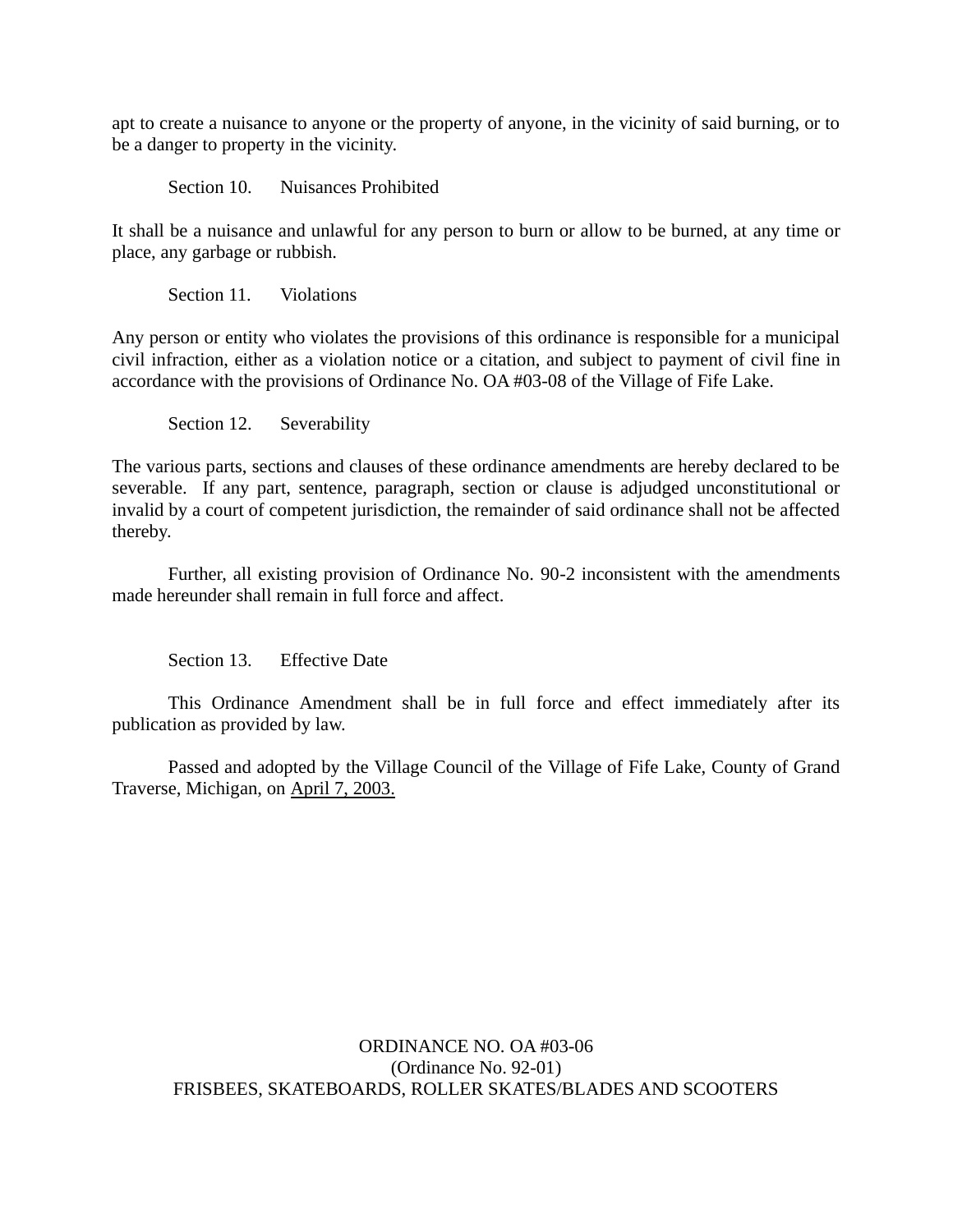apt to create a nuisance to anyone or the property of anyone, in the vicinity of said burning, or to be a danger to property in the vicinity.

Section 10. Nuisances Prohibited

It shall be a nuisance and unlawful for any person to burn or allow to be burned, at any time or place, any garbage or rubbish.

Section 11. Violations

Any person or entity who violates the provisions of this ordinance is responsible for a municipal civil infraction, either as a violation notice or a citation, and subject to payment of civil fine in accordance with the provisions of Ordinance No. OA #03-08 of the Village of Fife Lake.

Section 12. Severability

The various parts, sections and clauses of these ordinance amendments are hereby declared to be severable. If any part, sentence, paragraph, section or clause is adjudged unconstitutional or invalid by a court of competent jurisdiction, the remainder of said ordinance shall not be affected thereby.

Further, all existing provision of Ordinance No. 90-2 inconsistent with the amendments made hereunder shall remain in full force and affect.

Section 13. Effective Date

This Ordinance Amendment shall be in full force and effect immediately after its publication as provided by law.

Passed and adopted by the Village Council of the Village of Fife Lake, County of Grand Traverse, Michigan, on April 7, 2003.

ORDINANCE NO. OA #03-06
(Ordinance No. 92-01)
FRISBEES, SKATEBOARDS, ROLLER SKATES/BLADES AND SCOOTERS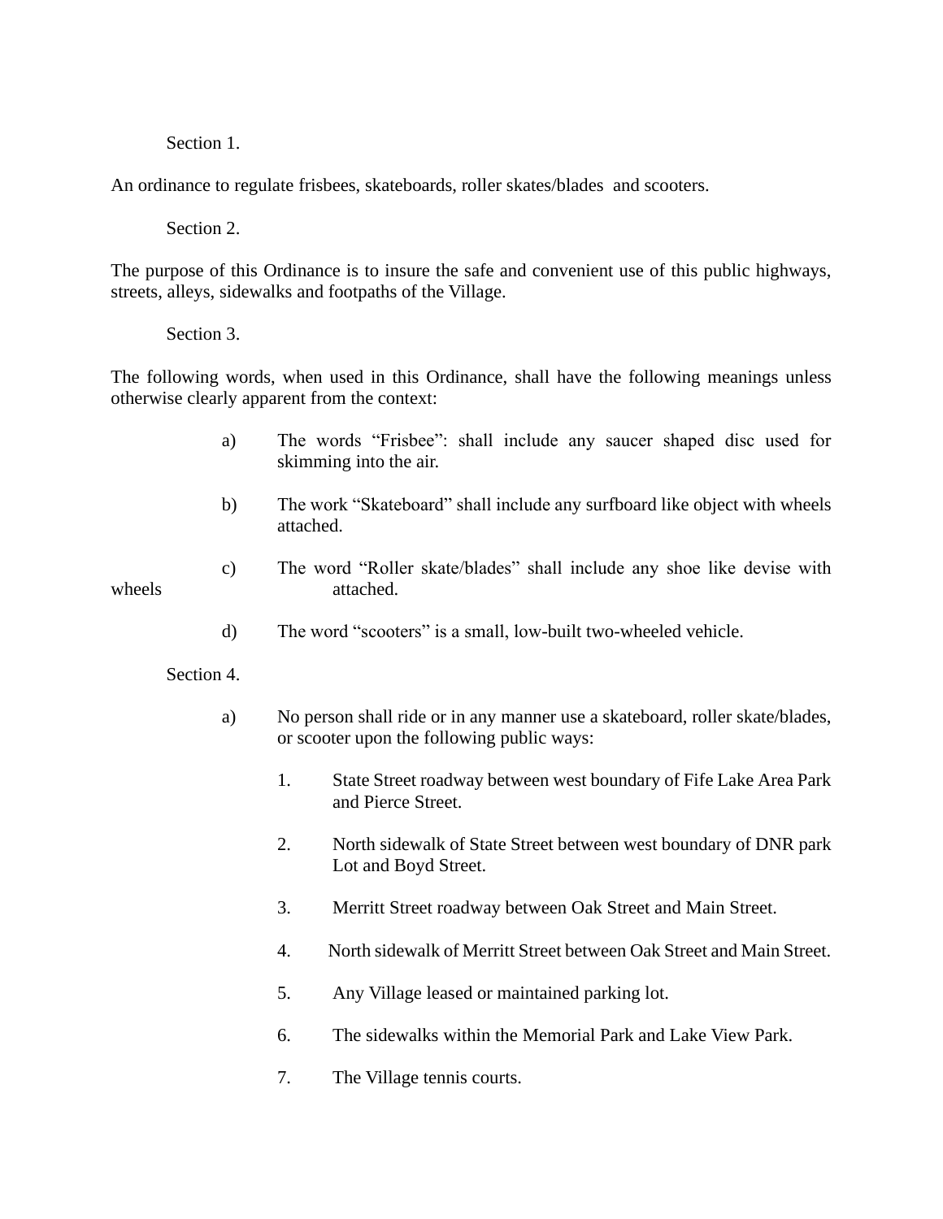Section 1.

An ordinance to regulate frisbees, skateboards, roller skates/blades and scooters.

Section 2.

The purpose of this Ordinance is to insure the safe and convenient use of this public highways, streets, alleys, sidewalks and footpaths of the Village.

Section 3.

The following words, when used in this Ordinance, shall have the following meanings unless otherwise clearly apparent from the context:

a) The words "Frisbee": shall include any saucer shaped disc used for skimming into the air.

b) The work "Skateboard" shall include any surfboard like object with wheels attached.

c) The word "Roller skate/blades" shall include any shoe like devise with wheels attached.

d) The word "scooters" is a small, low-built two-wheeled vehicle.

Section 4.

a) No person shall ride or in any manner use a skateboard, roller skate/blades, or scooter upon the following public ways:

1. State Street roadway between west boundary of Fife Lake Area Park and Pierce Street.

2. North sidewalk of State Street between west boundary of DNR park Lot and Boyd Street.

3. Merritt Street roadway between Oak Street and Main Street.

4. North sidewalk of Merritt Street between Oak Street and Main Street.

5. Any Village leased or maintained parking lot.

6. The sidewalks within the Memorial Park and Lake View Park.

7. The Village tennis courts.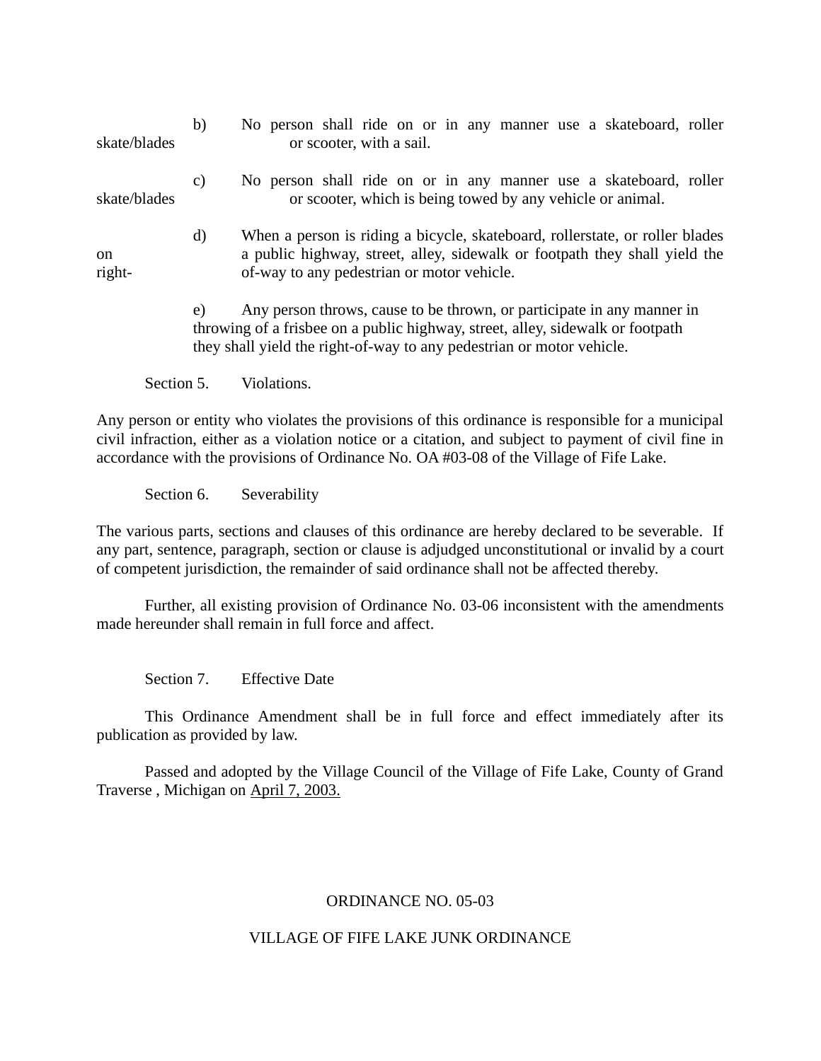b) No person shall ride on or in any manner use a skateboard, roller skate/blades or scooter, with a sail.

c) No person shall ride on or in any manner use a skateboard, roller skate/blades or scooter, which is being towed by any vehicle or animal.

d) When a person is riding a bicycle, skateboard, rollerstate, or roller blades on a public highway, street, alley, sidewalk or footpath they shall yield the right-of-way to any pedestrian or motor vehicle.

e) Any person throws, cause to be thrown, or participate in any manner in throwing of a frisbee on a public highway, street, alley, sidewalk or footpath they shall yield the right-of-way to any pedestrian or motor vehicle.

Section 5. Violations.

Any person or entity who violates the provisions of this ordinance is responsible for a municipal civil infraction, either as a violation notice or a citation, and subject to payment of civil fine in accordance with the provisions of Ordinance No. OA #03-08 of the Village of Fife Lake.

Section 6. Severability

The various parts, sections and clauses of this ordinance are hereby declared to be severable. If any part, sentence, paragraph, section or clause is adjudged unconstitutional or invalid by a court of competent jurisdiction, the remainder of said ordinance shall not be affected thereby.

Further, all existing provision of Ordinance No. 03-06 inconsistent with the amendments made hereunder shall remain in full force and affect.

Section 7. Effective Date

This Ordinance Amendment shall be in full force and effect immediately after its publication as provided by law.

Passed and adopted by the Village Council of the Village of Fife Lake, County of Grand Traverse , Michigan on April 7, 2003.

ORDINANCE NO. 05-03

VILLAGE OF FIFE LAKE JUNK ORDINANCE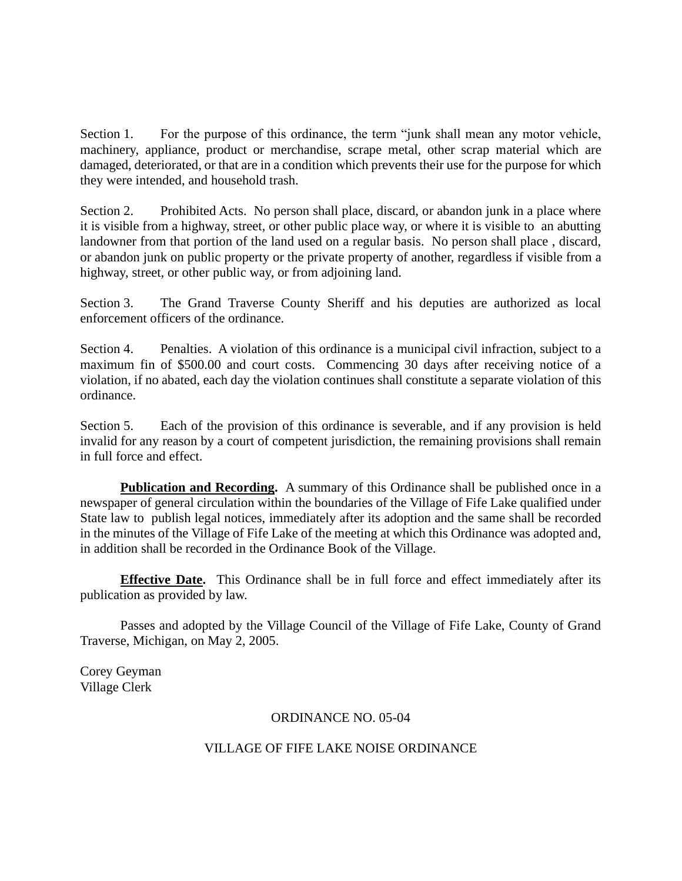Section 1. For the purpose of this ordinance, the term "junk shall mean any motor vehicle, machinery, appliance, product or merchandise, scrape metal, other scrap material which are damaged, deteriorated, or that are in a condition which prevents their use for the purpose for which they were intended, and household trash.

Section 2. Prohibited Acts. No person shall place, discard, or abandon junk in a place where it is visible from a highway, street, or other public place way, or where it is visible to an abutting landowner from that portion of the land used on a regular basis. No person shall place , discard, or abandon junk on public property or the private property of another, regardless if visible from a highway, street, or other public way, or from adjoining land.

Section 3. The Grand Traverse County Sheriff and his deputies are authorized as local enforcement officers of the ordinance.

Section 4. Penalties. A violation of this ordinance is a municipal civil infraction, subject to a maximum fin of $500.00 and court costs. Commencing 30 days after receiving notice of a violation, if no abated, each day the violation continues shall constitute a separate violation of this ordinance.

Section 5. Each of the provision of this ordinance is severable, and if any provision is held invalid for any reason by a court of competent jurisdiction, the remaining provisions shall remain in full force and effect.

**Publication and Recording.** A summary of this Ordinance shall be published once in a newspaper of general circulation within the boundaries of the Village of Fife Lake qualified under State law to publish legal notices, immediately after its adoption and the same shall be recorded in the minutes of the Village of Fife Lake of the meeting at which this Ordinance was adopted and, in addition shall be recorded in the Ordinance Book of the Village.

**Effective Date.** This Ordinance shall be in full force and effect immediately after its publication as provided by law.

Passes and adopted by the Village Council of the Village of Fife Lake, County of Grand Traverse, Michigan, on May 2, 2005.

Corey Geyman
Village Clerk

ORDINANCE NO. 05-04

VILLAGE OF FIFE LAKE NOISE ORDINANCE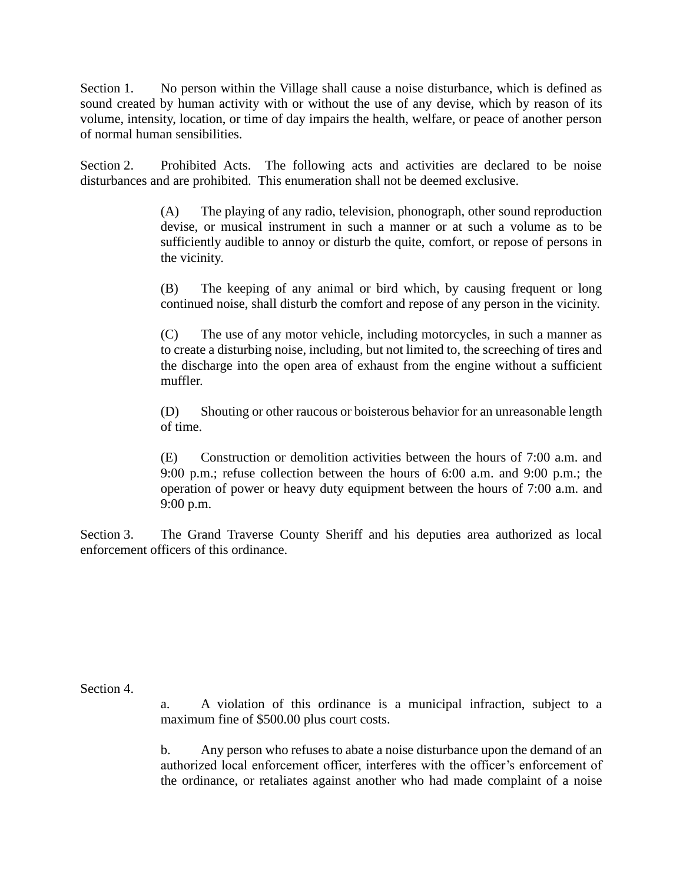Section 1. No person within the Village shall cause a noise disturbance, which is defined as sound created by human activity with or without the use of any devise, which by reason of its volume, intensity, location, or time of day impairs the health, welfare, or peace of another person of normal human sensibilities.

Section 2. Prohibited Acts. The following acts and activities are declared to be noise disturbances and are prohibited. This enumeration shall not be deemed exclusive.

(A) The playing of any radio, television, phonograph, other sound reproduction devise, or musical instrument in such a manner or at such a volume as to be sufficiently audible to annoy or disturb the quite, comfort, or repose of persons in the vicinity.

(B) The keeping of any animal or bird which, by causing frequent or long continued noise, shall disturb the comfort and repose of any person in the vicinity.

(C) The use of any motor vehicle, including motorcycles, in such a manner as to create a disturbing noise, including, but not limited to, the screeching of tires and the discharge into the open area of exhaust from the engine without a sufficient muffler.

(D) Shouting or other raucous or boisterous behavior for an unreasonable length of time.

(E) Construction or demolition activities between the hours of 7:00 a.m. and 9:00 p.m.; refuse collection between the hours of 6:00 a.m. and 9:00 p.m.; the operation of power or heavy duty equipment between the hours of 7:00 a.m. and 9:00 p.m.

Section 3. The Grand Traverse County Sheriff and his deputies area authorized as local enforcement officers of this ordinance.

Section 4.

a. A violation of this ordinance is a municipal infraction, subject to a maximum fine of $500.00 plus court costs.

b. Any person who refuses to abate a noise disturbance upon the demand of an authorized local enforcement officer, interferes with the officer's enforcement of the ordinance, or retaliates against another who had made complaint of a noise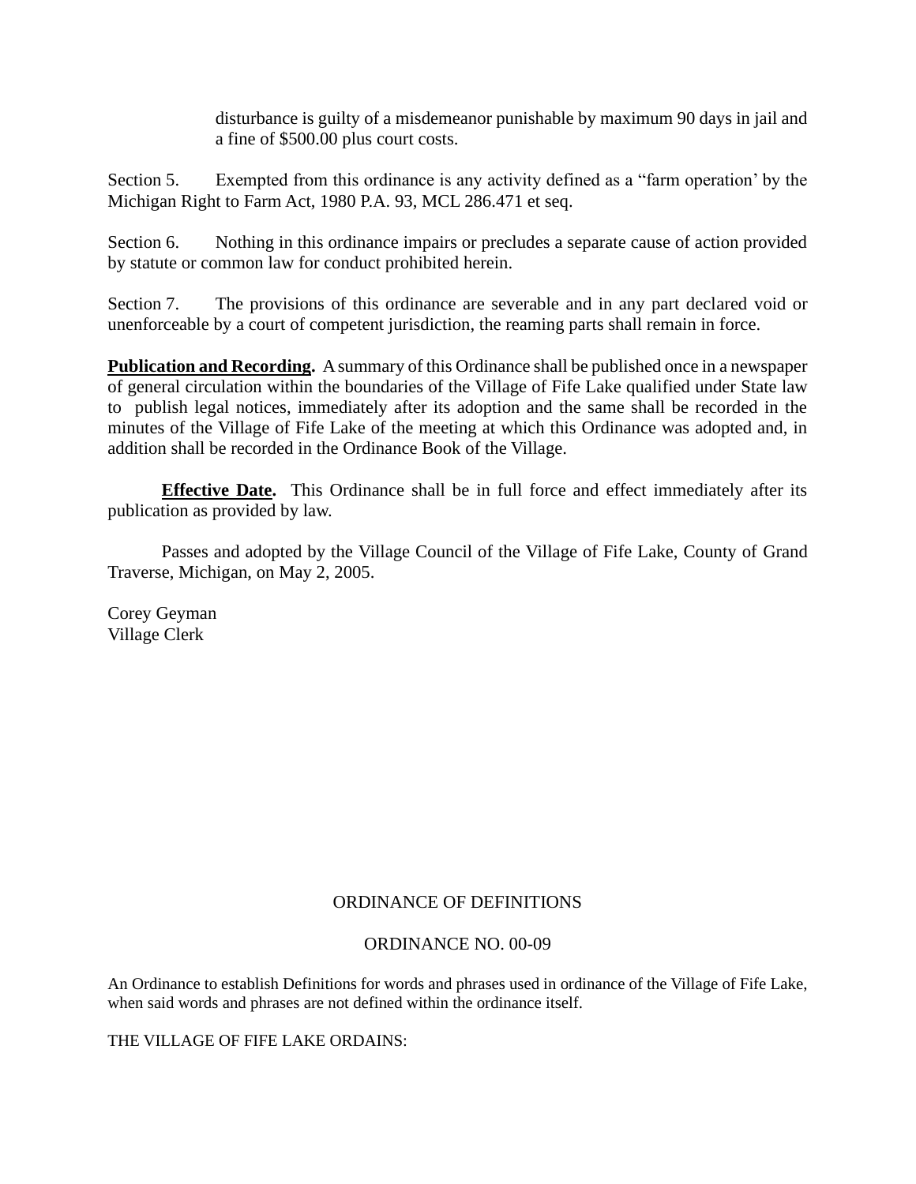disturbance is guilty of a misdemeanor punishable by maximum 90 days in jail and a fine of $500.00 plus court costs.

Section 5. Exempted from this ordinance is any activity defined as a "farm operation' by the Michigan Right to Farm Act, 1980 P.A. 93, MCL 286.471 et seq.

Section 6. Nothing in this ordinance impairs or precludes a separate cause of action provided by statute or common law for conduct prohibited herein.

Section 7. The provisions of this ordinance are severable and in any part declared void or unenforceable by a court of competent jurisdiction, the reaming parts shall remain in force.

**Publication and Recording.** A summary of this Ordinance shall be published once in a newspaper of general circulation within the boundaries of the Village of Fife Lake qualified under State law to publish legal notices, immediately after its adoption and the same shall be recorded in the minutes of the Village of Fife Lake of the meeting at which this Ordinance was adopted and, in addition shall be recorded in the Ordinance Book of the Village.

**Effective Date.** This Ordinance shall be in full force and effect immediately after its publication as provided by law.

Passes and adopted by the Village Council of the Village of Fife Lake, County of Grand Traverse, Michigan, on May 2, 2005.

Corey Geyman
Village Clerk

## ORDINANCE OF DEFINITIONS

## ORDINANCE NO. 00-09

An Ordinance to establish Definitions for words and phrases used in ordinance of the Village of Fife Lake, when said words and phrases are not defined within the ordinance itself.

THE VILLAGE OF FIFE LAKE ORDAINS: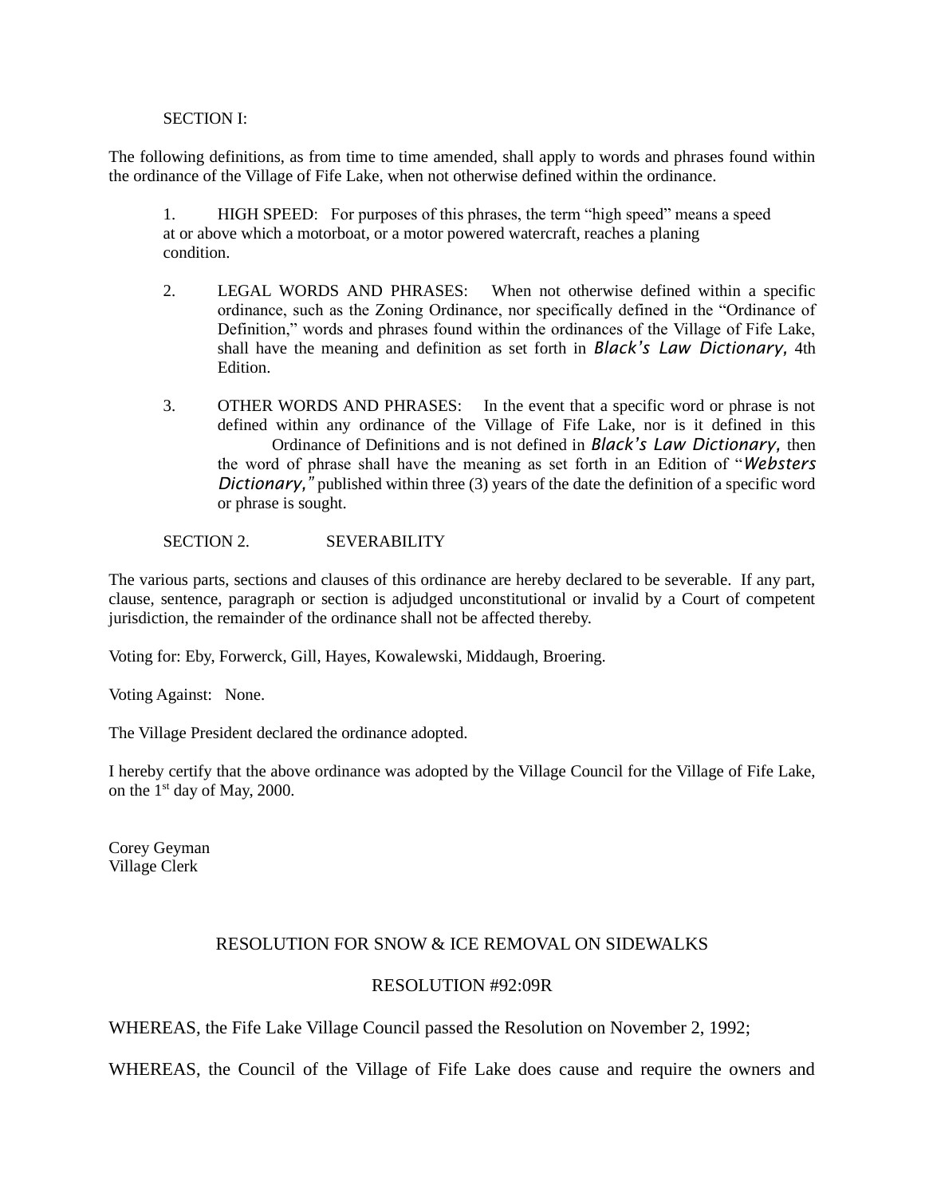SECTION I:

The following definitions, as from time to time amended, shall apply to words and phrases found within the ordinance of the Village of Fife Lake, when not otherwise defined within the ordinance.

1. HIGH SPEED: For purposes of this phrases, the term "high speed" means a speed at or above which a motorboat, or a motor powered watercraft, reaches a planing condition.

2. LEGAL WORDS AND PHRASES: When not otherwise defined within a specific ordinance, such as the Zoning Ordinance, nor specifically defined in the "Ordinance of Definition," words and phrases found within the ordinances of the Village of Fife Lake, shall have the meaning and definition as set forth in *Black's Law Dictionary,* 4th Edition.

3. OTHER WORDS AND PHRASES: In the event that a specific word or phrase is not defined within any ordinance of the Village of Fife Lake, nor is it defined in this Ordinance of Definitions and is not defined in *Black's Law Dictionary,* then the word of phrase shall have the meaning as set forth in an Edition of "*Websters Dictionary,"* published within three (3) years of the date the definition of a specific word or phrase is sought.

SECTION 2. SEVERABILITY

The various parts, sections and clauses of this ordinance are hereby declared to be severable. If any part, clause, sentence, paragraph or section is adjudged unconstitutional or invalid by a Court of competent jurisdiction, the remainder of the ordinance shall not be affected thereby.

Voting for: Eby, Forwerck, Gill, Hayes, Kowalewski, Middaugh, Broering.

Voting Against: None.

The Village President declared the ordinance adopted.

I hereby certify that the above ordinance was adopted by the Village Council for the Village of Fife Lake, on the 1st day of May, 2000.

Corey Geyman
Village Clerk

## RESOLUTION FOR SNOW & ICE REMOVAL ON SIDEWALKS

## RESOLUTION #92:09R

WHEREAS, the Fife Lake Village Council passed the Resolution on November 2, 1992;

WHEREAS, the Council of the Village of Fife Lake does cause and require the owners and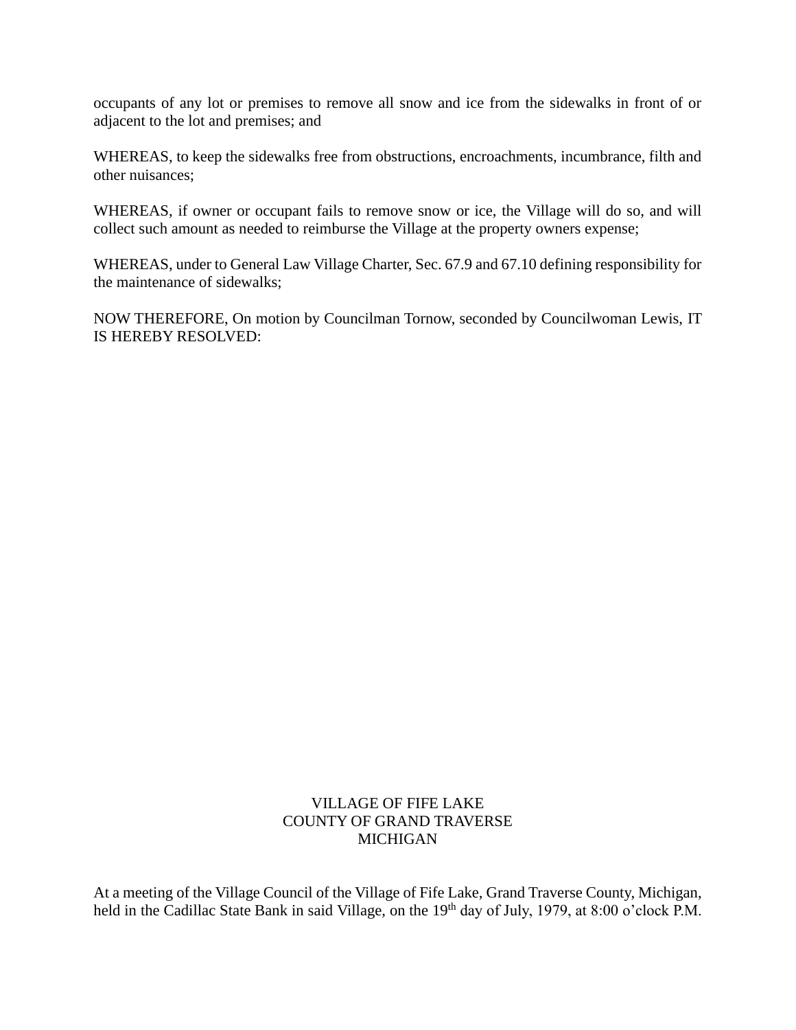occupants of any lot or premises to remove all snow and ice from the sidewalks in front of or adjacent to the lot and premises; and

WHEREAS, to keep the sidewalks free from obstructions, encroachments, incumbrance, filth and other nuisances;

WHEREAS, if owner or occupant fails to remove snow or ice, the Village will do so, and will collect such amount as needed to reimburse the Village at the property owners expense;

WHEREAS, under to General Law Village Charter, Sec. 67.9 and 67.10 defining responsibility for the maintenance of sidewalks;

NOW THEREFORE, On motion by Councilman Tornow, seconded by Councilwoman Lewis, IT IS HEREBY RESOLVED:

VILLAGE OF FIFE LAKE
COUNTY OF GRAND TRAVERSE
MICHIGAN

At a meeting of the Village Council of the Village of Fife Lake, Grand Traverse County, Michigan, held in the Cadillac State Bank in said Village, on the 19th day of July, 1979, at 8:00 o'clock P.M.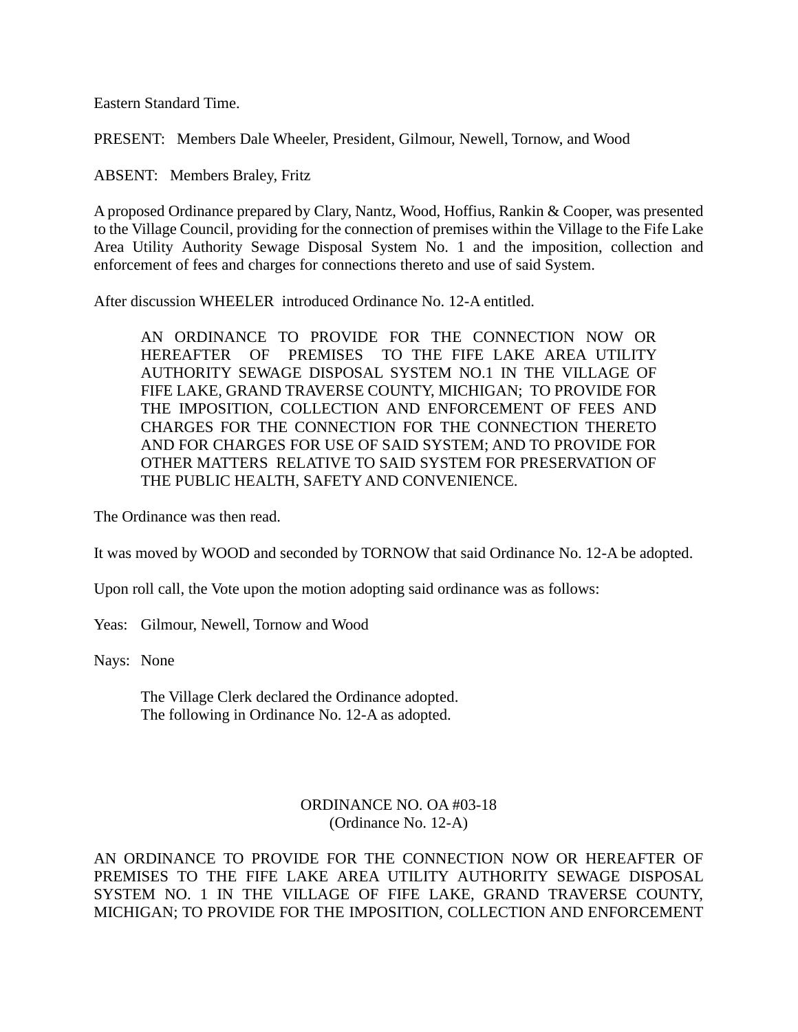Eastern Standard Time.

PRESENT: Members Dale Wheeler, President, Gilmour, Newell, Tornow, and Wood

ABSENT: Members Braley, Fritz

A proposed Ordinance prepared by Clary, Nantz, Wood, Hoffius, Rankin & Cooper, was presented to the Village Council, providing for the connection of premises within the Village to the Fife Lake Area Utility Authority Sewage Disposal System No. 1 and the imposition, collection and enforcement of fees and charges for connections thereto and use of said System.

After discussion WHEELER introduced Ordinance No. 12-A entitled.

> AN ORDINANCE TO PROVIDE FOR THE CONNECTION NOW OR HEREAFTER OF PREMISES TO THE FIFE LAKE AREA UTILITY AUTHORITY SEWAGE DISPOSAL SYSTEM NO.1 IN THE VILLAGE OF FIFE LAKE, GRAND TRAVERSE COUNTY, MICHIGAN; TO PROVIDE FOR THE IMPOSITION, COLLECTION AND ENFORCEMENT OF FEES AND CHARGES FOR THE CONNECTION FOR THE CONNECTION THERETO AND FOR CHARGES FOR USE OF SAID SYSTEM; AND TO PROVIDE FOR OTHER MATTERS RELATIVE TO SAID SYSTEM FOR PRESERVATION OF THE PUBLIC HEALTH, SAFETY AND CONVENIENCE.

The Ordinance was then read.

It was moved by WOOD and seconded by TORNOW that said Ordinance No. 12-A be adopted.

Upon roll call, the Vote upon the motion adopting said ordinance was as follows:

Yeas: Gilmour, Newell, Tornow and Wood

Nays: None

The Village Clerk declared the Ordinance adopted.
The following in Ordinance No. 12-A as adopted.

## ORDINANCE NO. OA #03-18
## (Ordinance No. 12-A)

AN ORDINANCE TO PROVIDE FOR THE CONNECTION NOW OR HEREAFTER OF PREMISES TO THE FIFE LAKE AREA UTILITY AUTHORITY SEWAGE DISPOSAL SYSTEM NO. 1 IN THE VILLAGE OF FIFE LAKE, GRAND TRAVERSE COUNTY, MICHIGAN; TO PROVIDE FOR THE IMPOSITION, COLLECTION AND ENFORCEMENT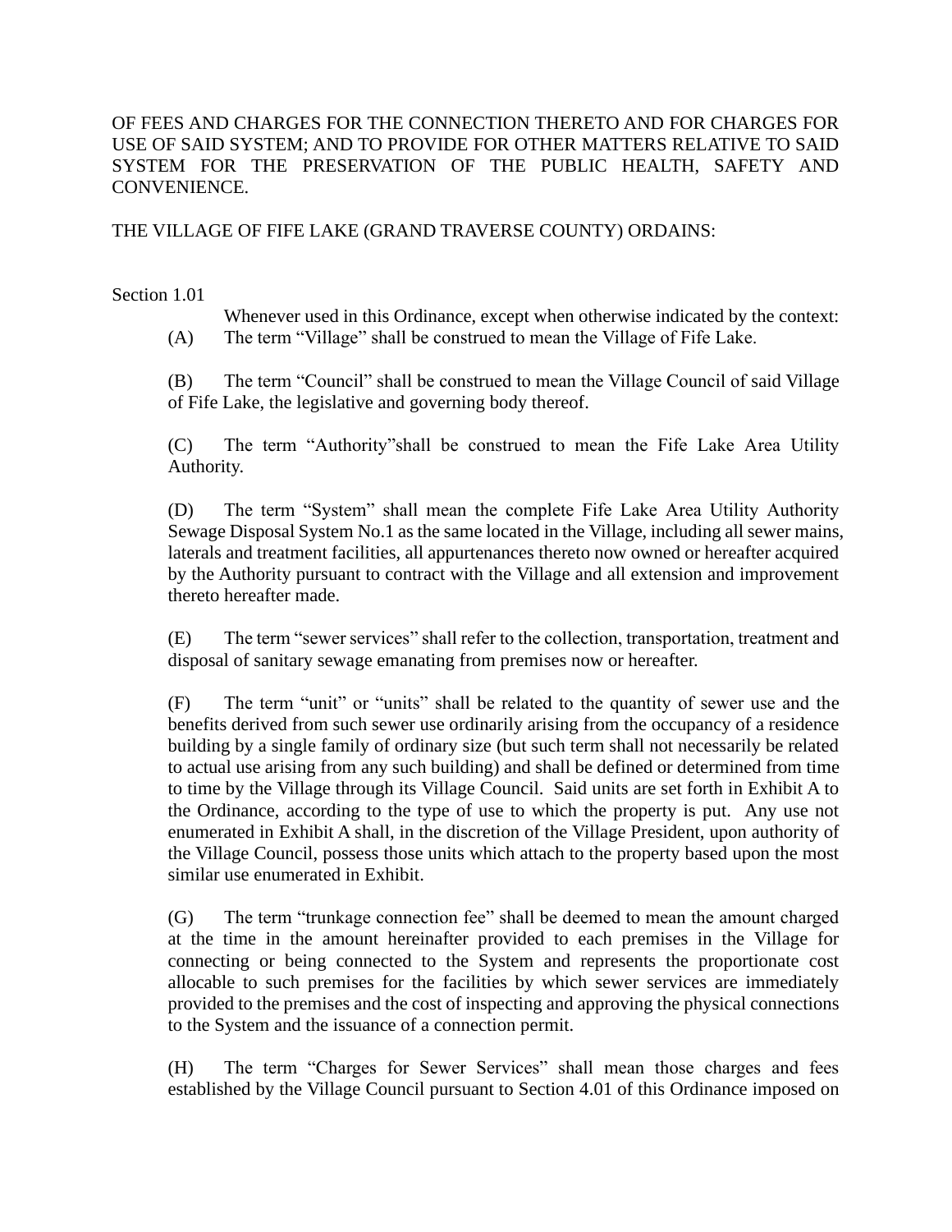OF FEES AND CHARGES FOR THE CONNECTION THERETO AND FOR CHARGES FOR USE OF SAID SYSTEM; AND TO PROVIDE FOR OTHER MATTERS RELATIVE TO SAID SYSTEM FOR THE PRESERVATION OF THE PUBLIC HEALTH, SAFETY AND CONVENIENCE.

THE VILLAGE OF FIFE LAKE (GRAND TRAVERSE COUNTY) ORDAINS:

Section 1.01

Whenever used in this Ordinance, except when otherwise indicated by the context:

(A) The term "Village" shall be construed to mean the Village of Fife Lake.

(B) The term "Council" shall be construed to mean the Village Council of said Village of Fife Lake, the legislative and governing body thereof.

(C) The term "Authority"shall be construed to mean the Fife Lake Area Utility Authority.

(D) The term "System" shall mean the complete Fife Lake Area Utility Authority Sewage Disposal System No.1 as the same located in the Village, including all sewer mains, laterals and treatment facilities, all appurtenances thereto now owned or hereafter acquired by the Authority pursuant to contract with the Village and all extension and improvement thereto hereafter made.

(E) The term "sewer services" shall refer to the collection, transportation, treatment and disposal of sanitary sewage emanating from premises now or hereafter.

(F) The term "unit" or "units" shall be related to the quantity of sewer use and the benefits derived from such sewer use ordinarily arising from the occupancy of a residence building by a single family of ordinary size (but such term shall not necessarily be related to actual use arising from any such building) and shall be defined or determined from time to time by the Village through its Village Council. Said units are set forth in Exhibit A to the Ordinance, according to the type of use to which the property is put. Any use not enumerated in Exhibit A shall, in the discretion of the Village President, upon authority of the Village Council, possess those units which attach to the property based upon the most similar use enumerated in Exhibit.

(G) The term "trunkage connection fee" shall be deemed to mean the amount charged at the time in the amount hereinafter provided to each premises in the Village for connecting or being connected to the System and represents the proportionate cost allocable to such premises for the facilities by which sewer services are immediately provided to the premises and the cost of inspecting and approving the physical connections to the System and the issuance of a connection permit.

(H) The term "Charges for Sewer Services" shall mean those charges and fees established by the Village Council pursuant to Section 4.01 of this Ordinance imposed on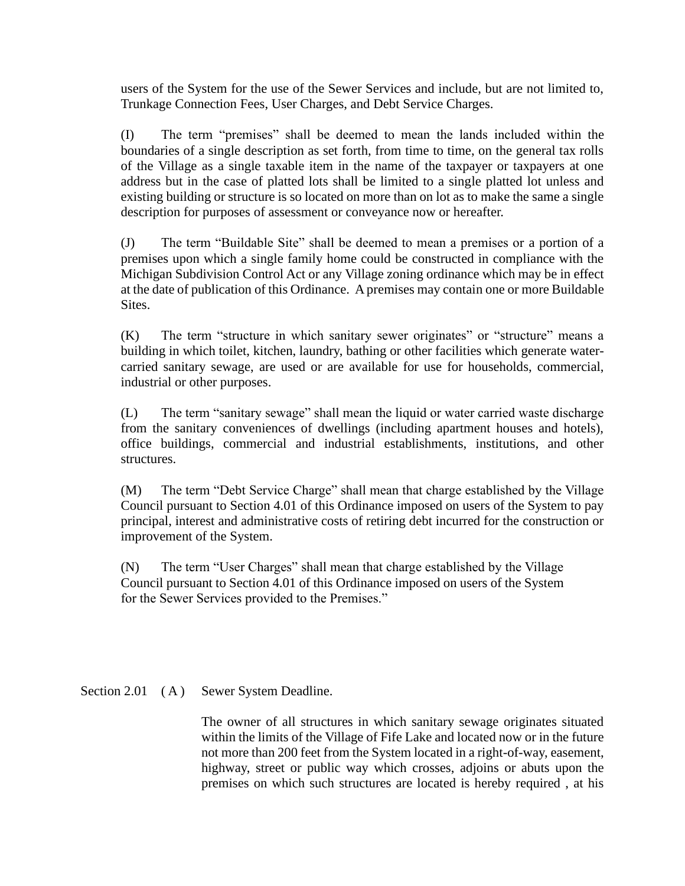users of the System for the use of the Sewer Services and include, but are not limited to, Trunkage Connection Fees, User Charges, and Debt Service Charges.

(I) The term "premises" shall be deemed to mean the lands included within the boundaries of a single description as set forth, from time to time, on the general tax rolls of the Village as a single taxable item in the name of the taxpayer or taxpayers at one address but in the case of platted lots shall be limited to a single platted lot unless and existing building or structure is so located on more than on lot as to make the same a single description for purposes of assessment or conveyance now or hereafter.

(J) The term "Buildable Site" shall be deemed to mean a premises or a portion of a premises upon which a single family home could be constructed in compliance with the Michigan Subdivision Control Act or any Village zoning ordinance which may be in effect at the date of publication of this Ordinance. A premises may contain one or more Buildable Sites.

(K) The term "structure in which sanitary sewer originates" or "structure" means a building in which toilet, kitchen, laundry, bathing or other facilities which generate water-carried sanitary sewage, are used or are available for use for households, commercial, industrial or other purposes.

(L) The term "sanitary sewage" shall mean the liquid or water carried waste discharge from the sanitary conveniences of dwellings (including apartment houses and hotels), office buildings, commercial and industrial establishments, institutions, and other structures.

(M) The term "Debt Service Charge" shall mean that charge established by the Village Council pursuant to Section 4.01 of this Ordinance imposed on users of the System to pay principal, interest and administrative costs of retiring debt incurred for the construction or improvement of the System.

(N) The term "User Charges" shall mean that charge established by the Village Council pursuant to Section 4.01 of this Ordinance imposed on users of the System for the Sewer Services provided to the Premises."

Section 2.01 ( A ) Sewer System Deadline.

The owner of all structures in which sanitary sewage originates situated within the limits of the Village of Fife Lake and located now or in the future not more than 200 feet from the System located in a right-of-way, easement, highway, street or public way which crosses, adjoins or abuts upon the premises on which such structures are located is hereby required , at his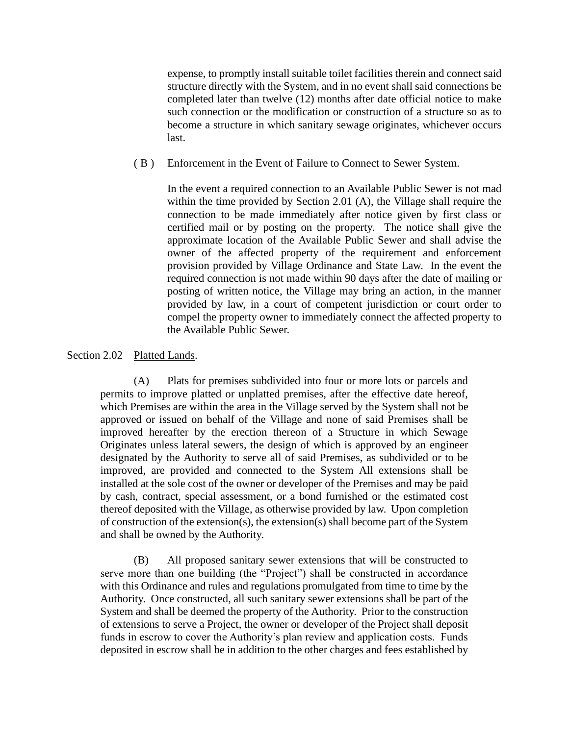expense, to promptly install suitable toilet facilities therein and connect said structure directly with the System, and in no event shall said connections be completed later than twelve (12) months after date official notice to make such connection or the modification or construction of a structure so as to become a structure in which sanitary sewage originates, whichever occurs last.

( B ) Enforcement in the Event of Failure to Connect to Sewer System.

In the event a required connection to an Available Public Sewer is not mad within the time provided by Section 2.01 (A), the Village shall require the connection to be made immediately after notice given by first class or certified mail or by posting on the property. The notice shall give the approximate location of the Available Public Sewer and shall advise the owner of the affected property of the requirement and enforcement provision provided by Village Ordinance and State Law. In the event the required connection is not made within 90 days after the date of mailing or posting of written notice, the Village may bring an action, in the manner provided by law, in a court of competent jurisdiction or court order to compel the property owner to immediately connect the affected property to the Available Public Sewer.

Section 2.02 Platted Lands.

(A) Plats for premises subdivided into four or more lots or parcels and permits to improve platted or unplatted premises, after the effective date hereof, which Premises are within the area in the Village served by the System shall not be approved or issued on behalf of the Village and none of said Premises shall be improved hereafter by the erection thereon of a Structure in which Sewage Originates unless lateral sewers, the design of which is approved by an engineer designated by the Authority to serve all of said Premises, as subdivided or to be improved, are provided and connected to the System All extensions shall be installed at the sole cost of the owner or developer of the Premises and may be paid by cash, contract, special assessment, or a bond furnished or the estimated cost thereof deposited with the Village, as otherwise provided by law. Upon completion of construction of the extension(s), the extension(s) shall become part of the System and shall be owned by the Authority.

(B) All proposed sanitary sewer extensions that will be constructed to serve more than one building (the "Project") shall be constructed in accordance with this Ordinance and rules and regulations promulgated from time to time by the Authority. Once constructed, all such sanitary sewer extensions shall be part of the System and shall be deemed the property of the Authority. Prior to the construction of extensions to serve a Project, the owner or developer of the Project shall deposit funds in escrow to cover the Authority's plan review and application costs. Funds deposited in escrow shall be in addition to the other charges and fees established by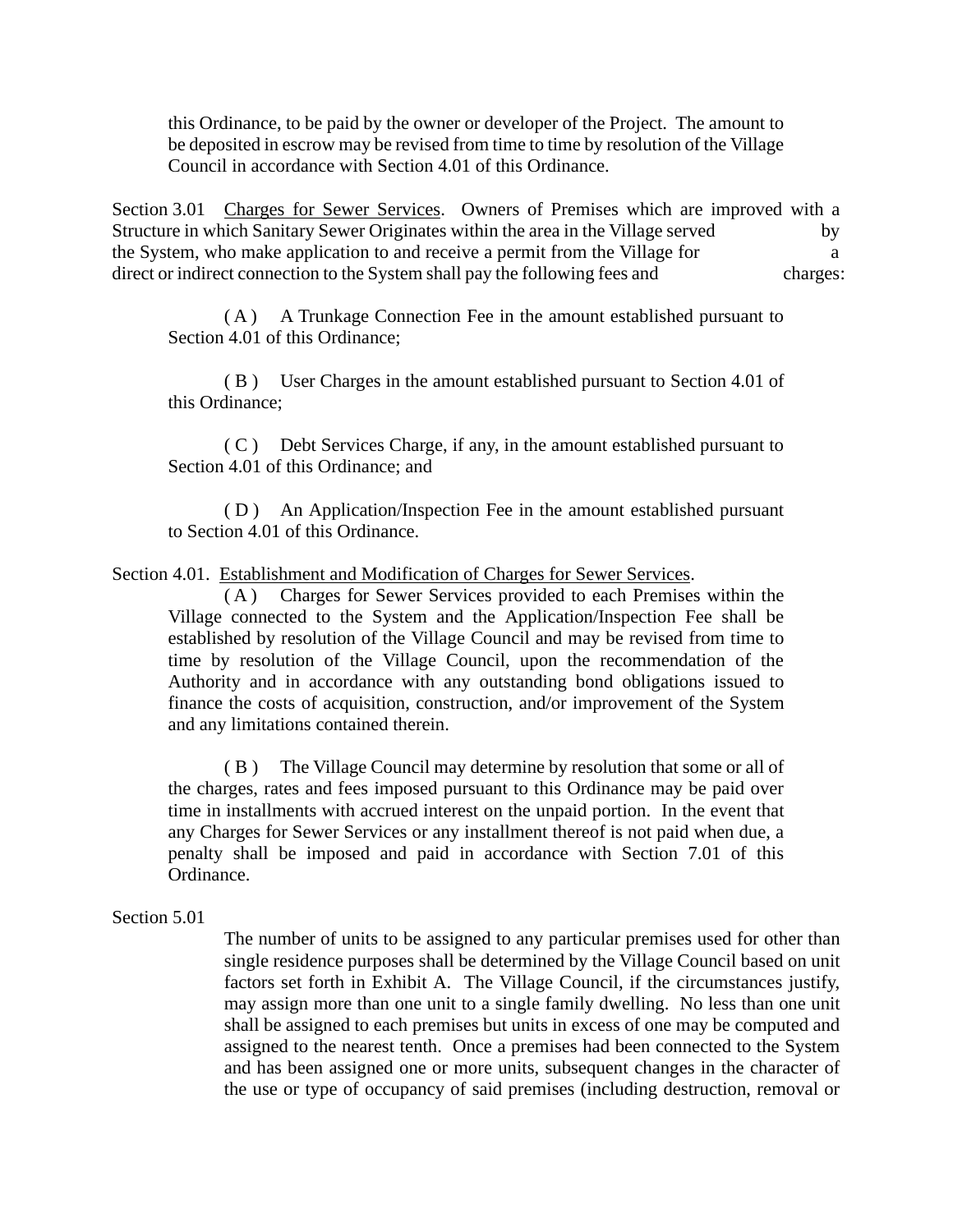this Ordinance, to be paid by the owner or developer of the Project. The amount to be deposited in escrow may be revised from time to time by resolution of the Village Council in accordance with Section 4.01 of this Ordinance.

Section 3.01 Charges for Sewer Services. Owners of Premises which are improved with a Structure in which Sanitary Sewer Originates within the area in the Village served by the System, who make application to and receive a permit from the Village for a direct or indirect connection to the System shall pay the following fees and charges:

( A ) A Trunkage Connection Fee in the amount established pursuant to Section 4.01 of this Ordinance;

( B ) User Charges in the amount established pursuant to Section 4.01 of this Ordinance;

( C ) Debt Services Charge, if any, in the amount established pursuant to Section 4.01 of this Ordinance; and

( D ) An Application/Inspection Fee in the amount established pursuant to Section 4.01 of this Ordinance.

Section 4.01. Establishment and Modification of Charges for Sewer Services.

( A ) Charges for Sewer Services provided to each Premises within the Village connected to the System and the Application/Inspection Fee shall be established by resolution of the Village Council and may be revised from time to time by resolution of the Village Council, upon the recommendation of the Authority and in accordance with any outstanding bond obligations issued to finance the costs of acquisition, construction, and/or improvement of the System and any limitations contained therein.

( B ) The Village Council may determine by resolution that some or all of the charges, rates and fees imposed pursuant to this Ordinance may be paid over time in installments with accrued interest on the unpaid portion. In the event that any Charges for Sewer Services or any installment thereof is not paid when due, a penalty shall be imposed and paid in accordance with Section 7.01 of this Ordinance.

Section 5.01

The number of units to be assigned to any particular premises used for other than single residence purposes shall be determined by the Village Council based on unit factors set forth in Exhibit A. The Village Council, if the circumstances justify, may assign more than one unit to a single family dwelling. No less than one unit shall be assigned to each premises but units in excess of one may be computed and assigned to the nearest tenth. Once a premises had been connected to the System and has been assigned one or more units, subsequent changes in the character of the use or type of occupancy of said premises (including destruction, removal or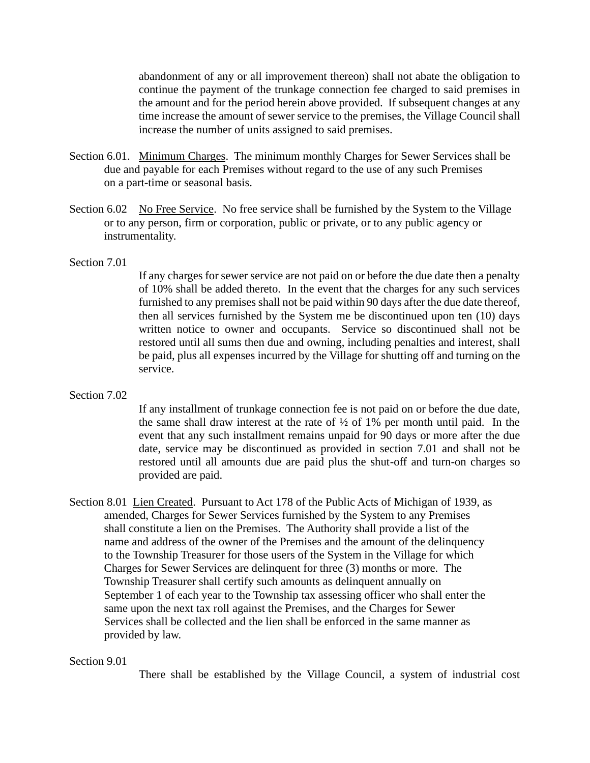abandonment of any or all improvement thereon) shall not abate the obligation to continue the payment of the trunkage connection fee charged to said premises in the amount and for the period herein above provided. If subsequent changes at any time increase the amount of sewer service to the premises, the Village Council shall increase the number of units assigned to said premises.

Section 6.01. Minimum Charges. The minimum monthly Charges for Sewer Services shall be due and payable for each Premises without regard to the use of any such Premises on a part-time or seasonal basis.

Section 6.02 No Free Service. No free service shall be furnished by the System to the Village or to any person, firm or corporation, public or private, or to any public agency or instrumentality.

Section 7.01

If any charges for sewer service are not paid on or before the due date then a penalty of 10% shall be added thereto. In the event that the charges for any such services furnished to any premises shall not be paid within 90 days after the due date thereof, then all services furnished by the System me be discontinued upon ten (10) days written notice to owner and occupants. Service so discontinued shall not be restored until all sums then due and owning, including penalties and interest, shall be paid, plus all expenses incurred by the Village for shutting off and turning on the service.

Section 7.02

If any installment of trunkage connection fee is not paid on or before the due date, the same shall draw interest at the rate of ½ of 1% per month until paid. In the event that any such installment remains unpaid for 90 days or more after the due date, service may be discontinued as provided in section 7.01 and shall not be restored until all amounts due are paid plus the shut-off and turn-on charges so provided are paid.

Section 8.01 Lien Created. Pursuant to Act 178 of the Public Acts of Michigan of 1939, as amended, Charges for Sewer Services furnished by the System to any Premises shall constitute a lien on the Premises. The Authority shall provide a list of the name and address of the owner of the Premises and the amount of the delinquency to the Township Treasurer for those users of the System in the Village for which Charges for Sewer Services are delinquent for three (3) months or more. The Township Treasurer shall certify such amounts as delinquent annually on September 1 of each year to the Township tax assessing officer who shall enter the same upon the next tax roll against the Premises, and the Charges for Sewer Services shall be collected and the lien shall be enforced in the same manner as provided by law.

Section 9.01

There shall be established by the Village Council, a system of industrial cost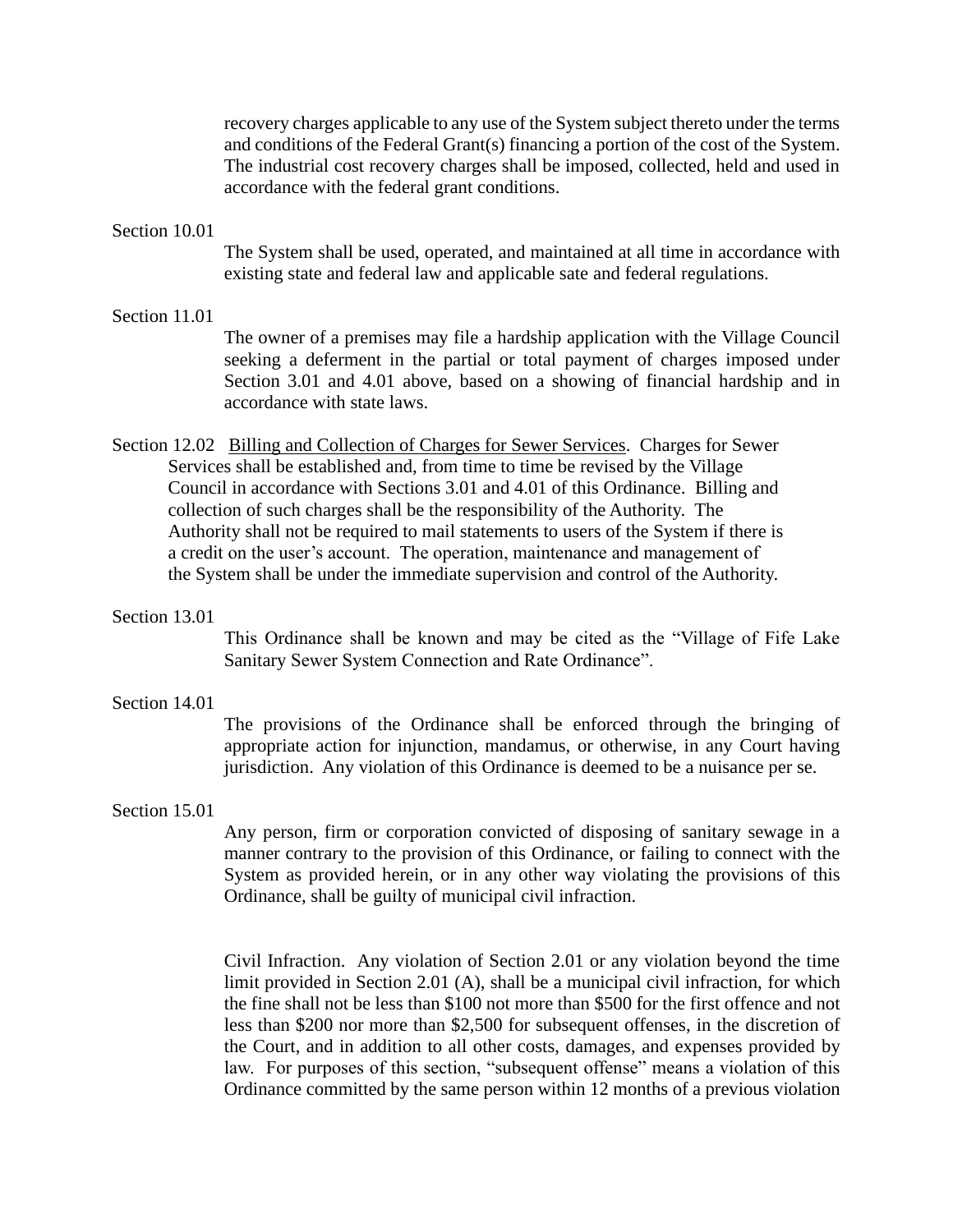recovery charges applicable to any use of the System subject thereto under the terms and conditions of the Federal Grant(s) financing a portion of the cost of the System. The industrial cost recovery charges shall be imposed, collected, held and used in accordance with the federal grant conditions.

Section 10.01

The System shall be used, operated, and maintained at all time in accordance with existing state and federal law and applicable sate and federal regulations.

Section 11.01

The owner of a premises may file a hardship application with the Village Council seeking a deferment in the partial or total payment of charges imposed under Section 3.01 and 4.01 above, based on a showing of financial hardship and in accordance with state laws.

Section 12.02 Billing and Collection of Charges for Sewer Services. Charges for Sewer Services shall be established and, from time to time be revised by the Village Council in accordance with Sections 3.01 and 4.01 of this Ordinance. Billing and collection of such charges shall be the responsibility of the Authority. The Authority shall not be required to mail statements to users of the System if there is a credit on the user's account. The operation, maintenance and management of the System shall be under the immediate supervision and control of the Authority.

Section 13.01

This Ordinance shall be known and may be cited as the "Village of Fife Lake Sanitary Sewer System Connection and Rate Ordinance".

Section 14.01

The provisions of the Ordinance shall be enforced through the bringing of appropriate action for injunction, mandamus, or otherwise, in any Court having jurisdiction. Any violation of this Ordinance is deemed to be a nuisance per se.

Section 15.01

Any person, firm or corporation convicted of disposing of sanitary sewage in a manner contrary to the provision of this Ordinance, or failing to connect with the System as provided herein, or in any other way violating the provisions of this Ordinance, shall be guilty of municipal civil infraction.

Civil Infraction. Any violation of Section 2.01 or any violation beyond the time limit provided in Section 2.01 (A), shall be a municipal civil infraction, for which the fine shall not be less than $100 not more than $500 for the first offence and not less than $200 nor more than $2,500 for subsequent offenses, in the discretion of the Court, and in addition to all other costs, damages, and expenses provided by law. For purposes of this section, "subsequent offense" means a violation of this Ordinance committed by the same person within 12 months of a previous violation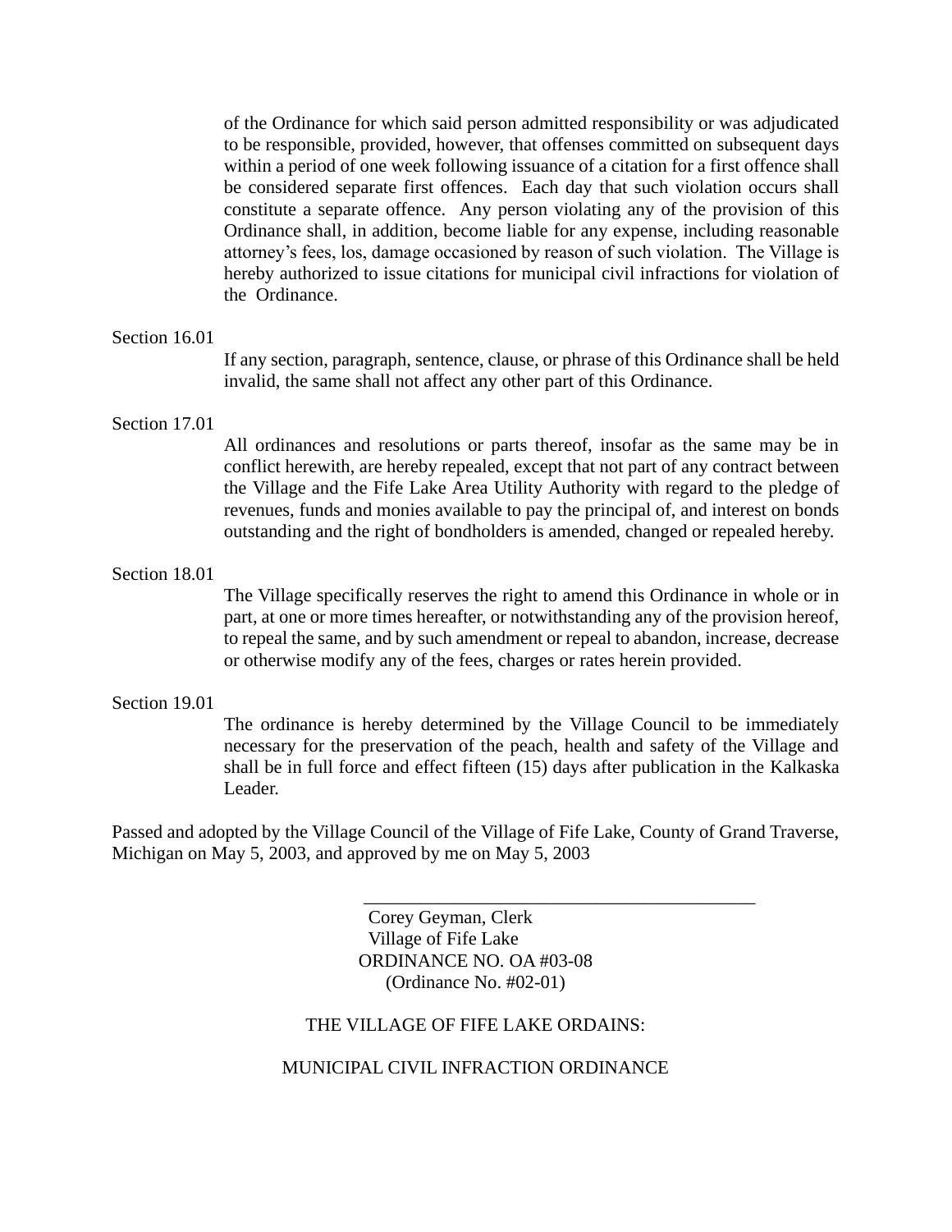of the Ordinance for which said person admitted responsibility or was adjudicated to be responsible, provided, however, that offenses committed on subsequent days within a period of one week following issuance of a citation for a first offence shall be considered separate first offences. Each day that such violation occurs shall constitute a separate offence. Any person violating any of the provision of this Ordinance shall, in addition, become liable for any expense, including reasonable attorney's fees, los, damage occasioned by reason of such violation. The Village is hereby authorized to issue citations for municipal civil infractions for violation of the Ordinance.

Section 16.01

If any section, paragraph, sentence, clause, or phrase of this Ordinance shall be held invalid, the same shall not affect any other part of this Ordinance.

Section 17.01

All ordinances and resolutions or parts thereof, insofar as the same may be in conflict herewith, are hereby repealed, except that not part of any contract between the Village and the Fife Lake Area Utility Authority with regard to the pledge of revenues, funds and monies available to pay the principal of, and interest on bonds outstanding and the right of bondholders is amended, changed or repealed hereby.

Section 18.01

The Village specifically reserves the right to amend this Ordinance in whole or in part, at one or more times hereafter, or notwithstanding any of the provision hereof, to repeal the same, and by such amendment or repeal to abandon, increase, decrease or otherwise modify any of the fees, charges or rates herein provided.

Section 19.01

The ordinance is hereby determined by the Village Council to be immediately necessary for the preservation of the peach, health and safety of the Village and shall be in full force and effect fifteen (15) days after publication in the Kalkaska Leader.

Passed and adopted by the Village Council of the Village of Fife Lake, County of Grand Traverse, Michigan on May 5, 2003, and approved by me on May 5, 2003

\_\_\_\_\_\_\_\_\_\_\_\_\_\_\_\_\_\_\_\_\_\_\_\_\_\_\_\_\_\_\_\_\_\_\_\_\_\_\_\_\_\_\_\_

Corey Geyman, Clerk
Village of Fife Lake

ORDINANCE NO. OA #03-08
(Ordinance No. #02-01)

THE VILLAGE OF FIFE LAKE ORDAINS:

MUNICIPAL CIVIL INFRACTION ORDINANCE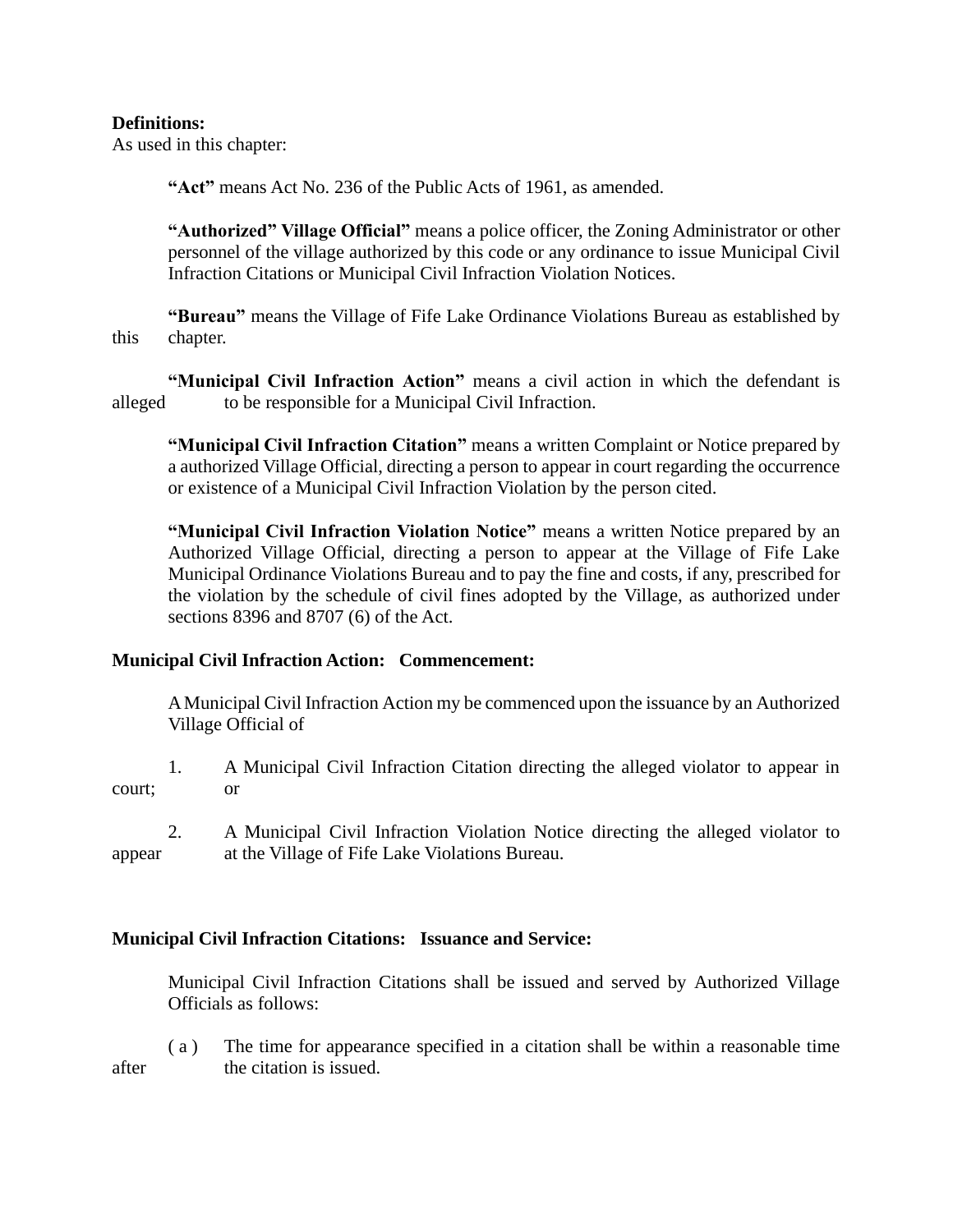**Definitions:**
As used in this chapter:

**"Act"** means Act No. 236 of the Public Acts of 1961, as amended.

**"Authorized" Village Official"** means a police officer, the Zoning Administrator or other personnel of the village authorized by this code or any ordinance to issue Municipal Civil Infraction Citations or Municipal Civil Infraction Violation Notices.

**"Bureau"** means the Village of Fife Lake Ordinance Violations Bureau as established by this chapter.

**"Municipal Civil Infraction Action"** means a civil action in which the defendant is alleged to be responsible for a Municipal Civil Infraction.

**"Municipal Civil Infraction Citation"** means a written Complaint or Notice prepared by a authorized Village Official, directing a person to appear in court regarding the occurrence or existence of a Municipal Civil Infraction Violation by the person cited.

**"Municipal Civil Infraction Violation Notice"** means a written Notice prepared by an Authorized Village Official, directing a person to appear at the Village of Fife Lake Municipal Ordinance Violations Bureau and to pay the fine and costs, if any, prescribed for the violation by the schedule of civil fines adopted by the Village, as authorized under sections 8396 and 8707 (6) of the Act.

**Municipal Civil Infraction Action: Commencement:**

A Municipal Civil Infraction Action my be commenced upon the issuance by an Authorized Village Official of

1. A Municipal Civil Infraction Citation directing the alleged violator to appear in court; or

2. A Municipal Civil Infraction Violation Notice directing the alleged violator to appear at the Village of Fife Lake Violations Bureau.

**Municipal Civil Infraction Citations: Issuance and Service:**

Municipal Civil Infraction Citations shall be issued and served by Authorized Village Officials as follows:

( a ) The time for appearance specified in a citation shall be within a reasonable time after the citation is issued.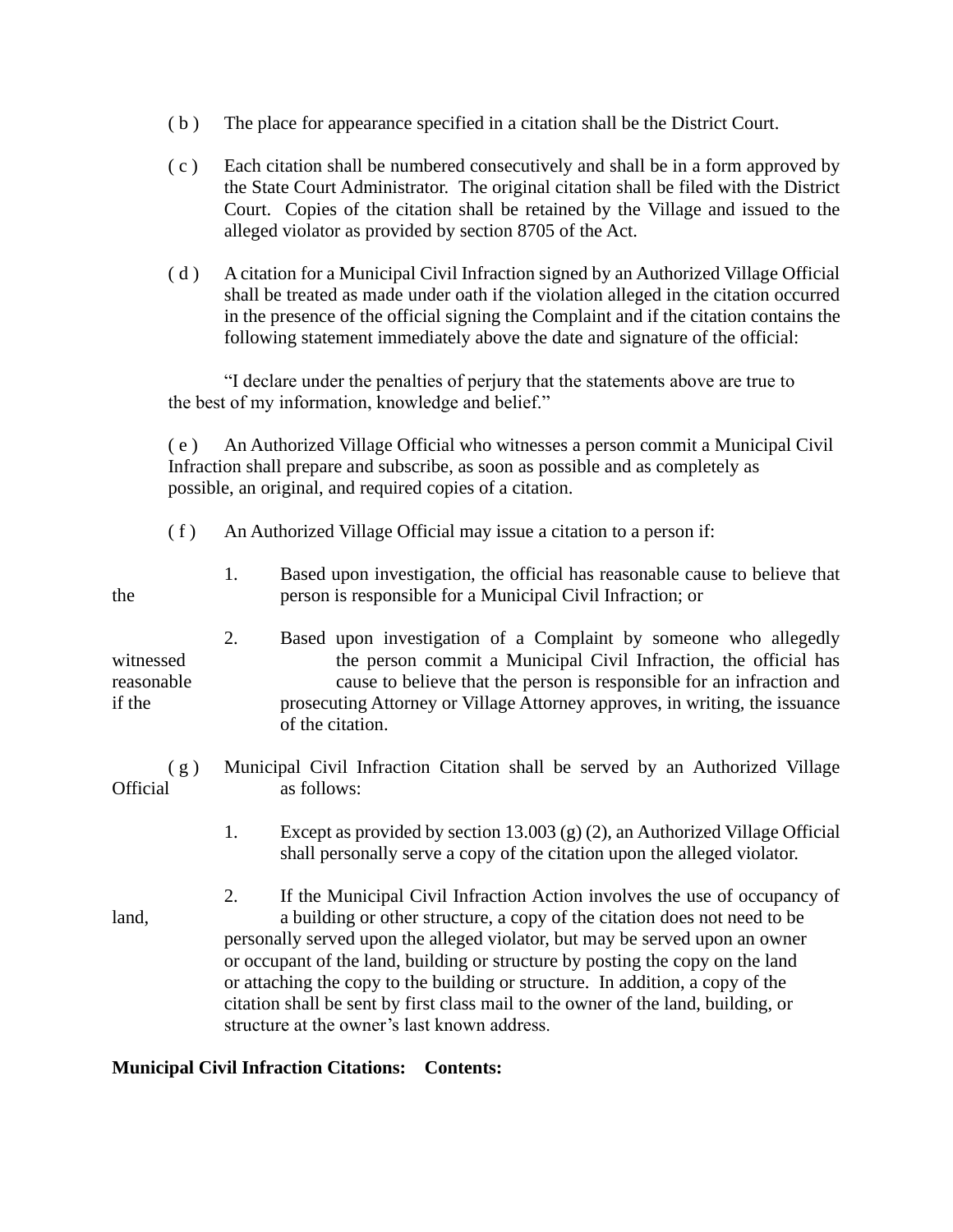( b ) The place for appearance specified in a citation shall be the District Court.

( c ) Each citation shall be numbered consecutively and shall be in a form approved by the State Court Administrator. The original citation shall be filed with the District Court. Copies of the citation shall be retained by the Village and issued to the alleged violator as provided by section 8705 of the Act.

( d ) A citation for a Municipal Civil Infraction signed by an Authorized Village Official shall be treated as made under oath if the violation alleged in the citation occurred in the presence of the official signing the Complaint and if the citation contains the following statement immediately above the date and signature of the official:

"I declare under the penalties of perjury that the statements above are true to the best of my information, knowledge and belief."

( e ) An Authorized Village Official who witnesses a person commit a Municipal Civil Infraction shall prepare and subscribe, as soon as possible and as completely as possible, an original, and required copies of a citation.

( f ) An Authorized Village Official may issue a citation to a person if:

1. Based upon investigation, the official has reasonable cause to believe that the person is responsible for a Municipal Civil Infraction; or

2. Based upon investigation of a Complaint by someone who allegedly witnessed the person commit a Municipal Civil Infraction, the official has reasonable cause to believe that the person is responsible for an infraction and if the prosecuting Attorney or Village Attorney approves, in writing, the issuance of the citation.

( g ) Municipal Civil Infraction Citation shall be served by an Authorized Village Official as follows:

1. Except as provided by section 13.003 (g) (2), an Authorized Village Official shall personally serve a copy of the citation upon the alleged violator.

2. If the Municipal Civil Infraction Action involves the use of occupancy of land, a building or other structure, a copy of the citation does not need to be personally served upon the alleged violator, but may be served upon an owner or occupant of the land, building or structure by posting the copy on the land or attaching the copy to the building or structure. In addition, a copy of the citation shall be sent by first class mail to the owner of the land, building, or structure at the owner's last known address.

**Municipal Civil Infraction Citations: Contents:**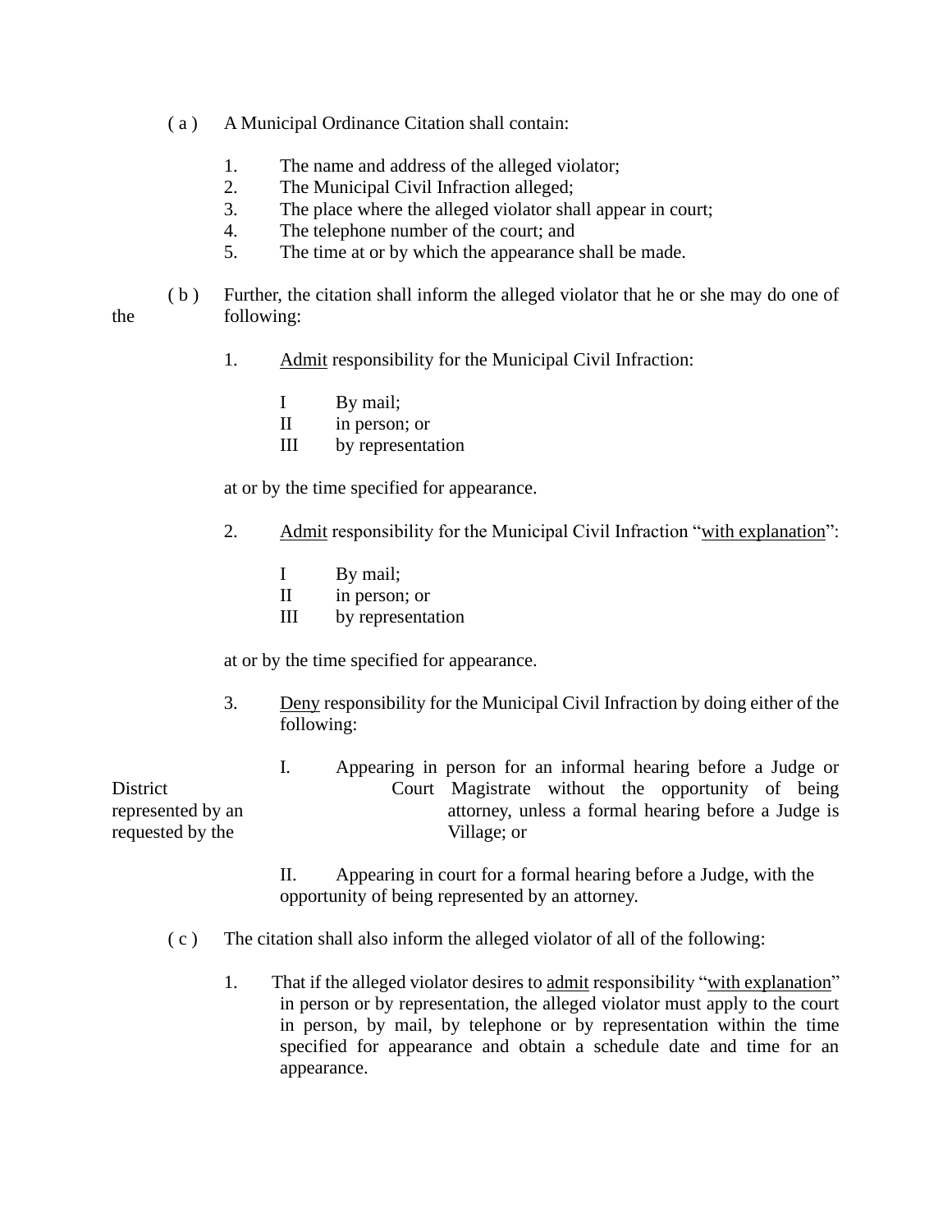( a ) A Municipal Ordinance Citation shall contain:

1. The name and address of the alleged violator;
2. The Municipal Civil Infraction alleged;
3. The place where the alleged violator shall appear in court;
4. The telephone number of the court; and
5. The time at or by which the appearance shall be made.

( b ) Further, the citation shall inform the alleged violator that he or she may do one of the following:

1. Admit responsibility for the Municipal Civil Infraction:

   I By mail;
   II in person; or
   III by representation

   at or by the time specified for appearance.

2. Admit responsibility for the Municipal Civil Infraction "with explanation":

   I By mail;
   II in person; or
   III by representation

   at or by the time specified for appearance.

3. Deny responsibility for the Municipal Civil Infraction by doing either of the following:

   I. Appearing in person for an informal hearing before a Judge or District Court Magistrate without the opportunity of being represented by an attorney, unless a formal hearing before a Judge is requested by the Village; or

   II. Appearing in court for a formal hearing before a Judge, with the opportunity of being represented by an attorney.

( c ) The citation shall also inform the alleged violator of all of the following:

1. That if the alleged violator desires to admit responsibility "with explanation" in person or by representation, the alleged violator must apply to the court in person, by mail, by telephone or by representation within the time specified for appearance and obtain a schedule date and time for an appearance.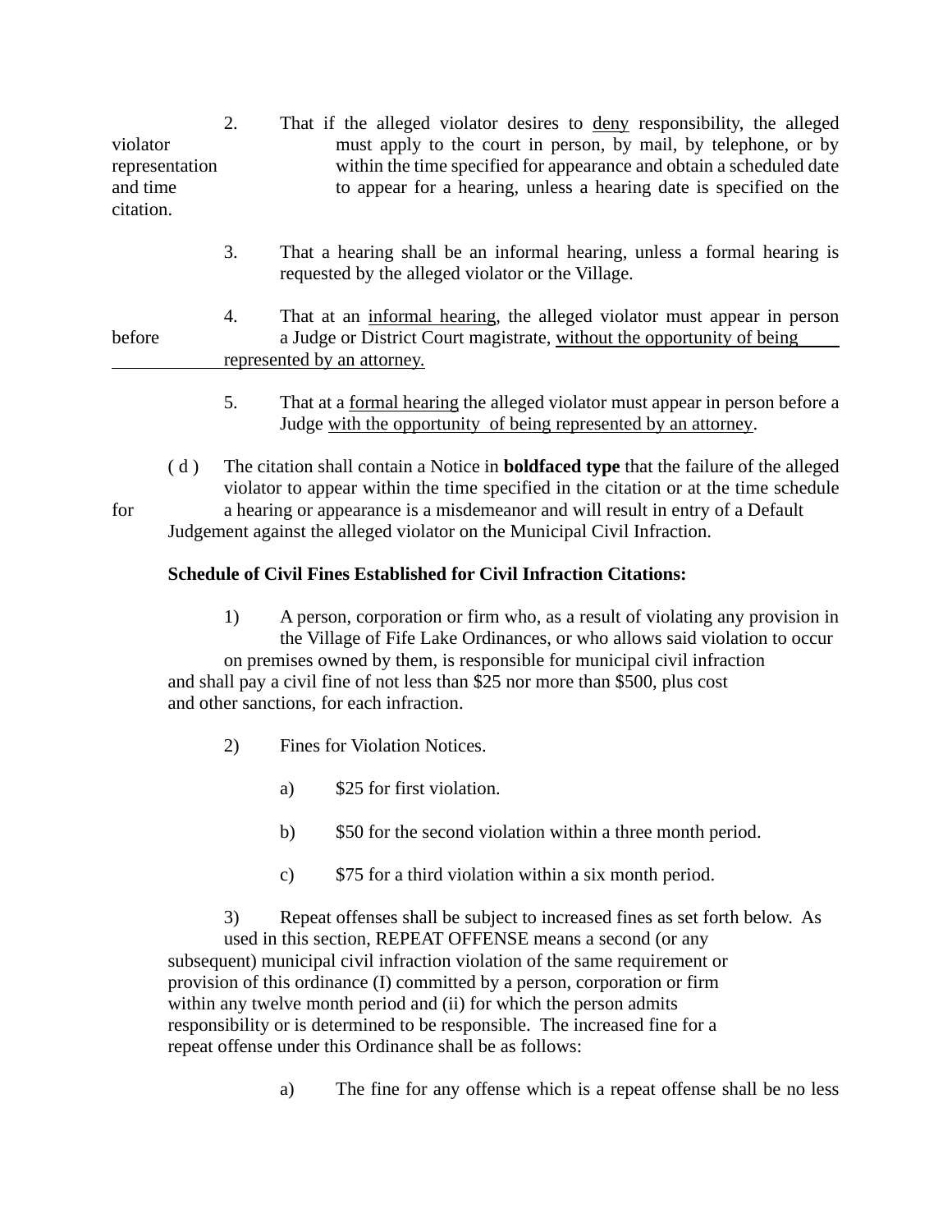2. That if the alleged violator desires to <u>deny</u> responsibility, the alleged violator must apply to the court in person, by mail, by telephone, or by representation within the time specified for appearance and obtain a scheduled date and time to appear for a hearing, unless a hearing date is specified on the citation.

3. That a hearing shall be an informal hearing, unless a formal hearing is requested by the alleged violator or the Village.

4. That at an <u>informal hearing</u>, the alleged violator must appear in person before a Judge or District Court magistrate, <u>without the opportunity of being represented by an attorney.</u>

5. That at a <u>formal hearing</u> the alleged violator must appear in person before a Judge <u>with the opportunity of being represented by an attorney</u>.

( d ) The citation shall contain a Notice in **boldfaced type** that the failure of the alleged violator to appear within the time specified in the citation or at the time schedule for a hearing or appearance is a misdemeanor and will result in entry of a Default Judgement against the alleged violator on the Municipal Civil Infraction.

**Schedule of Civil Fines Established for Civil Infraction Citations:**

1) A person, corporation or firm who, as a result of violating any provision in the Village of Fife Lake Ordinances, or who allows said violation to occur on premises owned by them, is responsible for municipal civil infraction and shall pay a civil fine of not less than $25 nor more than $500, plus cost and other sanctions, for each infraction.

2) Fines for Violation Notices.

a) $25 for first violation.

b) $50 for the second violation within a three month period.

c) $75 for a third violation within a six month period.

3) Repeat offenses shall be subject to increased fines as set forth below. As used in this section, REPEAT OFFENSE means a second (or any subsequent) municipal civil infraction violation of the same requirement or provision of this ordinance (I) committed by a person, corporation or firm within any twelve month period and (ii) for which the person admits responsibility or is determined to be responsible. The increased fine for a repeat offense under this Ordinance shall be as follows:

a) The fine for any offense which is a repeat offense shall be no less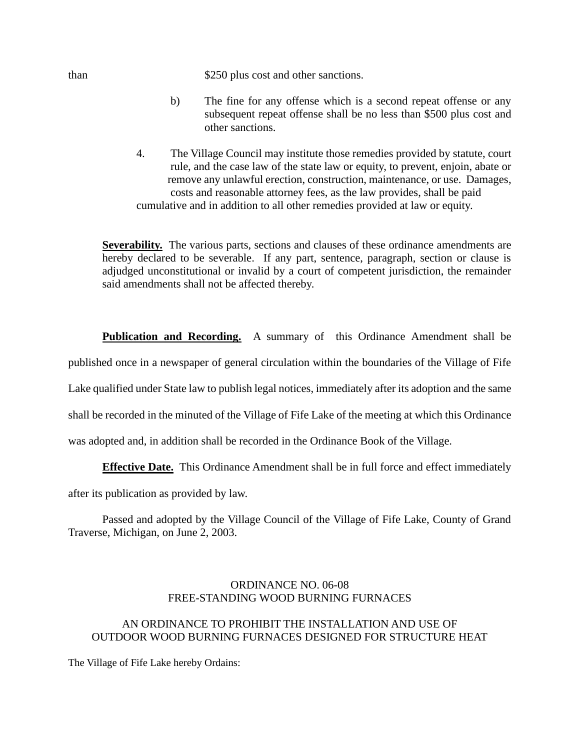than $250 plus cost and other sanctions.

b) The fine for any offense which is a second repeat offense or any subsequent repeat offense shall be no less than $500 plus cost and other sanctions.

4. The Village Council may institute those remedies provided by statute, court rule, and the case law of the state law or equity, to prevent, enjoin, abate or remove any unlawful erection, construction, maintenance, or use. Damages, costs and reasonable attorney fees, as the law provides, shall be paid cumulative and in addition to all other remedies provided at law or equity.

**Severability.** The various parts, sections and clauses of these ordinance amendments are hereby declared to be severable. If any part, sentence, paragraph, section or clause is adjudged unconstitutional or invalid by a court of competent jurisdiction, the remainder said amendments shall not be affected thereby.

**Publication and Recording.** A summary of this Ordinance Amendment shall be published once in a newspaper of general circulation within the boundaries of the Village of Fife Lake qualified under State law to publish legal notices, immediately after its adoption and the same shall be recorded in the minuted of the Village of Fife Lake of the meeting at which this Ordinance was adopted and, in addition shall be recorded in the Ordinance Book of the Village.

**Effective Date.** This Ordinance Amendment shall be in full force and effect immediately after its publication as provided by law.

Passed and adopted by the Village Council of the Village of Fife Lake, County of Grand Traverse, Michigan, on June 2, 2003.

## ORDINANCE NO. 06-08
## FREE-STANDING WOOD BURNING FURNACES

### AN ORDINANCE TO PROHIBIT THE INSTALLATION AND USE OF OUTDOOR WOOD BURNING FURNACES DESIGNED FOR STRUCTURE HEAT

The Village of Fife Lake hereby Ordains: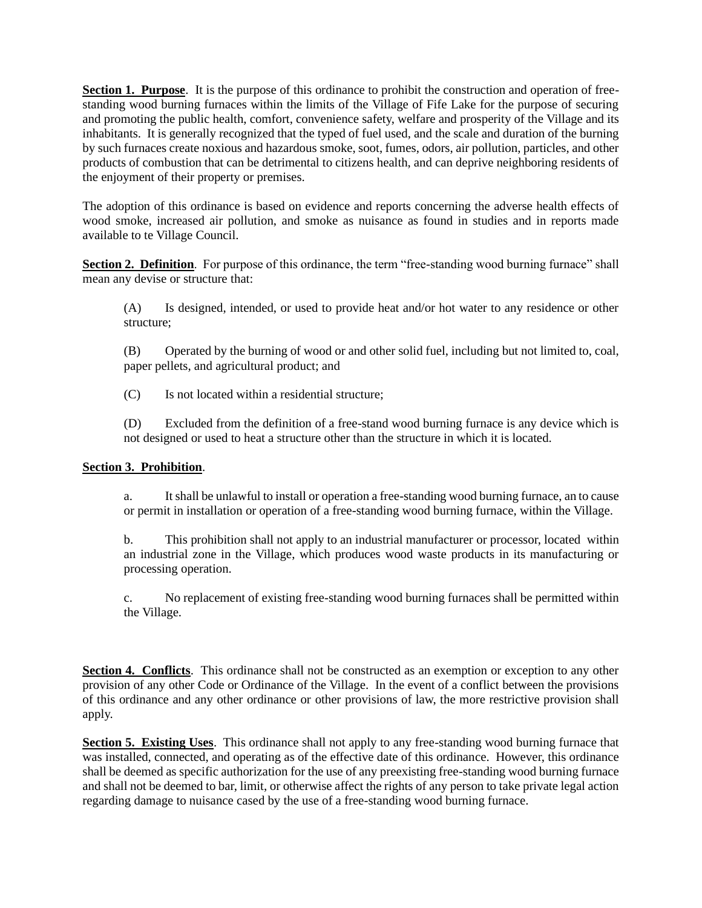**Section 1. Purpose**. It is the purpose of this ordinance to prohibit the construction and operation of free-standing wood burning furnaces within the limits of the Village of Fife Lake for the purpose of securing and promoting the public health, comfort, convenience safety, welfare and prosperity of the Village and its inhabitants. It is generally recognized that the typed of fuel used, and the scale and duration of the burning by such furnaces create noxious and hazardous smoke, soot, fumes, odors, air pollution, particles, and other products of combustion that can be detrimental to citizens health, and can deprive neighboring residents of the enjoyment of their property or premises.

The adoption of this ordinance is based on evidence and reports concerning the adverse health effects of wood smoke, increased air pollution, and smoke as nuisance as found in studies and in reports made available to te Village Council.

**Section 2. Definition**. For purpose of this ordinance, the term "free-standing wood burning furnace" shall mean any devise or structure that:

(A) Is designed, intended, or used to provide heat and/or hot water to any residence or other structure;

(B) Operated by the burning of wood or and other solid fuel, including but not limited to, coal, paper pellets, and agricultural product; and

(C) Is not located within a residential structure;

(D) Excluded from the definition of a free-stand wood burning furnace is any device which is not designed or used to heat a structure other than the structure in which it is located.

**Section 3. Prohibition**.

a. It shall be unlawful to install or operation a free-standing wood burning furnace, an to cause or permit in installation or operation of a free-standing wood burning furnace, within the Village.

b. This prohibition shall not apply to an industrial manufacturer or processor, located within an industrial zone in the Village, which produces wood waste products in its manufacturing or processing operation.

c. No replacement of existing free-standing wood burning furnaces shall be permitted within the Village.

**Section 4. Conflicts**. This ordinance shall not be constructed as an exemption or exception to any other provision of any other Code or Ordinance of the Village. In the event of a conflict between the provisions of this ordinance and any other ordinance or other provisions of law, the more restrictive provision shall apply.

**Section 5. Existing Uses**. This ordinance shall not apply to any free-standing wood burning furnace that was installed, connected, and operating as of the effective date of this ordinance. However, this ordinance shall be deemed as specific authorization for the use of any preexisting free-standing wood burning furnace and shall not be deemed to bar, limit, or otherwise affect the rights of any person to take private legal action regarding damage to nuisance cased by the use of a free-standing wood burning furnace.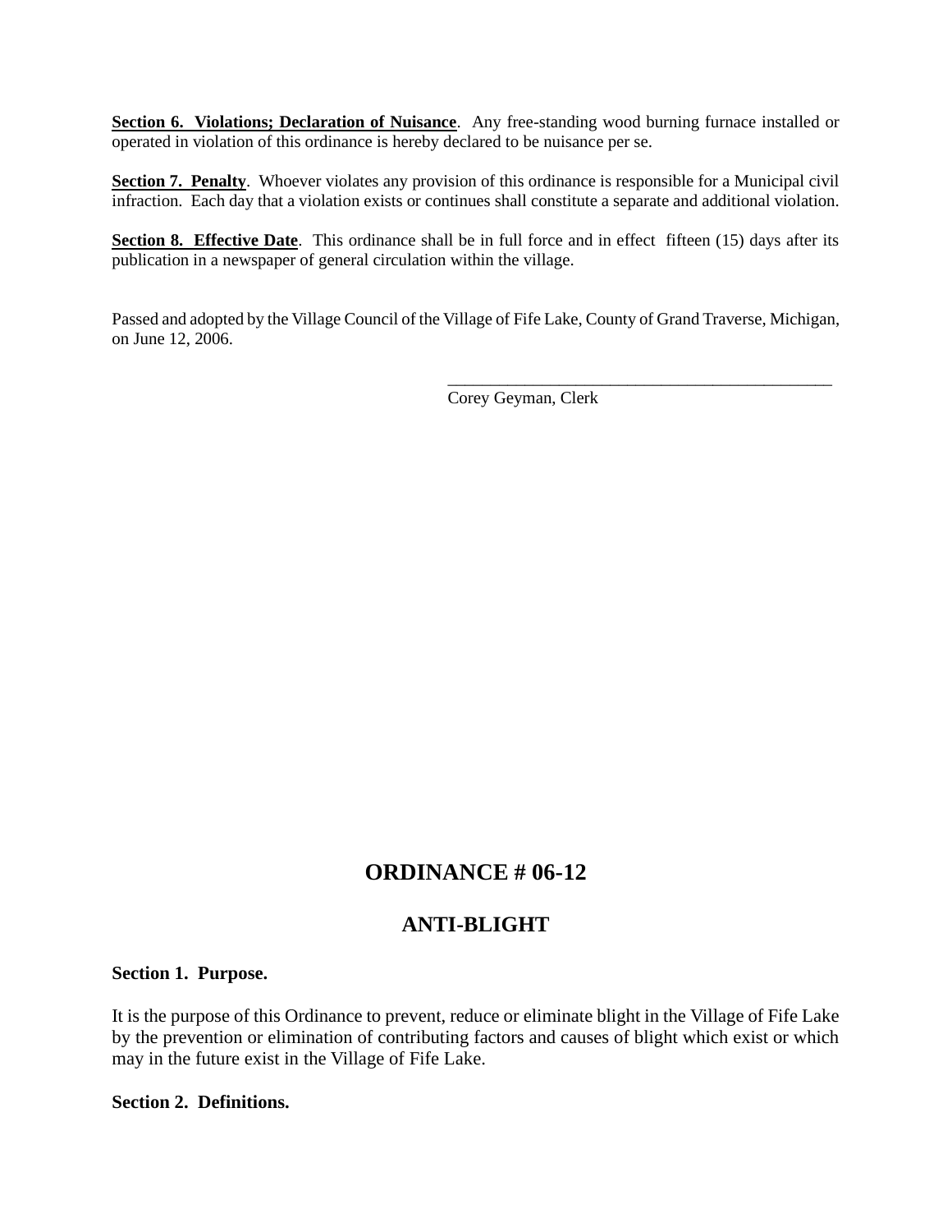**Section 6. Violations; Declaration of Nuisance**. Any free-standing wood burning furnace installed or operated in violation of this ordinance is hereby declared to be nuisance per se.

**Section 7. Penalty**. Whoever violates any provision of this ordinance is responsible for a Municipal civil infraction. Each day that a violation exists or continues shall constitute a separate and additional violation.

**Section 8. Effective Date**. This ordinance shall be in full force and in effect fifteen (15) days after its publication in a newspaper of general circulation within the village.

Passed and adopted by the Village Council of the Village of Fife Lake, County of Grand Traverse, Michigan, on June 12, 2006.

\_\_\_\_\_\_\_\_\_\_\_\_\_\_\_\_\_\_\_\_\_\_\_\_\_\_\_\_\_\_\_\_\_\_\_\_\_\_\_\_\_\_\_\_\_\_
Corey Geyman, Clerk

# ORDINANCE # 06-12

# ANTI-BLIGHT

**Section 1. Purpose.**

It is the purpose of this Ordinance to prevent, reduce or eliminate blight in the Village of Fife Lake by the prevention or elimination of contributing factors and causes of blight which exist or which may in the future exist in the Village of Fife Lake.

**Section 2. Definitions.**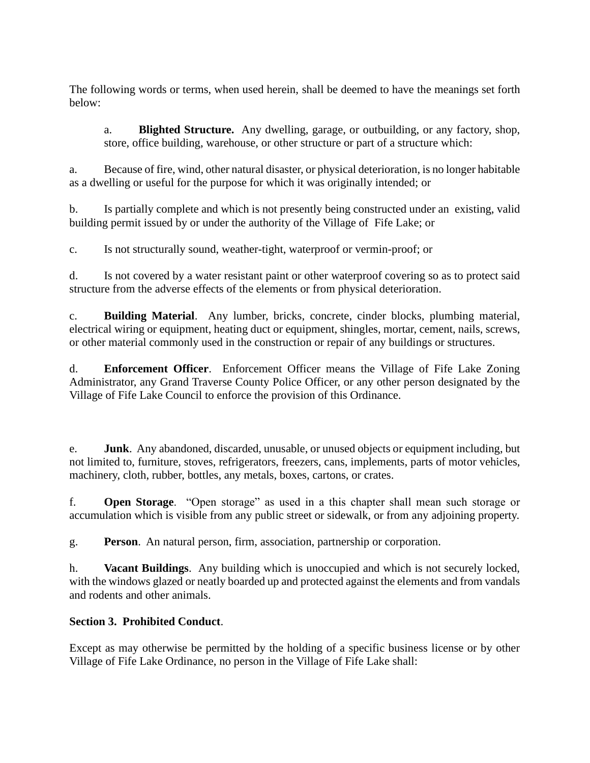The following words or terms, when used herein, shall be deemed to have the meanings set forth below:

a. **Blighted Structure.** Any dwelling, garage, or outbuilding, or any factory, shop, store, office building, warehouse, or other structure or part of a structure which:

a. Because of fire, wind, other natural disaster, or physical deterioration, is no longer habitable as a dwelling or useful for the purpose for which it was originally intended; or

b. Is partially complete and which is not presently being constructed under an existing, valid building permit issued by or under the authority of the Village of Fife Lake; or

c. Is not structurally sound, weather-tight, waterproof or vermin-proof; or

d. Is not covered by a water resistant paint or other waterproof covering so as to protect said structure from the adverse effects of the elements or from physical deterioration.

c. **Building Material**. Any lumber, bricks, concrete, cinder blocks, plumbing material, electrical wiring or equipment, heating duct or equipment, shingles, mortar, cement, nails, screws, or other material commonly used in the construction or repair of any buildings or structures.

d. **Enforcement Officer**. Enforcement Officer means the Village of Fife Lake Zoning Administrator, any Grand Traverse County Police Officer, or any other person designated by the Village of Fife Lake Council to enforce the provision of this Ordinance.

e. **Junk**. Any abandoned, discarded, unusable, or unused objects or equipment including, but not limited to, furniture, stoves, refrigerators, freezers, cans, implements, parts of motor vehicles, machinery, cloth, rubber, bottles, any metals, boxes, cartons, or crates.

f. **Open Storage**. "Open storage" as used in a this chapter shall mean such storage or accumulation which is visible from any public street or sidewalk, or from any adjoining property.

g. **Person**. An natural person, firm, association, partnership or corporation.

h. **Vacant Buildings**. Any building which is unoccupied and which is not securely locked, with the windows glazed or neatly boarded up and protected against the elements and from vandals and rodents and other animals.

**Section 3. Prohibited Conduct**.

Except as may otherwise be permitted by the holding of a specific business license or by other Village of Fife Lake Ordinance, no person in the Village of Fife Lake shall: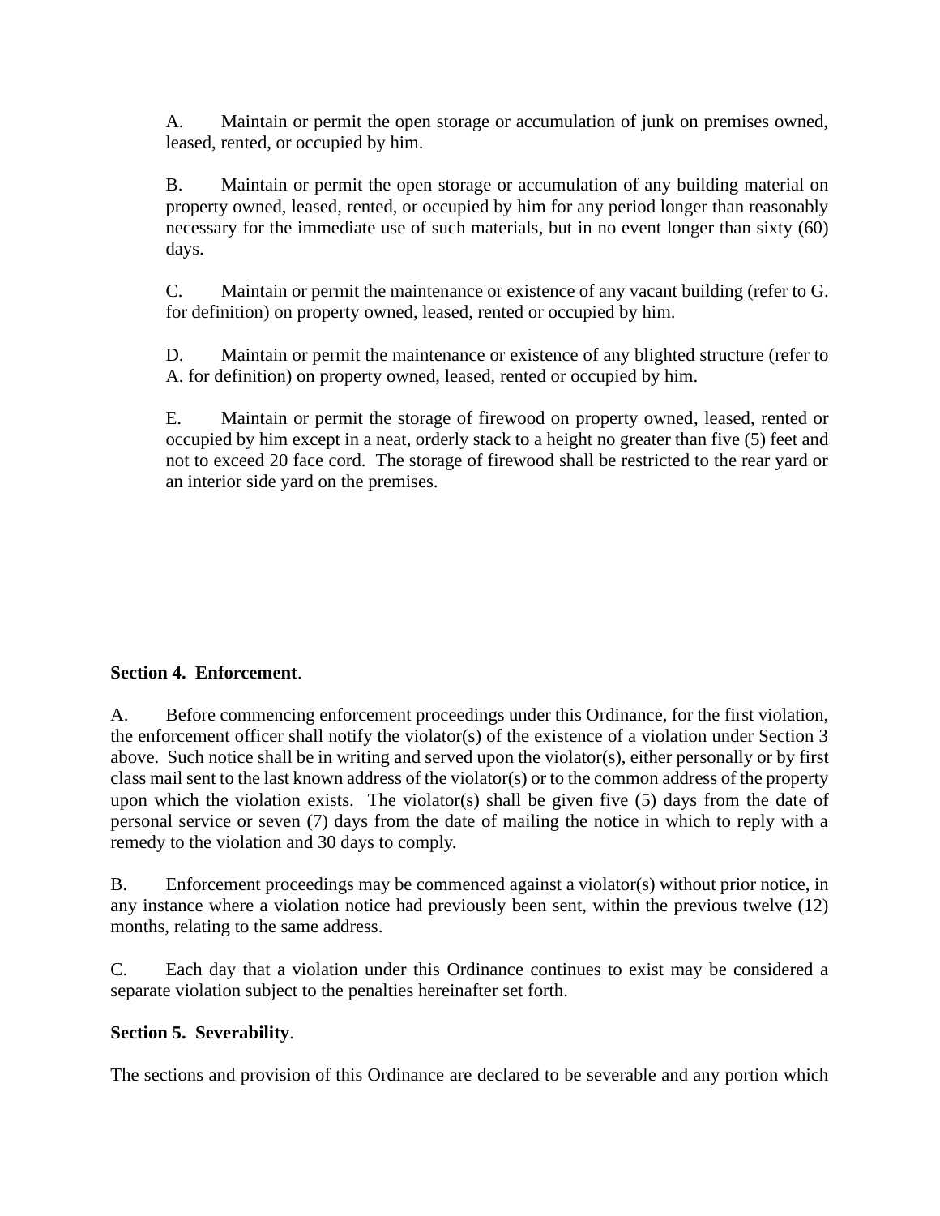A. Maintain or permit the open storage or accumulation of junk on premises owned, leased, rented, or occupied by him.

B. Maintain or permit the open storage or accumulation of any building material on property owned, leased, rented, or occupied by him for any period longer than reasonably necessary for the immediate use of such materials, but in no event longer than sixty (60) days.

C. Maintain or permit the maintenance or existence of any vacant building (refer to G. for definition) on property owned, leased, rented or occupied by him.

D. Maintain or permit the maintenance or existence of any blighted structure (refer to A. for definition) on property owned, leased, rented or occupied by him.

E. Maintain or permit the storage of firewood on property owned, leased, rented or occupied by him except in a neat, orderly stack to a height no greater than five (5) feet and not to exceed 20 face cord. The storage of firewood shall be restricted to the rear yard or an interior side yard on the premises.

**Section 4. Enforcement**.

A. Before commencing enforcement proceedings under this Ordinance, for the first violation, the enforcement officer shall notify the violator(s) of the existence of a violation under Section 3 above. Such notice shall be in writing and served upon the violator(s), either personally or by first class mail sent to the last known address of the violator(s) or to the common address of the property upon which the violation exists. The violator(s) shall be given five (5) days from the date of personal service or seven (7) days from the date of mailing the notice in which to reply with a remedy to the violation and 30 days to comply.

B. Enforcement proceedings may be commenced against a violator(s) without prior notice, in any instance where a violation notice had previously been sent, within the previous twelve (12) months, relating to the same address.

C. Each day that a violation under this Ordinance continues to exist may be considered a separate violation subject to the penalties hereinafter set forth.

**Section 5. Severability**.

The sections and provision of this Ordinance are declared to be severable and any portion which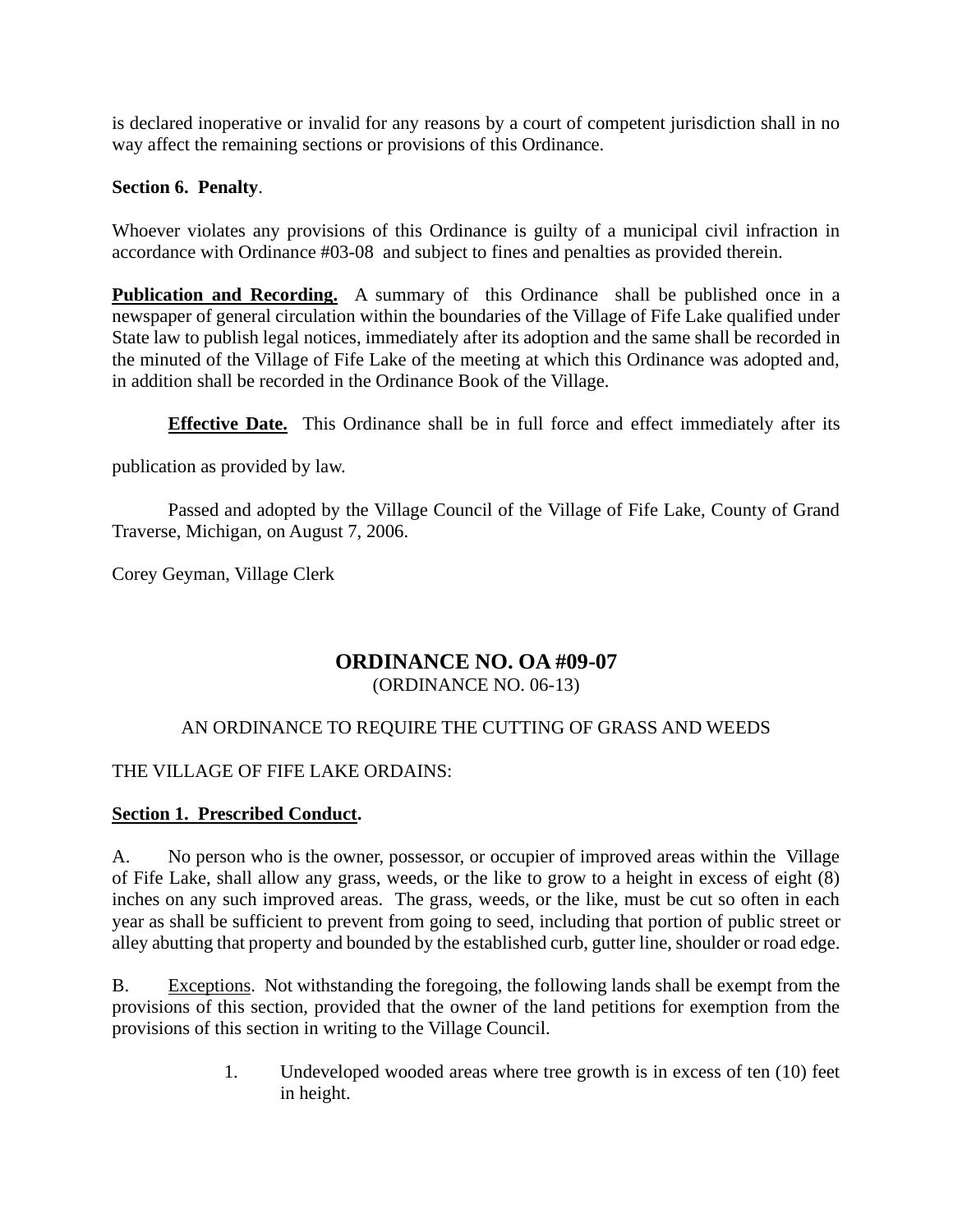is declared inoperative or invalid for any reasons by a court of competent jurisdiction shall in no way affect the remaining sections or provisions of this Ordinance.

**Section 6. Penalty**.

Whoever violates any provisions of this Ordinance is guilty of a municipal civil infraction in accordance with Ordinance #03-08 and subject to fines and penalties as provided therein.

**Publication and Recording.** A summary of this Ordinance shall be published once in a newspaper of general circulation within the boundaries of the Village of Fife Lake qualified under State law to publish legal notices, immediately after its adoption and the same shall be recorded in the minuted of the Village of Fife Lake of the meeting at which this Ordinance was adopted and, in addition shall be recorded in the Ordinance Book of the Village.

**Effective Date.** This Ordinance shall be in full force and effect immediately after its publication as provided by law.

Passed and adopted by the Village Council of the Village of Fife Lake, County of Grand Traverse, Michigan, on August 7, 2006.

Corey Geyman, Village Clerk

# ORDINANCE NO. OA #09-07

(ORDINANCE NO. 06-13)

AN ORDINANCE TO REQUIRE THE CUTTING OF GRASS AND WEEDS

THE VILLAGE OF FIFE LAKE ORDAINS:

**Section 1. Prescribed Conduct.**

A. No person who is the owner, possessor, or occupier of improved areas within the Village of Fife Lake, shall allow any grass, weeds, or the like to grow to a height in excess of eight (8) inches on any such improved areas. The grass, weeds, or the like, must be cut so often in each year as shall be sufficient to prevent from going to seed, including that portion of public street or alley abutting that property and bounded by the established curb, gutter line, shoulder or road edge.

B. Exceptions. Not withstanding the foregoing, the following lands shall be exempt from the provisions of this section, provided that the owner of the land petitions for exemption from the provisions of this section in writing to the Village Council.

1. Undeveloped wooded areas where tree growth is in excess of ten (10) feet in height.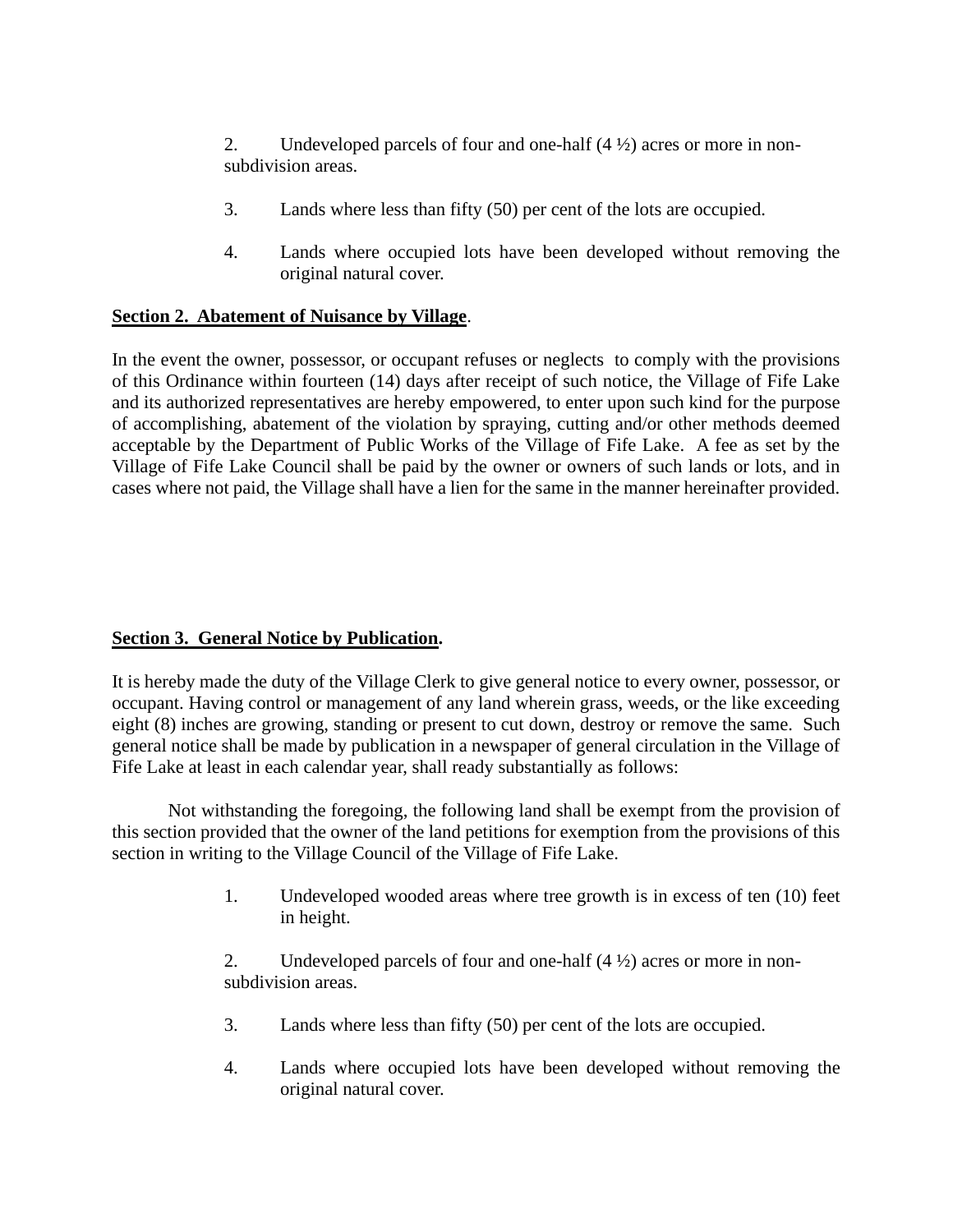2. Undeveloped parcels of four and one-half (4 ½) acres or more in non-subdivision areas.

3. Lands where less than fifty (50) per cent of the lots are occupied.

4. Lands where occupied lots have been developed without removing the original natural cover.

**Section 2. Abatement of Nuisance by Village.**

In the event the owner, possessor, or occupant refuses or neglects to comply with the provisions of this Ordinance within fourteen (14) days after receipt of such notice, the Village of Fife Lake and its authorized representatives are hereby empowered, to enter upon such kind for the purpose of accomplishing, abatement of the violation by spraying, cutting and/or other methods deemed acceptable by the Department of Public Works of the Village of Fife Lake. A fee as set by the Village of Fife Lake Council shall be paid by the owner or owners of such lands or lots, and in cases where not paid, the Village shall have a lien for the same in the manner hereinafter provided.

**Section 3. General Notice by Publication.**

It is hereby made the duty of the Village Clerk to give general notice to every owner, possessor, or occupant. Having control or management of any land wherein grass, weeds, or the like exceeding eight (8) inches are growing, standing or present to cut down, destroy or remove the same. Such general notice shall be made by publication in a newspaper of general circulation in the Village of Fife Lake at least in each calendar year, shall ready substantially as follows:

Not withstanding the foregoing, the following land shall be exempt from the provision of this section provided that the owner of the land petitions for exemption from the provisions of this section in writing to the Village Council of the Village of Fife Lake.

1. Undeveloped wooded areas where tree growth is in excess of ten (10) feet in height.

2. Undeveloped parcels of four and one-half (4 ½) acres or more in non-subdivision areas.

3. Lands where less than fifty (50) per cent of the lots are occupied.

4. Lands where occupied lots have been developed without removing the original natural cover.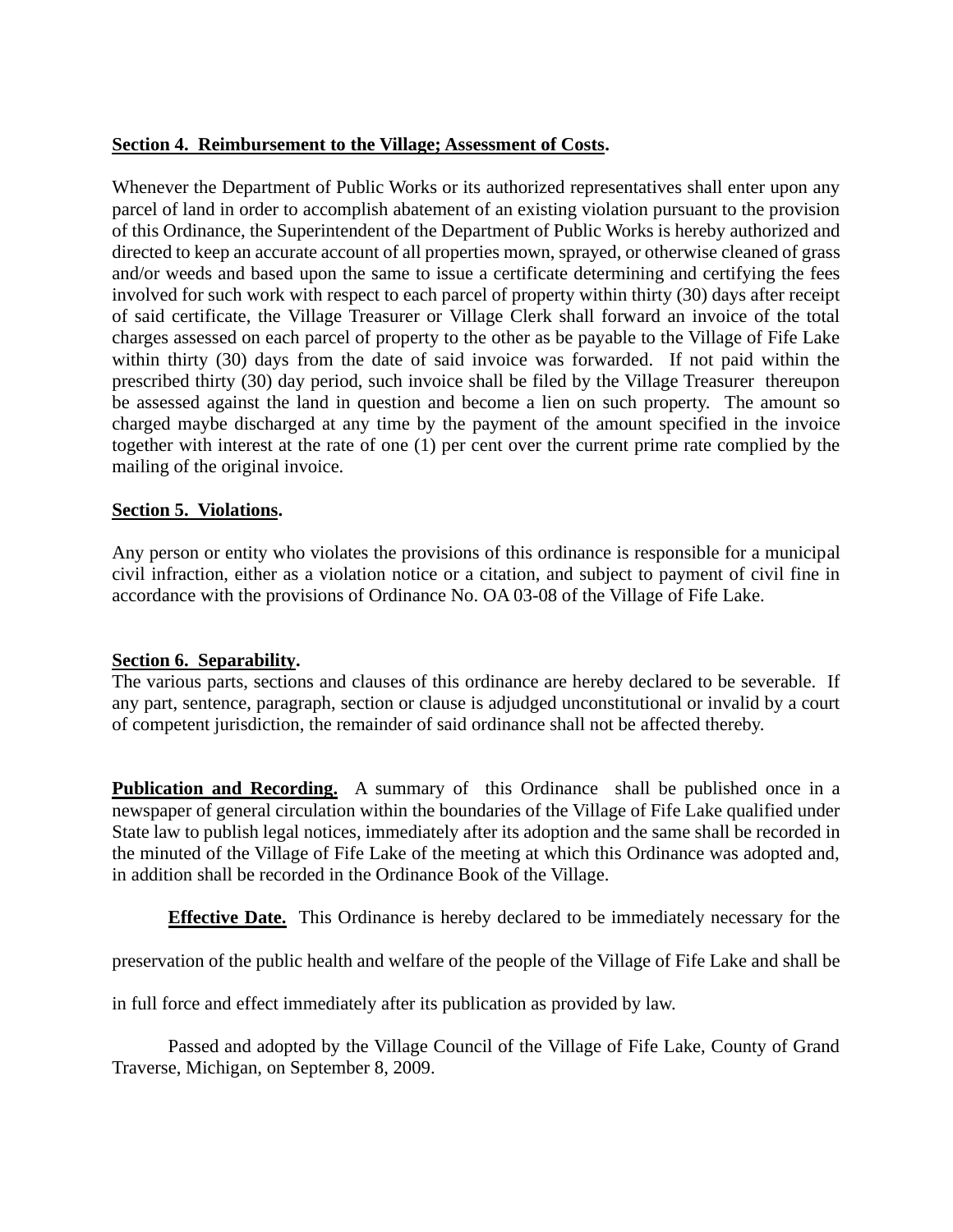**Section 4. Reimbursement to the Village; Assessment of Costs.**

Whenever the Department of Public Works or its authorized representatives shall enter upon any parcel of land in order to accomplish abatement of an existing violation pursuant to the provision of this Ordinance, the Superintendent of the Department of Public Works is hereby authorized and directed to keep an accurate account of all properties mown, sprayed, or otherwise cleaned of grass and/or weeds and based upon the same to issue a certificate determining and certifying the fees involved for such work with respect to each parcel of property within thirty (30) days after receipt of said certificate, the Village Treasurer or Village Clerk shall forward an invoice of the total charges assessed on each parcel of property to the other as be payable to the Village of Fife Lake within thirty (30) days from the date of said invoice was forwarded. If not paid within the prescribed thirty (30) day period, such invoice shall be filed by the Village Treasurer thereupon be assessed against the land in question and become a lien on such property. The amount so charged maybe discharged at any time by the payment of the amount specified in the invoice together with interest at the rate of one (1) per cent over the current prime rate complied by the mailing of the original invoice.

**Section 5. Violations.**

Any person or entity who violates the provisions of this ordinance is responsible for a municipal civil infraction, either as a violation notice or a citation, and subject to payment of civil fine in accordance with the provisions of Ordinance No. OA 03-08 of the Village of Fife Lake.

**Section 6. Separability.**

The various parts, sections and clauses of this ordinance are hereby declared to be severable. If any part, sentence, paragraph, section or clause is adjudged unconstitutional or invalid by a court of competent jurisdiction, the remainder of said ordinance shall not be affected thereby.

**Publication and Recording.** A summary of this Ordinance shall be published once in a newspaper of general circulation within the boundaries of the Village of Fife Lake qualified under State law to publish legal notices, immediately after its adoption and the same shall be recorded in the minuted of the Village of Fife Lake of the meeting at which this Ordinance was adopted and, in addition shall be recorded in the Ordinance Book of the Village.

**Effective Date.** This Ordinance is hereby declared to be immediately necessary for the preservation of the public health and welfare of the people of the Village of Fife Lake and shall be in full force and effect immediately after its publication as provided by law.

Passed and adopted by the Village Council of the Village of Fife Lake, County of Grand Traverse, Michigan, on September 8, 2009.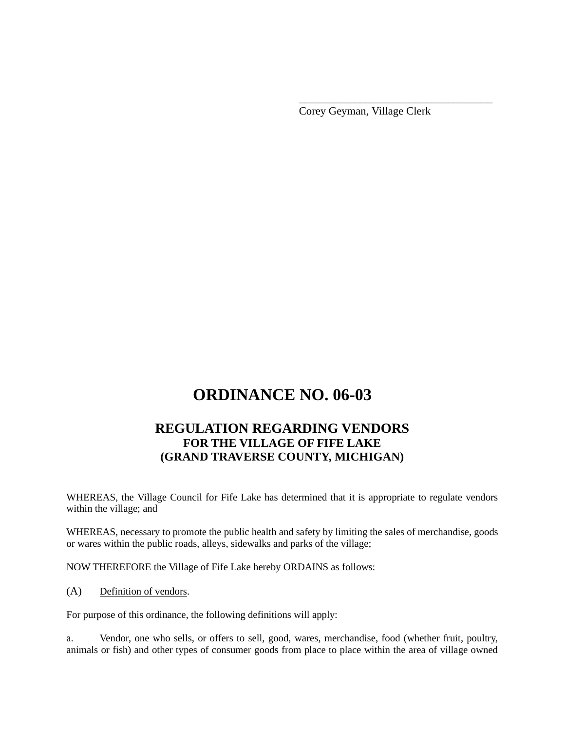\_\_\_\_\_\_\_\_\_\_\_\_\_\_\_\_\_\_\_\_\_\_\_\_\_\_\_\_\_\_\_\_\_\_\_\_
Corey Geyman, Village Clerk

# ORDINANCE NO. 06-03

## REGULATION REGARDING VENDORS
### FOR THE VILLAGE OF FIFE LAKE
### (GRAND TRAVERSE COUNTY, MICHIGAN)

WHEREAS, the Village Council for Fife Lake has determined that it is appropriate to regulate vendors within the village; and

WHEREAS, necessary to promote the public health and safety by limiting the sales of merchandise, goods or wares within the public roads, alleys, sidewalks and parks of the village;

NOW THEREFORE the Village of Fife Lake hereby ORDAINS as follows:

(A) Definition of vendors.

For purpose of this ordinance, the following definitions will apply:

a. Vendor, one who sells, or offers to sell, good, wares, merchandise, food (whether fruit, poultry, animals or fish) and other types of consumer goods from place to place within the area of village owned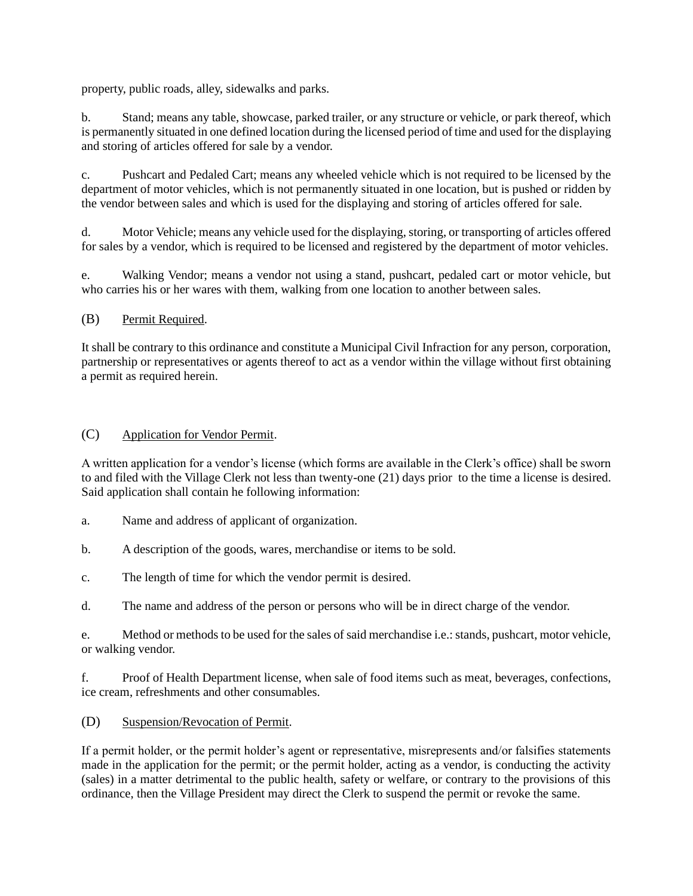property, public roads, alley, sidewalks and parks.

b. Stand; means any table, showcase, parked trailer, or any structure or vehicle, or park thereof, which is permanently situated in one defined location during the licensed period of time and used for the displaying and storing of articles offered for sale by a vendor.

c. Pushcart and Pedaled Cart; means any wheeled vehicle which is not required to be licensed by the department of motor vehicles, which is not permanently situated in one location, but is pushed or ridden by the vendor between sales and which is used for the displaying and storing of articles offered for sale.

d. Motor Vehicle; means any vehicle used for the displaying, storing, or transporting of articles offered for sales by a vendor, which is required to be licensed and registered by the department of motor vehicles.

e. Walking Vendor; means a vendor not using a stand, pushcart, pedaled cart or motor vehicle, but who carries his or her wares with them, walking from one location to another between sales.

(B) Permit Required.

It shall be contrary to this ordinance and constitute a Municipal Civil Infraction for any person, corporation, partnership or representatives or agents thereof to act as a vendor within the village without first obtaining a permit as required herein.

(C) Application for Vendor Permit.

A written application for a vendor's license (which forms are available in the Clerk's office) shall be sworn to and filed with the Village Clerk not less than twenty-one (21) days prior to the time a license is desired. Said application shall contain he following information:

a. Name and address of applicant of organization.

b. A description of the goods, wares, merchandise or items to be sold.

c. The length of time for which the vendor permit is desired.

d. The name and address of the person or persons who will be in direct charge of the vendor.

e. Method or methods to be used for the sales of said merchandise i.e.: stands, pushcart, motor vehicle, or walking vendor.

f. Proof of Health Department license, when sale of food items such as meat, beverages, confections, ice cream, refreshments and other consumables.

(D) Suspension/Revocation of Permit.

If a permit holder, or the permit holder's agent or representative, misrepresents and/or falsifies statements made in the application for the permit; or the permit holder, acting as a vendor, is conducting the activity (sales) in a matter detrimental to the public health, safety or welfare, or contrary to the provisions of this ordinance, then the Village President may direct the Clerk to suspend the permit or revoke the same.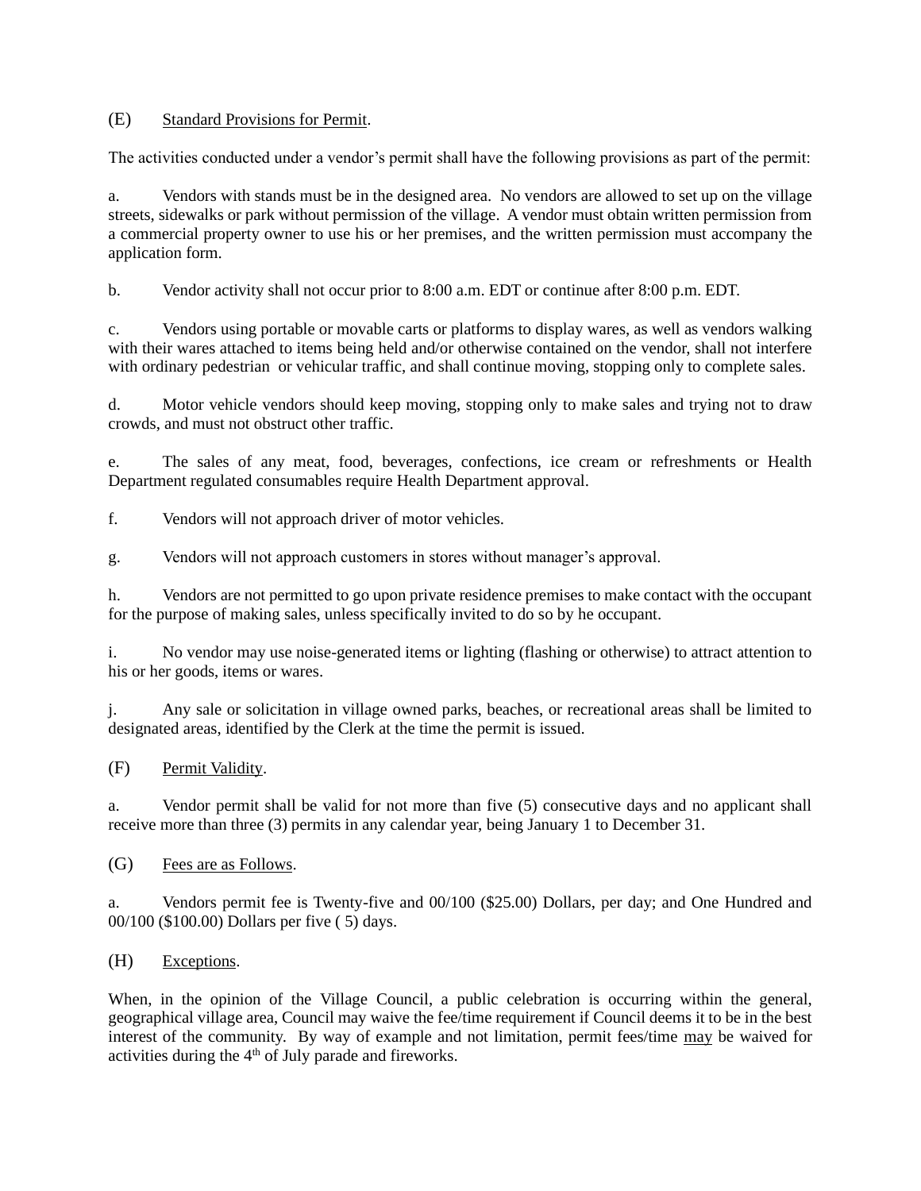(E) Standard Provisions for Permit.

The activities conducted under a vendor's permit shall have the following provisions as part of the permit:

a. Vendors with stands must be in the designed area. No vendors are allowed to set up on the village streets, sidewalks or park without permission of the village. A vendor must obtain written permission from a commercial property owner to use his or her premises, and the written permission must accompany the application form.

b. Vendor activity shall not occur prior to 8:00 a.m. EDT or continue after 8:00 p.m. EDT.

c. Vendors using portable or movable carts or platforms to display wares, as well as vendors walking with their wares attached to items being held and/or otherwise contained on the vendor, shall not interfere with ordinary pedestrian or vehicular traffic, and shall continue moving, stopping only to complete sales.

d. Motor vehicle vendors should keep moving, stopping only to make sales and trying not to draw crowds, and must not obstruct other traffic.

e. The sales of any meat, food, beverages, confections, ice cream or refreshments or Health Department regulated consumables require Health Department approval.

f. Vendors will not approach driver of motor vehicles.

g. Vendors will not approach customers in stores without manager's approval.

h. Vendors are not permitted to go upon private residence premises to make contact with the occupant for the purpose of making sales, unless specifically invited to do so by he occupant.

i. No vendor may use noise-generated items or lighting (flashing or otherwise) to attract attention to his or her goods, items or wares.

j. Any sale or solicitation in village owned parks, beaches, or recreational areas shall be limited to designated areas, identified by the Clerk at the time the permit is issued.

(F) Permit Validity.

a. Vendor permit shall be valid for not more than five (5) consecutive days and no applicant shall receive more than three (3) permits in any calendar year, being January 1 to December 31.

(G) Fees are as Follows.

a. Vendors permit fee is Twenty-five and 00/100 ($25.00) Dollars, per day; and One Hundred and 00/100 ($100.00) Dollars per five ( 5) days.

(H) Exceptions.

When, in the opinion of the Village Council, a public celebration is occurring within the general, geographical village area, Council may waive the fee/time requirement if Council deems it to be in the best interest of the community. By way of example and not limitation, permit fees/time may be waived for activities during the 4th of July parade and fireworks.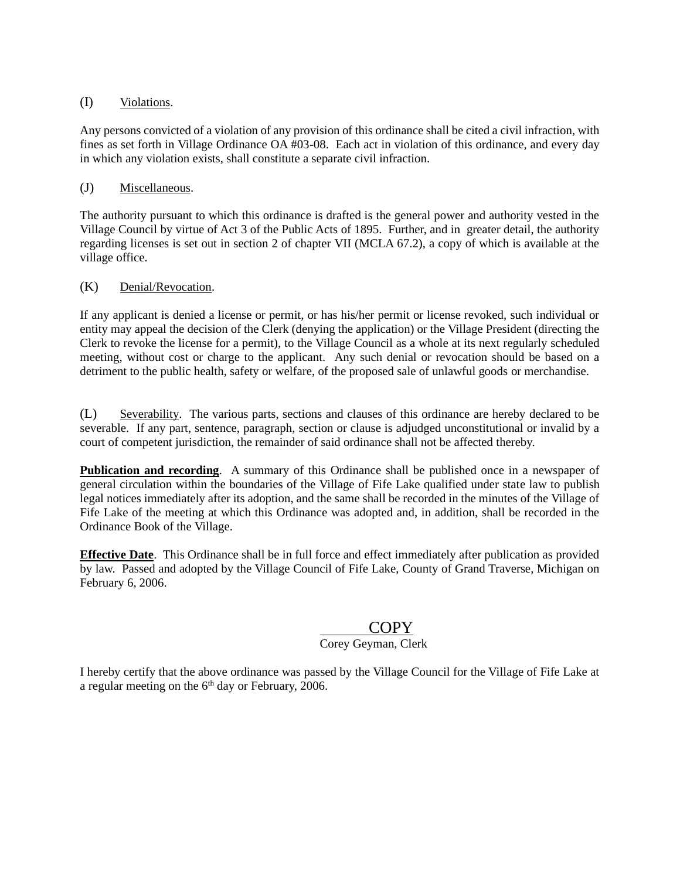(I) Violations.

Any persons convicted of a violation of any provision of this ordinance shall be cited a civil infraction, with fines as set forth in Village Ordinance OA #03-08. Each act in violation of this ordinance, and every day in which any violation exists, shall constitute a separate civil infraction.

(J) Miscellaneous.

The authority pursuant to which this ordinance is drafted is the general power and authority vested in the Village Council by virtue of Act 3 of the Public Acts of 1895. Further, and in greater detail, the authority regarding licenses is set out in section 2 of chapter VII (MCLA 67.2), a copy of which is available at the village office.

(K) Denial/Revocation.

If any applicant is denied a license or permit, or has his/her permit or license revoked, such individual or entity may appeal the decision of the Clerk (denying the application) or the Village President (directing the Clerk to revoke the license for a permit), to the Village Council as a whole at its next regularly scheduled meeting, without cost or charge to the applicant. Any such denial or revocation should be based on a detriment to the public health, safety or welfare, of the proposed sale of unlawful goods or merchandise.

(L) Severability. The various parts, sections and clauses of this ordinance are hereby declared to be severable. If any part, sentence, paragraph, section or clause is adjudged unconstitutional or invalid by a court of competent jurisdiction, the remainder of said ordinance shall not be affected thereby.

**Publication and recording**. A summary of this Ordinance shall be published once in a newspaper of general circulation within the boundaries of the Village of Fife Lake qualified under state law to publish legal notices immediately after its adoption, and the same shall be recorded in the minutes of the Village of Fife Lake of the meeting at which this Ordinance was adopted and, in addition, shall be recorded in the Ordinance Book of the Village.

**Effective Date**. This Ordinance shall be in full force and effect immediately after publication as provided by law. Passed and adopted by the Village Council of Fife Lake, County of Grand Traverse, Michigan on February 6, 2006.

COPY
Corey Geyman, Clerk

I hereby certify that the above ordinance was passed by the Village Council for the Village of Fife Lake at a regular meeting on the 6th day or February, 2006.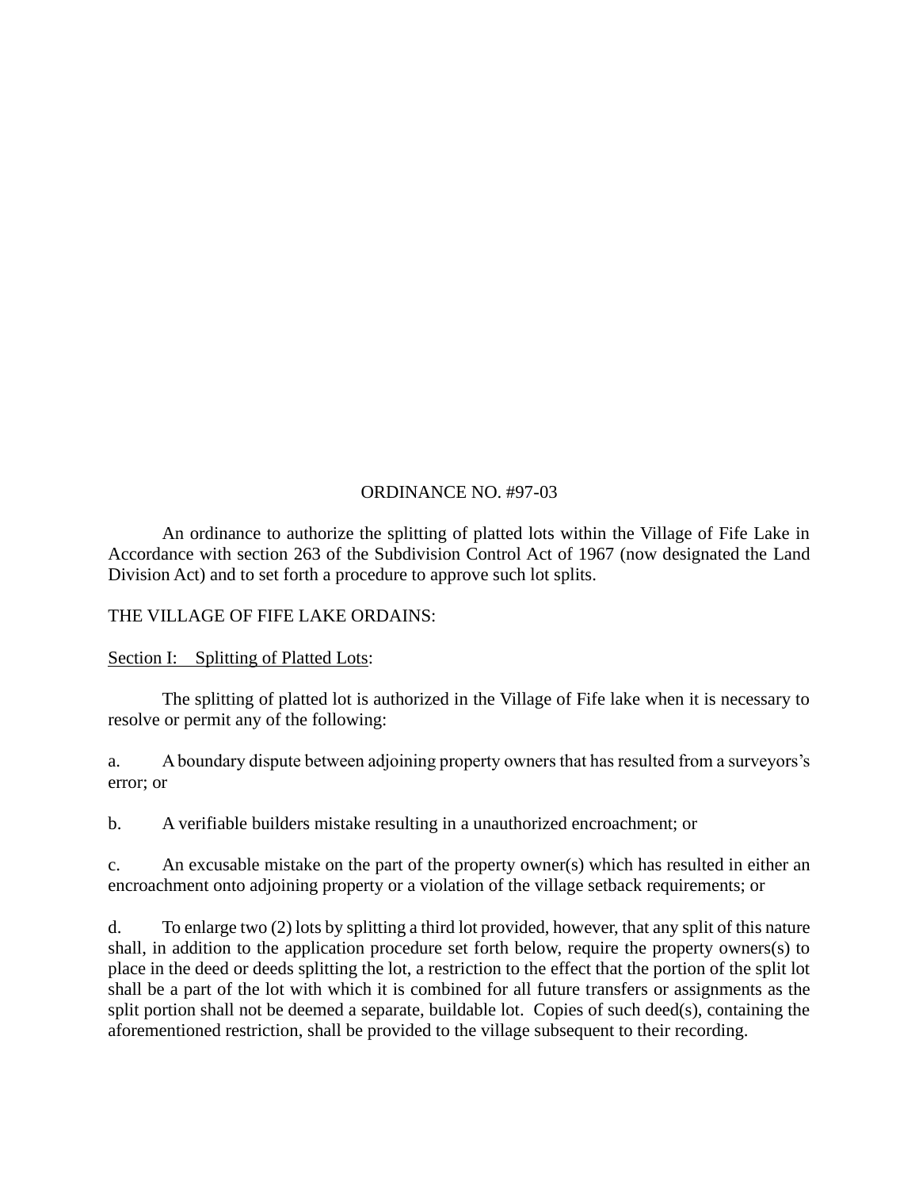ORDINANCE NO. #97-03

An ordinance to authorize the splitting of platted lots within the Village of Fife Lake in Accordance with section 263 of the Subdivision Control Act of 1967 (now designated the Land Division Act) and to set forth a procedure to approve such lot splits.

THE VILLAGE OF FIFE LAKE ORDAINS:

Section I: Splitting of Platted Lots:

The splitting of platted lot is authorized in the Village of Fife lake when it is necessary to resolve or permit any of the following:

a. A boundary dispute between adjoining property owners that has resulted from a surveyors's error; or

b. A verifiable builders mistake resulting in a unauthorized encroachment; or

c. An excusable mistake on the part of the property owner(s) which has resulted in either an encroachment onto adjoining property or a violation of the village setback requirements; or

d. To enlarge two (2) lots by splitting a third lot provided, however, that any split of this nature shall, in addition to the application procedure set forth below, require the property owners(s) to place in the deed or deeds splitting the lot, a restriction to the effect that the portion of the split lot shall be a part of the lot with which it is combined for all future transfers or assignments as the split portion shall not be deemed a separate, buildable lot. Copies of such deed(s), containing the aforementioned restriction, shall be provided to the village subsequent to their recording.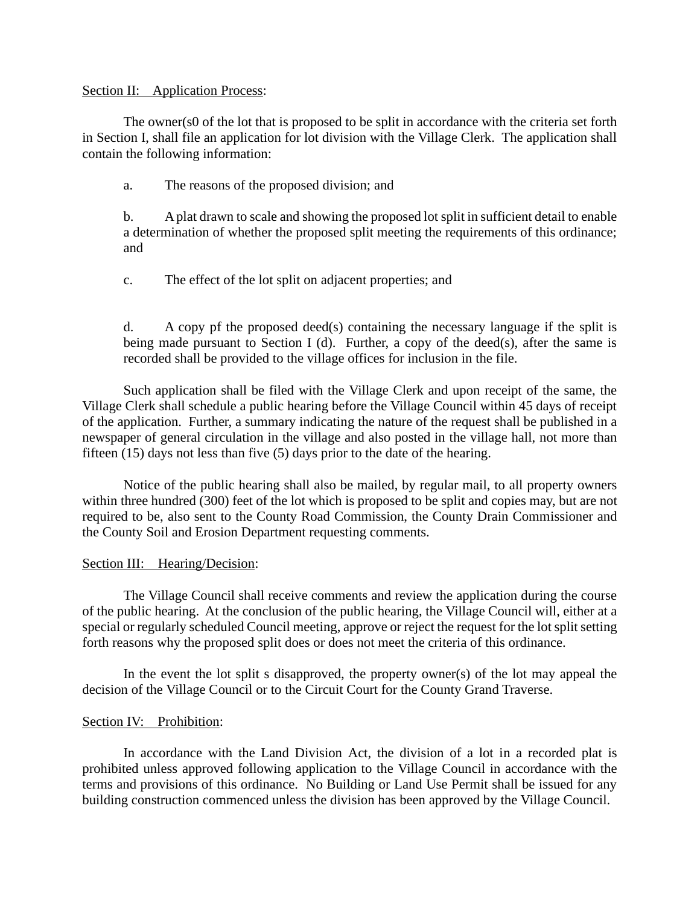Section II: Application Process:

The owner(s0 of the lot that is proposed to be split in accordance with the criteria set forth in Section I, shall file an application for lot division with the Village Clerk. The application shall contain the following information:

a. The reasons of the proposed division; and

b. A plat drawn to scale and showing the proposed lot split in sufficient detail to enable a determination of whether the proposed split meeting the requirements of this ordinance; and

c. The effect of the lot split on adjacent properties; and

d. A copy pf the proposed deed(s) containing the necessary language if the split is being made pursuant to Section I (d). Further, a copy of the deed(s), after the same is recorded shall be provided to the village offices for inclusion in the file.

Such application shall be filed with the Village Clerk and upon receipt of the same, the Village Clerk shall schedule a public hearing before the Village Council within 45 days of receipt of the application. Further, a summary indicating the nature of the request shall be published in a newspaper of general circulation in the village and also posted in the village hall, not more than fifteen (15) days not less than five (5) days prior to the date of the hearing.

Notice of the public hearing shall also be mailed, by regular mail, to all property owners within three hundred (300) feet of the lot which is proposed to be split and copies may, but are not required to be, also sent to the County Road Commission, the County Drain Commissioner and the County Soil and Erosion Department requesting comments.

Section III: Hearing/Decision:

The Village Council shall receive comments and review the application during the course of the public hearing. At the conclusion of the public hearing, the Village Council will, either at a special or regularly scheduled Council meeting, approve or reject the request for the lot split setting forth reasons why the proposed split does or does not meet the criteria of this ordinance.

In the event the lot split s disapproved, the property owner(s) of the lot may appeal the decision of the Village Council or to the Circuit Court for the County Grand Traverse.

Section IV: Prohibition:

In accordance with the Land Division Act, the division of a lot in a recorded plat is prohibited unless approved following application to the Village Council in accordance with the terms and provisions of this ordinance. No Building or Land Use Permit shall be issued for any building construction commenced unless the division has been approved by the Village Council.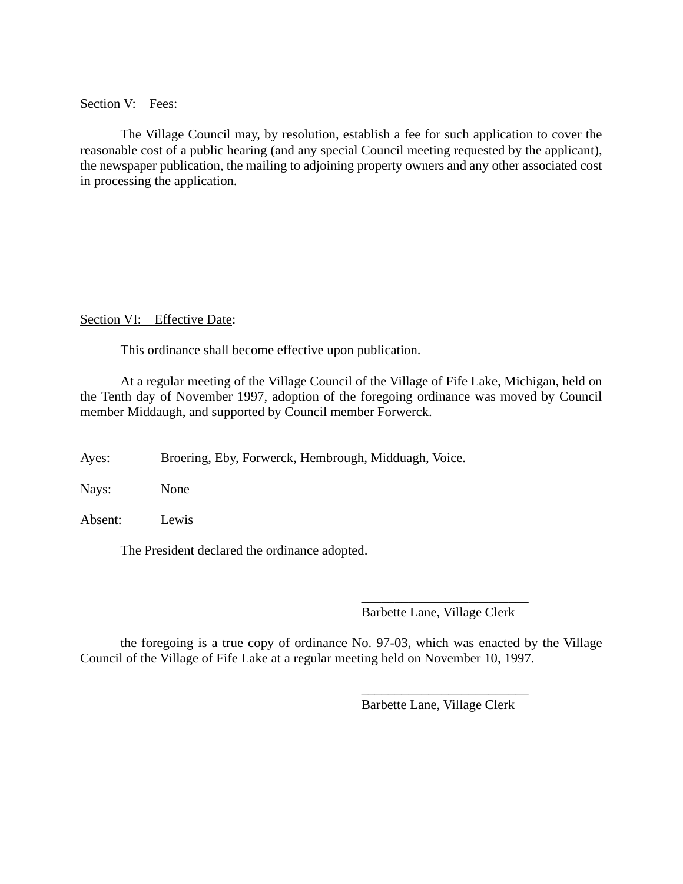Section V: Fees:

The Village Council may, by resolution, establish a fee for such application to cover the reasonable cost of a public hearing (and any special Council meeting requested by the applicant), the newspaper publication, the mailing to adjoining property owners and any other associated cost in processing the application.

Section VI: Effective Date:

This ordinance shall become effective upon publication.

At a regular meeting of the Village Council of the Village of Fife Lake, Michigan, held on the Tenth day of November 1997, adoption of the foregoing ordinance was moved by Council member Middaugh, and supported by Council member Forwerck.

Ayes: Broering, Eby, Forwerck, Hembrough, Midduagh, Voice.

Nays: None

Absent: Lewis

The President declared the ordinance adopted.

_________________________
Barbette Lane, Village Clerk

the foregoing is a true copy of ordinance No. 97-03, which was enacted by the Village Council of the Village of Fife Lake at a regular meeting held on November 10, 1997.

_________________________
Barbette Lane, Village Clerk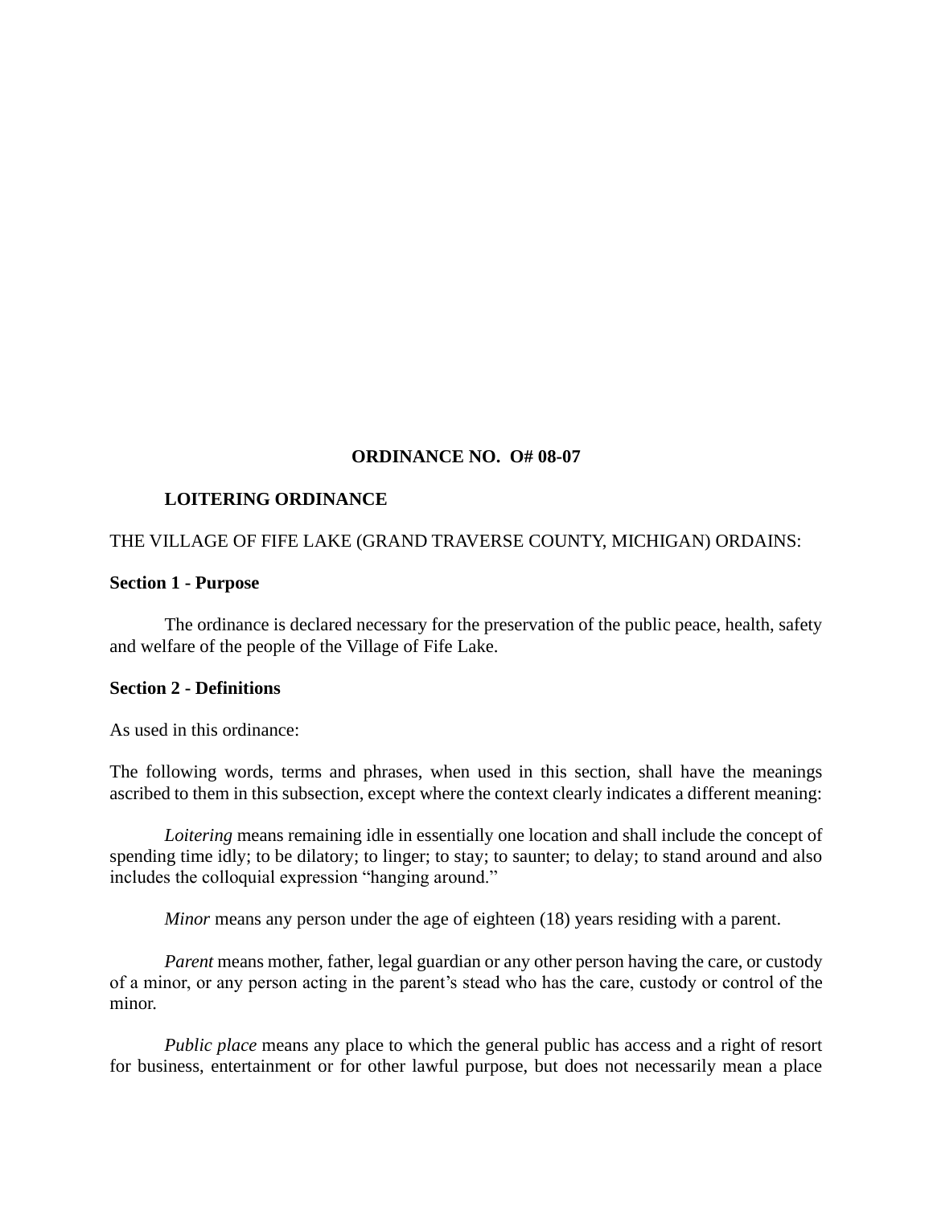**ORDINANCE NO. O# 08-07**

**LOITERING ORDINANCE**

THE VILLAGE OF FIFE LAKE (GRAND TRAVERSE COUNTY, MICHIGAN) ORDAINS:

**Section 1 - Purpose**

The ordinance is declared necessary for the preservation of the public peace, health, safety and welfare of the people of the Village of Fife Lake.

**Section 2 - Definitions**

As used in this ordinance:

The following words, terms and phrases, when used in this section, shall have the meanings ascribed to them in this subsection, except where the context clearly indicates a different meaning:

*Loitering* means remaining idle in essentially one location and shall include the concept of spending time idly; to be dilatory; to linger; to stay; to saunter; to delay; to stand around and also includes the colloquial expression "hanging around."

*Minor* means any person under the age of eighteen (18) years residing with a parent.

*Parent* means mother, father, legal guardian or any other person having the care, or custody of a minor, or any person acting in the parent's stead who has the care, custody or control of the minor.

*Public place* means any place to which the general public has access and a right of resort for business, entertainment or for other lawful purpose, but does not necessarily mean a place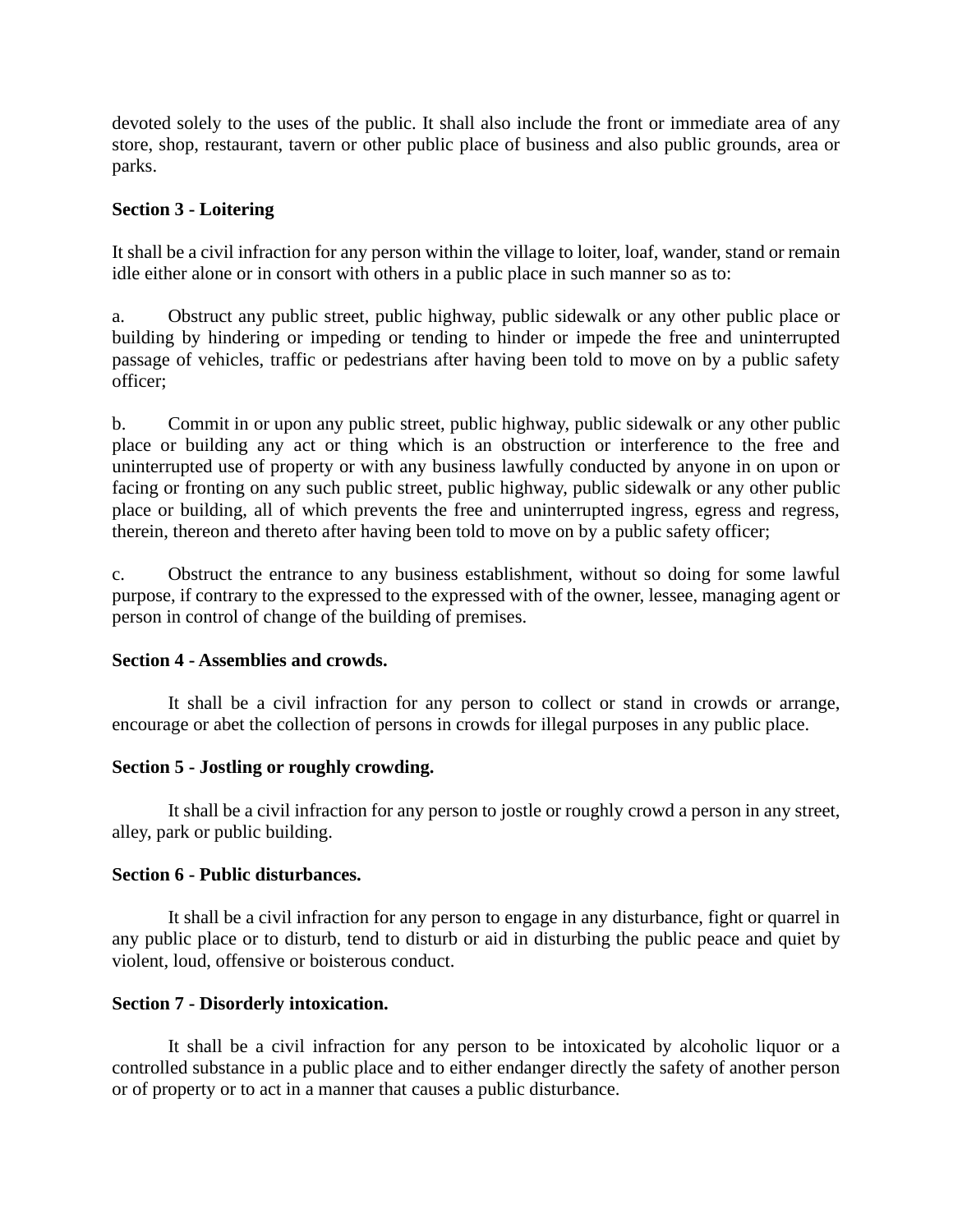devoted solely to the uses of the public. It shall also include the front or immediate area of any store, shop, restaurant, tavern or other public place of business and also public grounds, area or parks.

**Section 3 - Loitering**

It shall be a civil infraction for any person within the village to loiter, loaf, wander, stand or remain idle either alone or in consort with others in a public place in such manner so as to:

a. Obstruct any public street, public highway, public sidewalk or any other public place or building by hindering or impeding or tending to hinder or impede the free and uninterrupted passage of vehicles, traffic or pedestrians after having been told to move on by a public safety officer;

b. Commit in or upon any public street, public highway, public sidewalk or any other public place or building any act or thing which is an obstruction or interference to the free and uninterrupted use of property or with any business lawfully conducted by anyone in on upon or facing or fronting on any such public street, public highway, public sidewalk or any other public place or building, all of which prevents the free and uninterrupted ingress, egress and regress, therein, thereon and thereto after having been told to move on by a public safety officer;

c. Obstruct the entrance to any business establishment, without so doing for some lawful purpose, if contrary to the expressed to the expressed with of the owner, lessee, managing agent or person in control of change of the building of premises.

**Section 4 - Assemblies and crowds.**

It shall be a civil infraction for any person to collect or stand in crowds or arrange, encourage or abet the collection of persons in crowds for illegal purposes in any public place.

**Section 5 - Jostling or roughly crowding.**

It shall be a civil infraction for any person to jostle or roughly crowd a person in any street, alley, park or public building.

**Section 6 - Public disturbances.**

It shall be a civil infraction for any person to engage in any disturbance, fight or quarrel in any public place or to disturb, tend to disturb or aid in disturbing the public peace and quiet by violent, loud, offensive or boisterous conduct.

**Section 7 - Disorderly intoxication.**

It shall be a civil infraction for any person to be intoxicated by alcoholic liquor or a controlled substance in a public place and to either endanger directly the safety of another person or of property or to act in a manner that causes a public disturbance.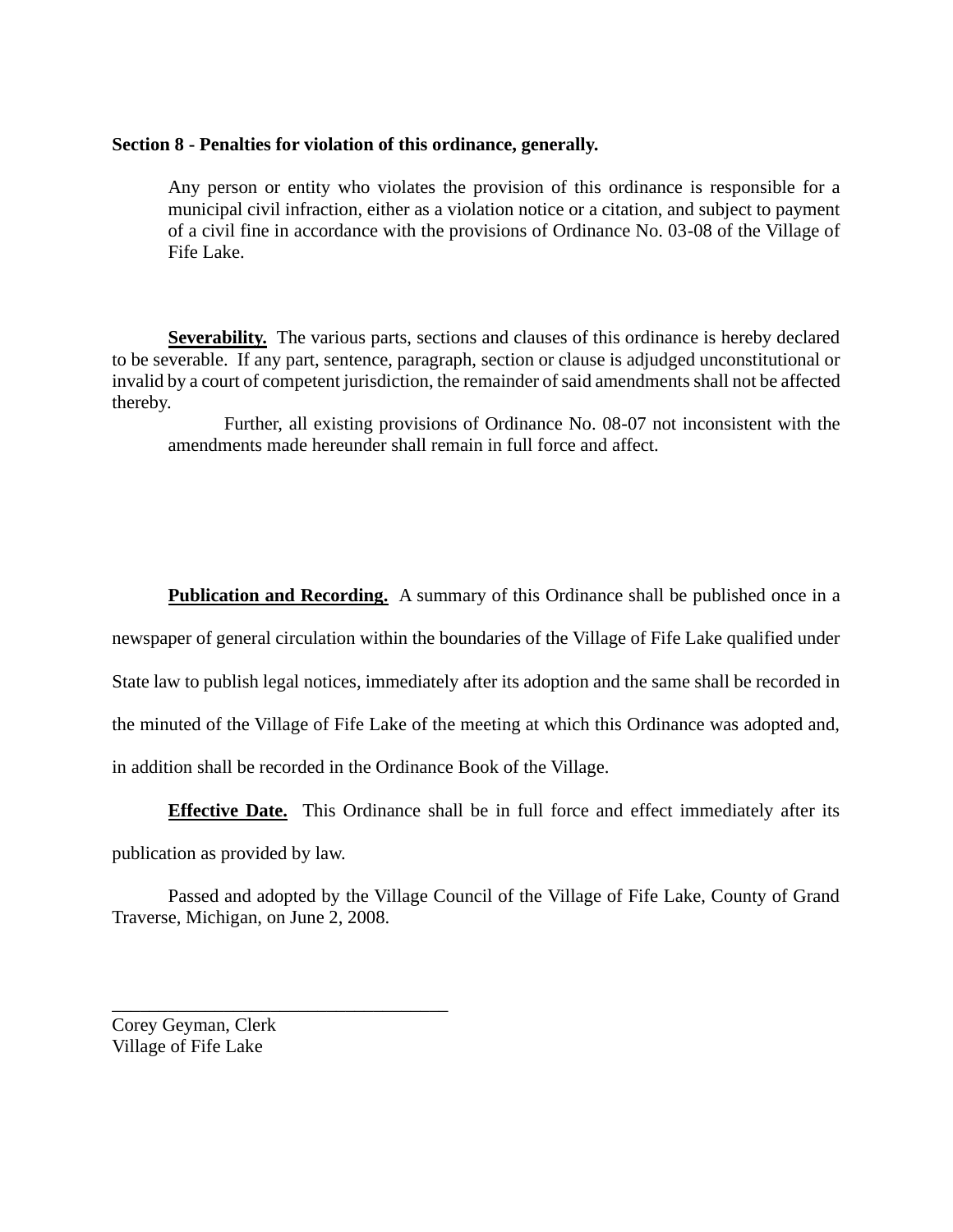**Section 8 - Penalties for violation of this ordinance, generally.**

Any person or entity who violates the provision of this ordinance is responsible for a municipal civil infraction, either as a violation notice or a citation, and subject to payment of a civil fine in accordance with the provisions of Ordinance No. 03-08 of the Village of Fife Lake.

**Severability.** The various parts, sections and clauses of this ordinance is hereby declared to be severable. If any part, sentence, paragraph, section or clause is adjudged unconstitutional or invalid by a court of competent jurisdiction, the remainder of said amendments shall not be affected thereby.

Further, all existing provisions of Ordinance No. 08-07 not inconsistent with the amendments made hereunder shall remain in full force and affect.

**Publication and Recording.** A summary of this Ordinance shall be published once in a newspaper of general circulation within the boundaries of the Village of Fife Lake qualified under State law to publish legal notices, immediately after its adoption and the same shall be recorded in the minuted of the Village of Fife Lake of the meeting at which this Ordinance was adopted and, in addition shall be recorded in the Ordinance Book of the Village.

**Effective Date.** This Ordinance shall be in full force and effect immediately after its publication as provided by law.

Passed and adopted by the Village Council of the Village of Fife Lake, County of Grand Traverse, Michigan, on June 2, 2008.

_____________________________________

Corey Geyman, Clerk
Village of Fife Lake